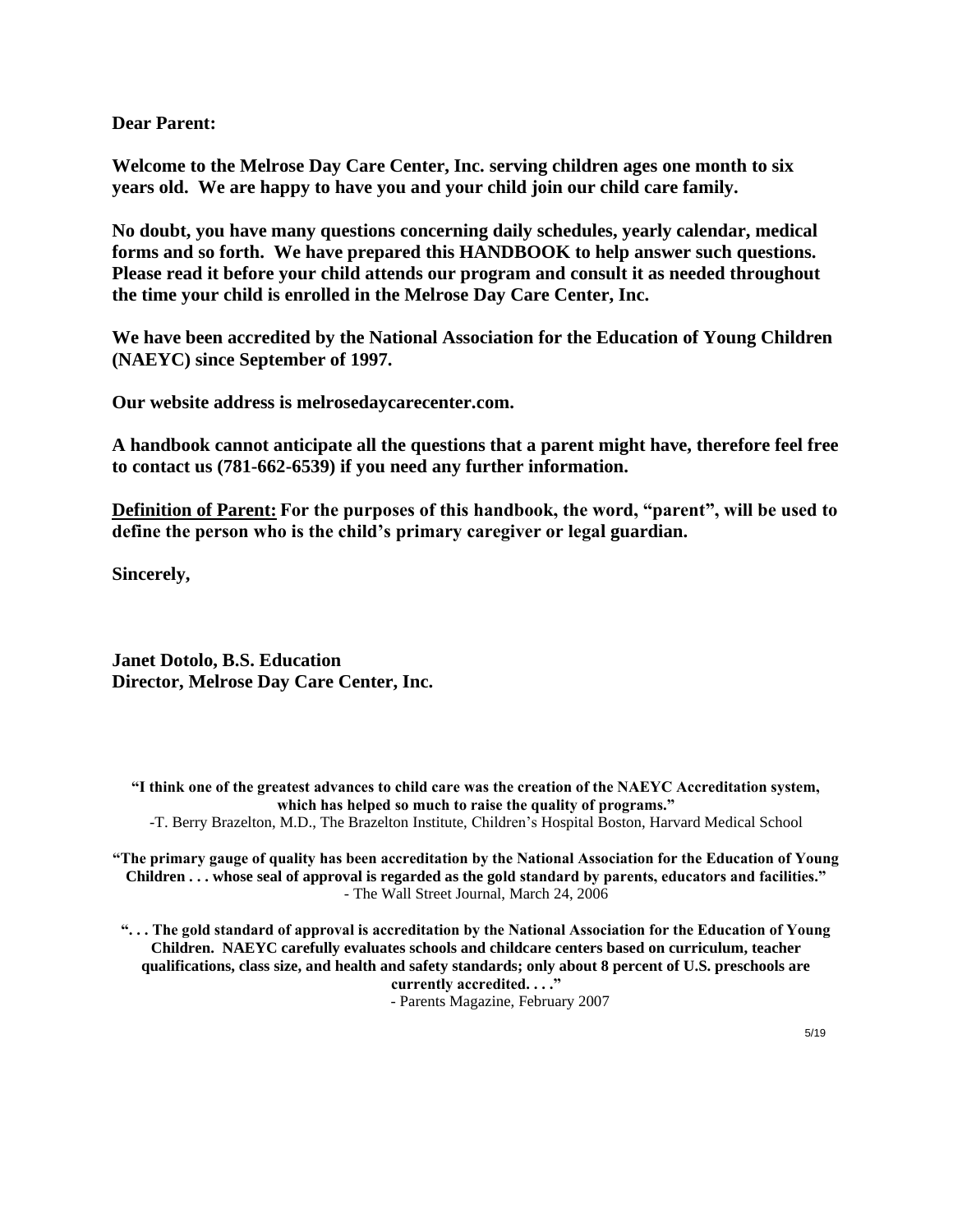**Dear Parent:**

**Welcome to the Melrose Day Care Center, Inc. serving children ages one month to six years old. We are happy to have you and your child join our child care family.**

**No doubt, you have many questions concerning daily schedules, yearly calendar, medical forms and so forth. We have prepared this HANDBOOK to help answer such questions. Please read it before your child attends our program and consult it as needed throughout the time your child is enrolled in the Melrose Day Care Center, Inc.**

**We have been accredited by the National Association for the Education of Young Children (NAEYC) since September of 1997.**

**Our website address is melrosedaycarecenter.com.**

**A handbook cannot anticipate all the questions that a parent might have, therefore feel free to contact us (781-662-6539) if you need any further information.**

**<u>Definition of Parent:</u> For the purposes of this handbook, the word, "parent", will be used to define the person who is the child's primary caregiver or legal guardian.**

**Sincerely,**

**Janet Dotolo, B.S. Education**
**Director, Melrose Day Care Center, Inc.**

**"I think one of the greatest advances to child care was the creation of the NAEYC Accreditation system, which has helped so much to raise the quality of programs."**
-T. Berry Brazelton, M.D., The Brazelton Institute, Children's Hospital Boston, Harvard Medical School

**"The primary gauge of quality has been accreditation by the National Association for the Education of Young Children . . . whose seal of approval is regarded as the gold standard by parents, educators and facilities."**
- The Wall Street Journal, March 24, 2006

**". . . The gold standard of approval is accreditation by the National Association for the Education of Young Children. NAEYC carefully evaluates schools and childcare centers based on curriculum, teacher qualifications, class size, and health and safety standards; only about 8 percent of U.S. preschools are currently accredited. . . ."**
- Parents Magazine, February 2007

5/19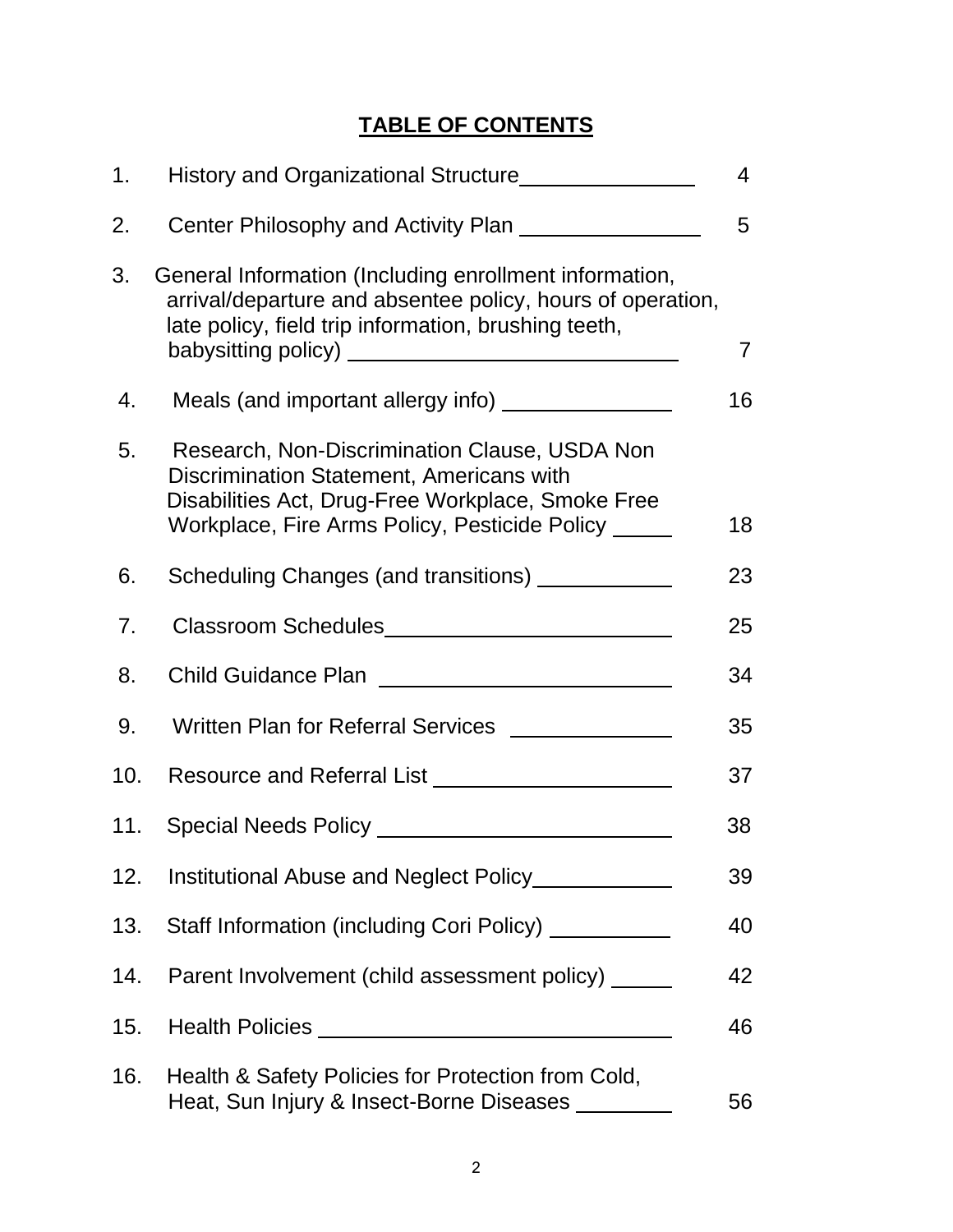# TABLE OF CONTENTS

| | | |
|---|---|---|
| 1. | History and Organizational Structure | 4 |
| 2. | Center Philosophy and Activity Plan | 5 |
| 3. | General Information (Including enrollment information, arrival/departure and absentee policy, hours of operation, late policy, field trip information, brushing teeth, babysitting policy) | 7 |
| 4. | Meals (and important allergy info) | 16 |
| 5. | Research, Non-Discrimination Clause, USDA Non Discrimination Statement, Americans with Disabilities Act, Drug-Free Workplace, Smoke Free Workplace, Fire Arms Policy, Pesticide Policy | 18 |
| 6. | Scheduling Changes (and transitions) | 23 |
| 7. | Classroom Schedules | 25 |
| 8. | Child Guidance Plan | 34 |
| 9. | Written Plan for Referral Services | 35 |
| 10. | Resource and Referral List | 37 |
| 11. | Special Needs Policy | 38 |
| 12. | Institutional Abuse and Neglect Policy | 39 |
| 13. | Staff Information (including Cori Policy) | 40 |
| 14. | Parent Involvement (child assessment policy) | 42 |
| 15. | Health Policies | 46 |
| 16. | Health & Safety Policies for Protection from Cold, Heat, Sun Injury & Insect-Borne Diseases | 56 |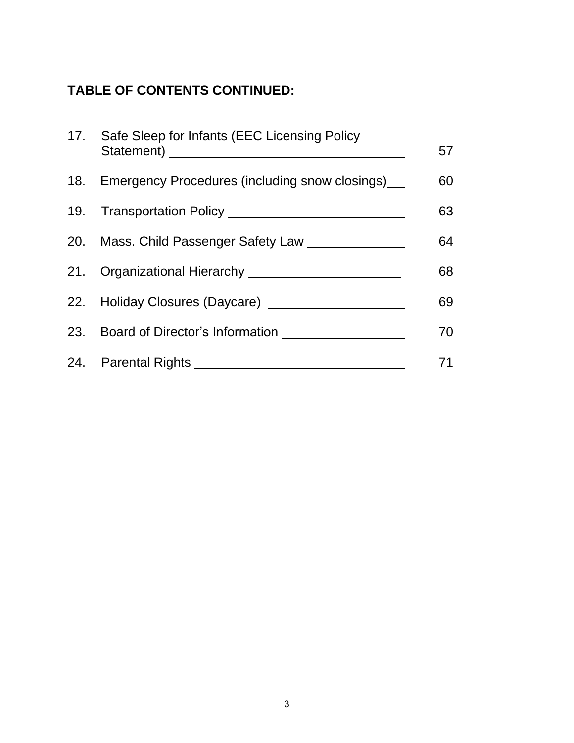**TABLE OF CONTENTS CONTINUED:**

| | | |
|---|---|---|
| 17. | Safe Sleep for Infants (EEC Licensing Policy Statement) | 57 |
| 18. | Emergency Procedures (including snow closings) | 60 |
| 19. | Transportation Policy | 63 |
| 20. | Mass. Child Passenger Safety Law | 64 |
| 21. | Organizational Hierarchy | 68 |
| 22. | Holiday Closures (Daycare) | 69 |
| 23. | Board of Director's Information | 70 |
| 24. | Parental Rights | 71 |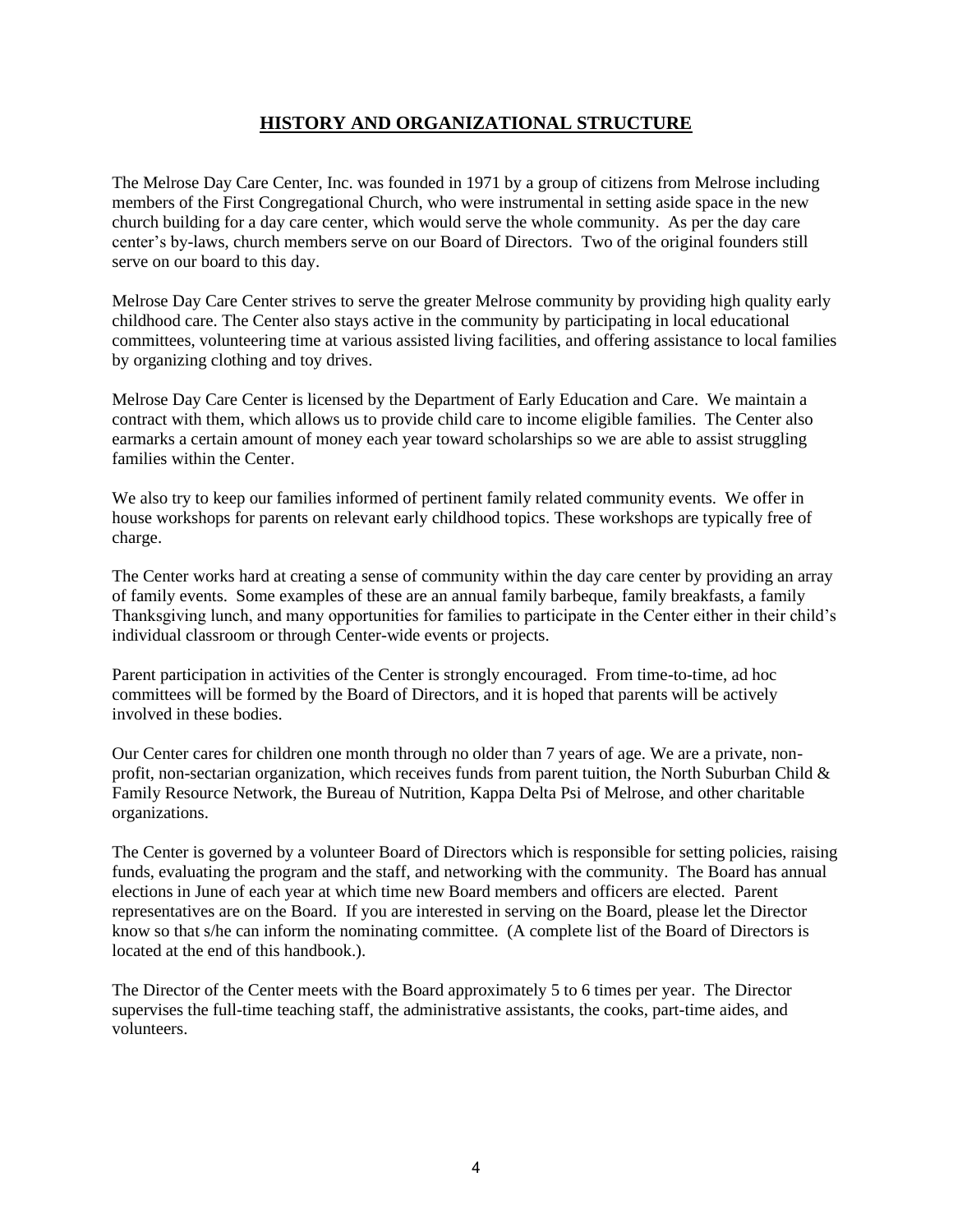# HISTORY AND ORGANIZATIONAL STRUCTURE

The Melrose Day Care Center, Inc. was founded in 1971 by a group of citizens from Melrose including members of the First Congregational Church, who were instrumental in setting aside space in the new church building for a day care center, which would serve the whole community. As per the day care center's by-laws, church members serve on our Board of Directors. Two of the original founders still serve on our board to this day.

Melrose Day Care Center strives to serve the greater Melrose community by providing high quality early childhood care. The Center also stays active in the community by participating in local educational committees, volunteering time at various assisted living facilities, and offering assistance to local families by organizing clothing and toy drives.

Melrose Day Care Center is licensed by the Department of Early Education and Care. We maintain a contract with them, which allows us to provide child care to income eligible families. The Center also earmarks a certain amount of money each year toward scholarships so we are able to assist struggling families within the Center.

We also try to keep our families informed of pertinent family related community events. We offer in house workshops for parents on relevant early childhood topics. These workshops are typically free of charge.

The Center works hard at creating a sense of community within the day care center by providing an array of family events. Some examples of these are an annual family barbeque, family breakfasts, a family Thanksgiving lunch, and many opportunities for families to participate in the Center either in their child's individual classroom or through Center-wide events or projects.

Parent participation in activities of the Center is strongly encouraged. From time-to-time, ad hoc committees will be formed by the Board of Directors, and it is hoped that parents will be actively involved in these bodies.

Our Center cares for children one month through no older than 7 years of age. We are a private, non-profit, non-sectarian organization, which receives funds from parent tuition, the North Suburban Child & Family Resource Network, the Bureau of Nutrition, Kappa Delta Psi of Melrose, and other charitable organizations.

The Center is governed by a volunteer Board of Directors which is responsible for setting policies, raising funds, evaluating the program and the staff, and networking with the community. The Board has annual elections in June of each year at which time new Board members and officers are elected. Parent representatives are on the Board. If you are interested in serving on the Board, please let the Director know so that s/he can inform the nominating committee. (A complete list of the Board of Directors is located at the end of this handbook.).

The Director of the Center meets with the Board approximately 5 to 6 times per year. The Director supervises the full-time teaching staff, the administrative assistants, the cooks, part-time aides, and volunteers.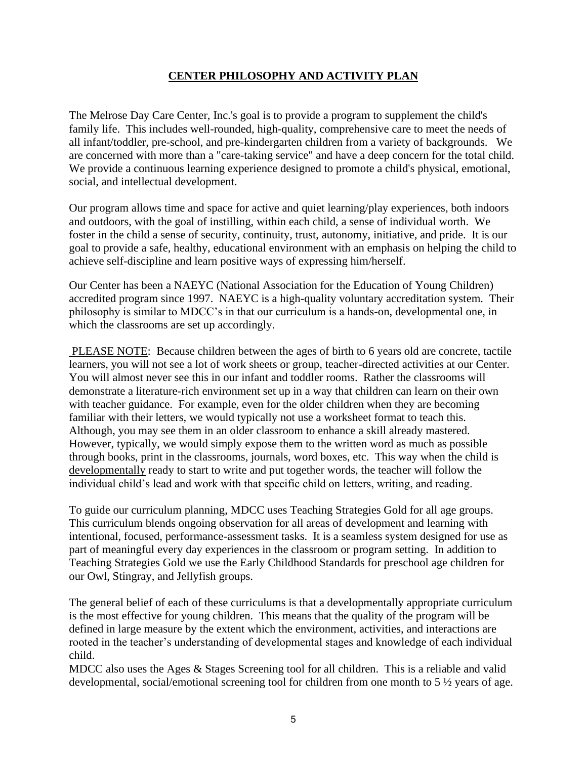# **CENTER PHILOSOPHY AND ACTIVITY PLAN**

The Melrose Day Care Center, Inc.'s goal is to provide a program to supplement the child's family life. This includes well-rounded, high-quality, comprehensive care to meet the needs of all infant/toddler, pre-school, and pre-kindergarten children from a variety of backgrounds. We are concerned with more than a "care-taking service" and have a deep concern for the total child. We provide a continuous learning experience designed to promote a child's physical, emotional, social, and intellectual development.

Our program allows time and space for active and quiet learning/play experiences, both indoors and outdoors, with the goal of instilling, within each child, a sense of individual worth. We foster in the child a sense of security, continuity, trust, autonomy, initiative, and pride. It is our goal to provide a safe, healthy, educational environment with an emphasis on helping the child to achieve self-discipline and learn positive ways of expressing him/herself.

Our Center has been a NAEYC (National Association for the Education of Young Children) accredited program since 1997. NAEYC is a high-quality voluntary accreditation system. Their philosophy is similar to MDCC's in that our curriculum is a hands-on, developmental one, in which the classrooms are set up accordingly.

PLEASE NOTE: Because children between the ages of birth to 6 years old are concrete, tactile learners, you will not see a lot of work sheets or group, teacher-directed activities at our Center. You will almost never see this in our infant and toddler rooms. Rather the classrooms will demonstrate a literature-rich environment set up in a way that children can learn on their own with teacher guidance. For example, even for the older children when they are becoming familiar with their letters, we would typically not use a worksheet format to teach this. Although, you may see them in an older classroom to enhance a skill already mastered. However, typically, we would simply expose them to the written word as much as possible through books, print in the classrooms, journals, word boxes, etc. This way when the child is developmentally ready to start to write and put together words, the teacher will follow the individual child's lead and work with that specific child on letters, writing, and reading.

To guide our curriculum planning, MDCC uses Teaching Strategies Gold for all age groups. This curriculum blends ongoing observation for all areas of development and learning with intentional, focused, performance-assessment tasks. It is a seamless system designed for use as part of meaningful every day experiences in the classroom or program setting. In addition to Teaching Strategies Gold we use the Early Childhood Standards for preschool age children for our Owl, Stingray, and Jellyfish groups.

The general belief of each of these curriculums is that a developmentally appropriate curriculum is the most effective for young children. This means that the quality of the program will be defined in large measure by the extent which the environment, activities, and interactions are rooted in the teacher's understanding of developmental stages and knowledge of each individual child.

MDCC also uses the Ages & Stages Screening tool for all children. This is a reliable and valid developmental, social/emotional screening tool for children from one month to 5 ½ years of age.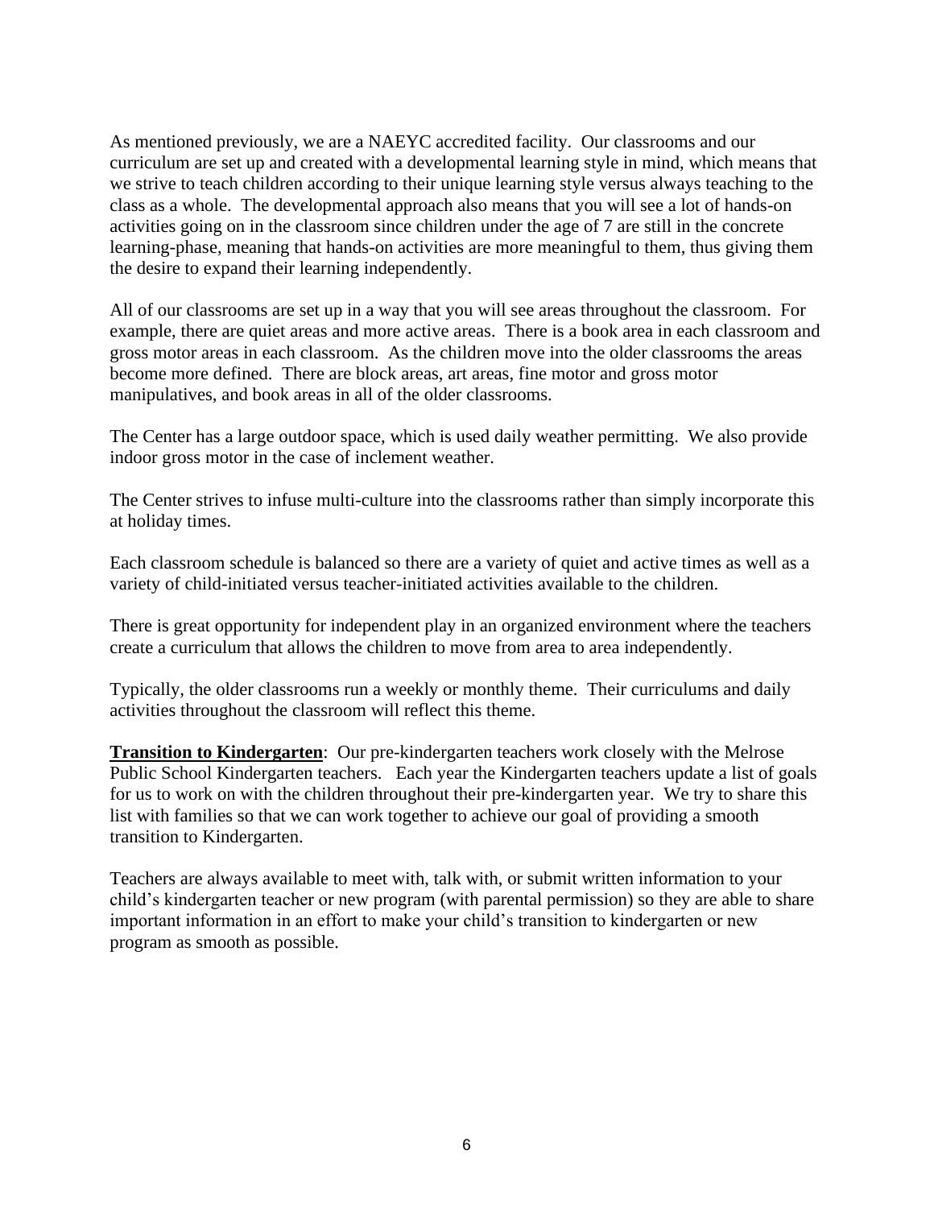As mentioned previously, we are a NAEYC accredited facility. Our classrooms and our curriculum are set up and created with a developmental learning style in mind, which means that we strive to teach children according to their unique learning style versus always teaching to the class as a whole. The developmental approach also means that you will see a lot of hands-on activities going on in the classroom since children under the age of 7 are still in the concrete learning-phase, meaning that hands-on activities are more meaningful to them, thus giving them the desire to expand their learning independently.

All of our classrooms are set up in a way that you will see areas throughout the classroom. For example, there are quiet areas and more active areas. There is a book area in each classroom and gross motor areas in each classroom. As the children move into the older classrooms the areas become more defined. There are block areas, art areas, fine motor and gross motor manipulatives, and book areas in all of the older classrooms.

The Center has a large outdoor space, which is used daily weather permitting. We also provide indoor gross motor in the case of inclement weather.

The Center strives to infuse multi-culture into the classrooms rather than simply incorporate this at holiday times.

Each classroom schedule is balanced so there are a variety of quiet and active times as well as a variety of child-initiated versus teacher-initiated activities available to the children.

There is great opportunity for independent play in an organized environment where the teachers create a curriculum that allows the children to move from area to area independently.

Typically, the older classrooms run a weekly or monthly theme. Their curriculums and daily activities throughout the classroom will reflect this theme.

**Transition to Kindergarten**: Our pre-kindergarten teachers work closely with the Melrose Public School Kindergarten teachers. Each year the Kindergarten teachers update a list of goals for us to work on with the children throughout their pre-kindergarten year. We try to share this list with families so that we can work together to achieve our goal of providing a smooth transition to Kindergarten.

Teachers are always available to meet with, talk with, or submit written information to your child's kindergarten teacher or new program (with parental permission) so they are able to share important information in an effort to make your child's transition to kindergarten or new program as smooth as possible.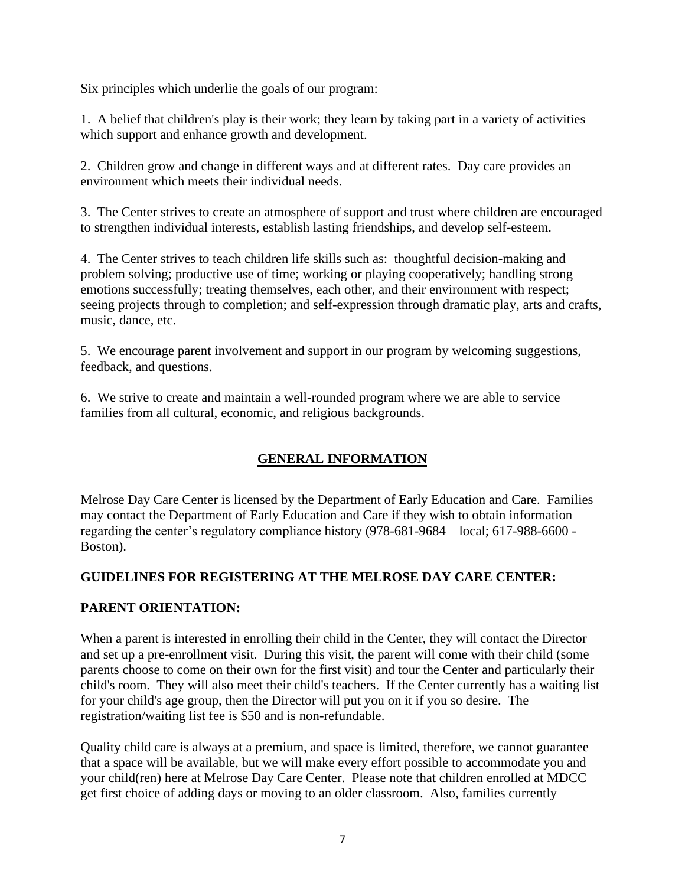Six principles which underlie the goals of our program:

1. A belief that children's play is their work; they learn by taking part in a variety of activities which support and enhance growth and development.

2. Children grow and change in different ways and at different rates. Day care provides an environment which meets their individual needs.

3. The Center strives to create an atmosphere of support and trust where children are encouraged to strengthen individual interests, establish lasting friendships, and develop self-esteem.

4. The Center strives to teach children life skills such as: thoughtful decision-making and problem solving; productive use of time; working or playing cooperatively; handling strong emotions successfully; treating themselves, each other, and their environment with respect; seeing projects through to completion; and self-expression through dramatic play, arts and crafts, music, dance, etc.

5. We encourage parent involvement and support in our program by welcoming suggestions, feedback, and questions.

6. We strive to create and maintain a well-rounded program where we are able to service families from all cultural, economic, and religious backgrounds.

## GENERAL INFORMATION

Melrose Day Care Center is licensed by the Department of Early Education and Care. Families may contact the Department of Early Education and Care if they wish to obtain information regarding the center's regulatory compliance history (978-681-9684 – local; 617-988-6600 - Boston).

### GUIDELINES FOR REGISTERING AT THE MELROSE DAY CARE CENTER:

### PARENT ORIENTATION:

When a parent is interested in enrolling their child in the Center, they will contact the Director and set up a pre-enrollment visit. During this visit, the parent will come with their child (some parents choose to come on their own for the first visit) and tour the Center and particularly their child's room. They will also meet their child's teachers. If the Center currently has a waiting list for your child's age group, then the Director will put you on it if you so desire. The registration/waiting list fee is $50 and is non-refundable.

Quality child care is always at a premium, and space is limited, therefore, we cannot guarantee that a space will be available, but we will make every effort possible to accommodate you and your child(ren) here at Melrose Day Care Center. Please note that children enrolled at MDCC get first choice of adding days or moving to an older classroom. Also, families currently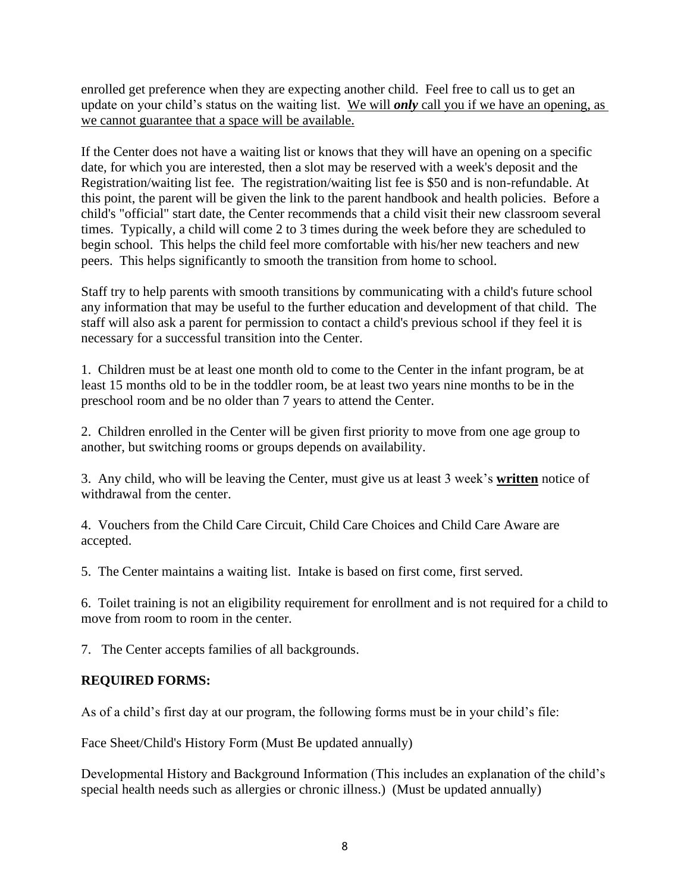enrolled get preference when they are expecting another child. Feel free to call us to get an update on your child's status on the waiting list. <u>We will ***only*** call you if we have an opening, as we cannot guarantee that a space will be available.</u>

If the Center does not have a waiting list or knows that they will have an opening on a specific date, for which you are interested, then a slot may be reserved with a week's deposit and the Registration/waiting list fee. The registration/waiting list fee is $50 and is non-refundable. At this point, the parent will be given the link to the parent handbook and health policies. Before a child's "official" start date, the Center recommends that a child visit their new classroom several times. Typically, a child will come 2 to 3 times during the week before they are scheduled to begin school. This helps the child feel more comfortable with his/her new teachers and new peers. This helps significantly to smooth the transition from home to school.

Staff try to help parents with smooth transitions by communicating with a child's future school any information that may be useful to the further education and development of that child. The staff will also ask a parent for permission to contact a child's previous school if they feel it is necessary for a successful transition into the Center.

1. Children must be at least one month old to come to the Center in the infant program, be at least 15 months old to be in the toddler room, be at least two years nine months to be in the preschool room and be no older than 7 years to attend the Center.

2. Children enrolled in the Center will be given first priority to move from one age group to another, but switching rooms or groups depends on availability.

3. Any child, who will be leaving the Center, must give us at least 3 week's <u>**written**</u> notice of withdrawal from the center.

4. Vouchers from the Child Care Circuit, Child Care Choices and Child Care Aware are accepted.

5. The Center maintains a waiting list. Intake is based on first come, first served.

6. Toilet training is not an eligibility requirement for enrollment and is not required for a child to move from room to room in the center.

7. The Center accepts families of all backgrounds.

**REQUIRED FORMS:**

As of a child's first day at our program, the following forms must be in your child's file:

Face Sheet/Child's History Form (Must Be updated annually)

Developmental History and Background Information (This includes an explanation of the child's special health needs such as allergies or chronic illness.) (Must be updated annually)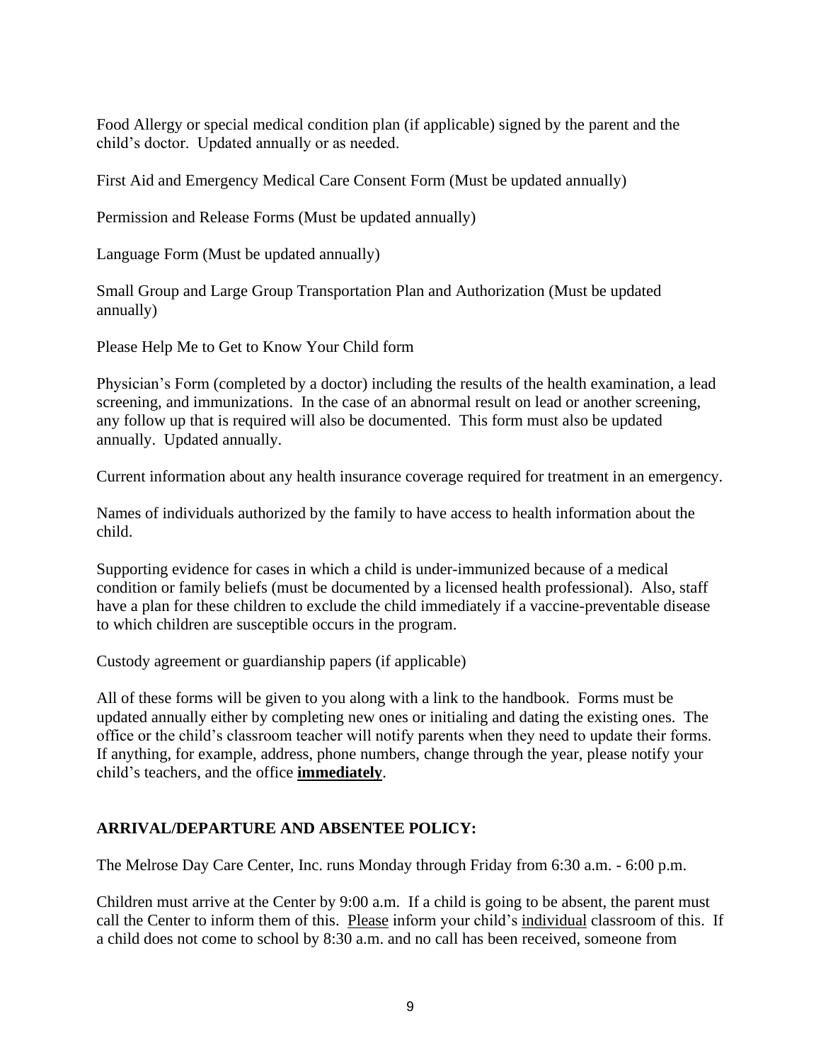Food Allergy or special medical condition plan (if applicable) signed by the parent and the child's doctor. Updated annually or as needed.

First Aid and Emergency Medical Care Consent Form (Must be updated annually)

Permission and Release Forms (Must be updated annually)

Language Form (Must be updated annually)

Small Group and Large Group Transportation Plan and Authorization (Must be updated annually)

Please Help Me to Get to Know Your Child form

Physician's Form (completed by a doctor) including the results of the health examination, a lead screening, and immunizations. In the case of an abnormal result on lead or another screening, any follow up that is required will also be documented. This form must also be updated annually. Updated annually.

Current information about any health insurance coverage required for treatment in an emergency.

Names of individuals authorized by the family to have access to health information about the child.

Supporting evidence for cases in which a child is under-immunized because of a medical condition or family beliefs (must be documented by a licensed health professional). Also, staff have a plan for these children to exclude the child immediately if a vaccine-preventable disease to which children are susceptible occurs in the program.

Custody agreement or guardianship papers (if applicable)

All of these forms will be given to you along with a link to the handbook. Forms must be updated annually either by completing new ones or initialing and dating the existing ones. The office or the child's classroom teacher will notify parents when they need to update their forms. If anything, for example, address, phone numbers, change through the year, please notify your child's teachers, and the office **immediately**.

## ARRIVAL/DEPARTURE AND ABSENTEE POLICY:

The Melrose Day Care Center, Inc. runs Monday through Friday from 6:30 a.m. - 6:00 p.m.

Children must arrive at the Center by 9:00 a.m. If a child is going to be absent, the parent must call the Center to inform them of this. Please inform your child's individual classroom of this. If a child does not come to school by 8:30 a.m. and no call has been received, someone from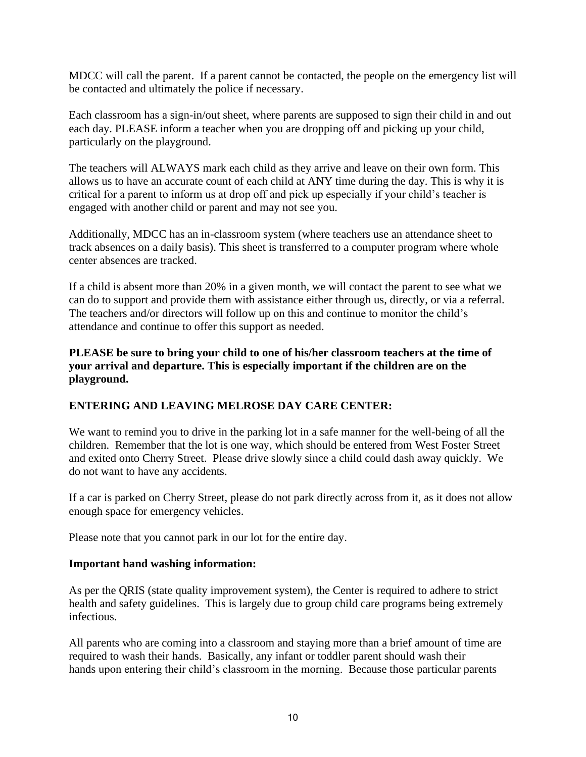MDCC will call the parent. If a parent cannot be contacted, the people on the emergency list will be contacted and ultimately the police if necessary.

Each classroom has a sign-in/out sheet, where parents are supposed to sign their child in and out each day. PLEASE inform a teacher when you are dropping off and picking up your child, particularly on the playground.

The teachers will ALWAYS mark each child as they arrive and leave on their own form. This allows us to have an accurate count of each child at ANY time during the day. This is why it is critical for a parent to inform us at drop off and pick up especially if your child's teacher is engaged with another child or parent and may not see you.

Additionally, MDCC has an in-classroom system (where teachers use an attendance sheet to track absences on a daily basis). This sheet is transferred to a computer program where whole center absences are tracked.

If a child is absent more than 20% in a given month, we will contact the parent to see what we can do to support and provide them with assistance either through us, directly, or via a referral. The teachers and/or directors will follow up on this and continue to monitor the child's attendance and continue to offer this support as needed.

**PLEASE be sure to bring your child to one of his/her classroom teachers at the time of your arrival and departure. This is especially important if the children are on the playground.**

**ENTERING AND LEAVING MELROSE DAY CARE CENTER:**

We want to remind you to drive in the parking lot in a safe manner for the well-being of all the children. Remember that the lot is one way, which should be entered from West Foster Street and exited onto Cherry Street. Please drive slowly since a child could dash away quickly. We do not want to have any accidents.

If a car is parked on Cherry Street, please do not park directly across from it, as it does not allow enough space for emergency vehicles.

Please note that you cannot park in our lot for the entire day.

**Important hand washing information:**

As per the QRIS (state quality improvement system), the Center is required to adhere to strict health and safety guidelines. This is largely due to group child care programs being extremely infectious.

All parents who are coming into a classroom and staying more than a brief amount of time are required to wash their hands. Basically, any infant or toddler parent should wash their hands upon entering their child's classroom in the morning. Because those particular parents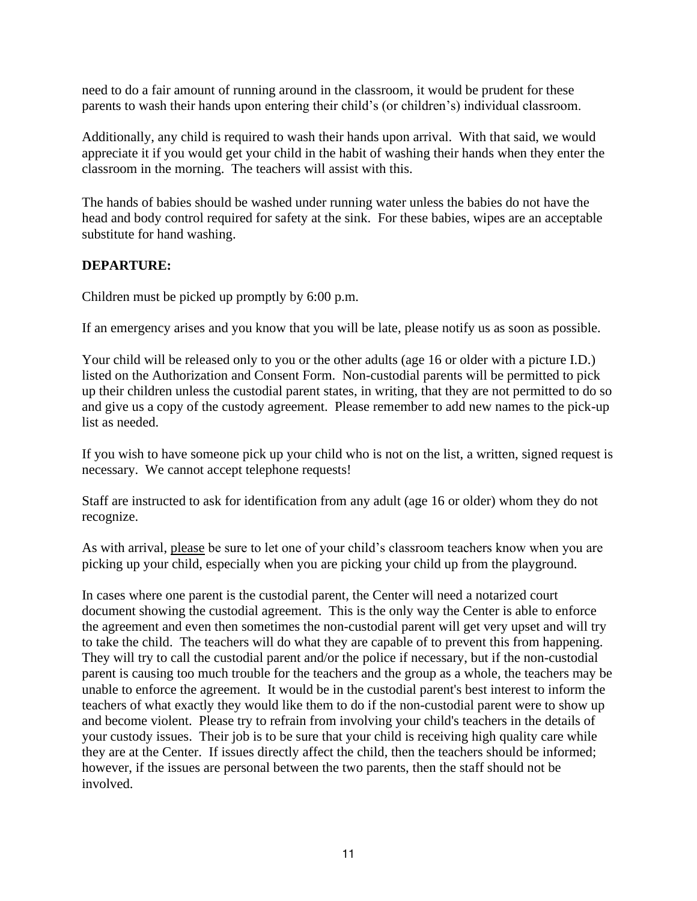need to do a fair amount of running around in the classroom, it would be prudent for these parents to wash their hands upon entering their child's (or children's) individual classroom.

Additionally, any child is required to wash their hands upon arrival. With that said, we would appreciate it if you would get your child in the habit of washing their hands when they enter the classroom in the morning. The teachers will assist with this.

The hands of babies should be washed under running water unless the babies do not have the head and body control required for safety at the sink. For these babies, wipes are an acceptable substitute for hand washing.

**DEPARTURE:**

Children must be picked up promptly by 6:00 p.m.

If an emergency arises and you know that you will be late, please notify us as soon as possible.

Your child will be released only to you or the other adults (age 16 or older with a picture I.D.) listed on the Authorization and Consent Form. Non-custodial parents will be permitted to pick up their children unless the custodial parent states, in writing, that they are not permitted to do so and give us a copy of the custody agreement. Please remember to add new names to the pick-up list as needed.

If you wish to have someone pick up your child who is not on the list, a written, signed request is necessary. We cannot accept telephone requests!

Staff are instructed to ask for identification from any adult (age 16 or older) whom they do not recognize.

As with arrival, <u>please</u> be sure to let one of your child's classroom teachers know when you are picking up your child, especially when you are picking your child up from the playground.

In cases where one parent is the custodial parent, the Center will need a notarized court document showing the custodial agreement. This is the only way the Center is able to enforce the agreement and even then sometimes the non-custodial parent will get very upset and will try to take the child. The teachers will do what they are capable of to prevent this from happening. They will try to call the custodial parent and/or the police if necessary, but if the non-custodial parent is causing too much trouble for the teachers and the group as a whole, the teachers may be unable to enforce the agreement. It would be in the custodial parent's best interest to inform the teachers of what exactly they would like them to do if the non-custodial parent were to show up and become violent. Please try to refrain from involving your child's teachers in the details of your custody issues. Their job is to be sure that your child is receiving high quality care while they are at the Center. If issues directly affect the child, then the teachers should be informed; however, if the issues are personal between the two parents, then the staff should not be involved.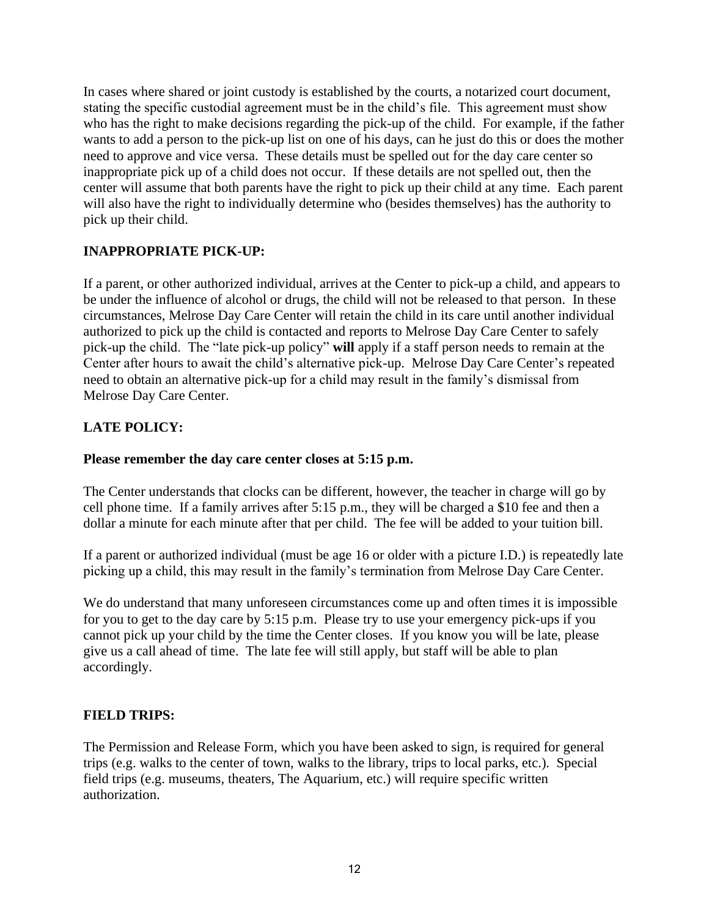In cases where shared or joint custody is established by the courts, a notarized court document, stating the specific custodial agreement must be in the child's file. This agreement must show who has the right to make decisions regarding the pick-up of the child. For example, if the father wants to add a person to the pick-up list on one of his days, can he just do this or does the mother need to approve and vice versa. These details must be spelled out for the day care center so inappropriate pick up of a child does not occur. If these details are not spelled out, then the center will assume that both parents have the right to pick up their child at any time. Each parent will also have the right to individually determine who (besides themselves) has the authority to pick up their child.

## INAPPROPRIATE PICK-UP:

If a parent, or other authorized individual, arrives at the Center to pick-up a child, and appears to be under the influence of alcohol or drugs, the child will not be released to that person. In these circumstances, Melrose Day Care Center will retain the child in its care until another individual authorized to pick up the child is contacted and reports to Melrose Day Care Center to safely pick-up the child. The "late pick-up policy" **will** apply if a staff person needs to remain at the Center after hours to await the child's alternative pick-up. Melrose Day Care Center's repeated need to obtain an alternative pick-up for a child may result in the family's dismissal from Melrose Day Care Center.

## LATE POLICY:

**Please remember the day care center closes at 5:15 p.m.**

The Center understands that clocks can be different, however, the teacher in charge will go by cell phone time. If a family arrives after 5:15 p.m., they will be charged a $10 fee and then a dollar a minute for each minute after that per child. The fee will be added to your tuition bill.

If a parent or authorized individual (must be age 16 or older with a picture I.D.) is repeatedly late picking up a child, this may result in the family's termination from Melrose Day Care Center.

We do understand that many unforeseen circumstances come up and often times it is impossible for you to get to the day care by 5:15 p.m. Please try to use your emergency pick-ups if you cannot pick up your child by the time the Center closes. If you know you will be late, please give us a call ahead of time. The late fee will still apply, but staff will be able to plan accordingly.

## FIELD TRIPS:

The Permission and Release Form, which you have been asked to sign, is required for general trips (e.g. walks to the center of town, walks to the library, trips to local parks, etc.). Special field trips (e.g. museums, theaters, The Aquarium, etc.) will require specific written authorization.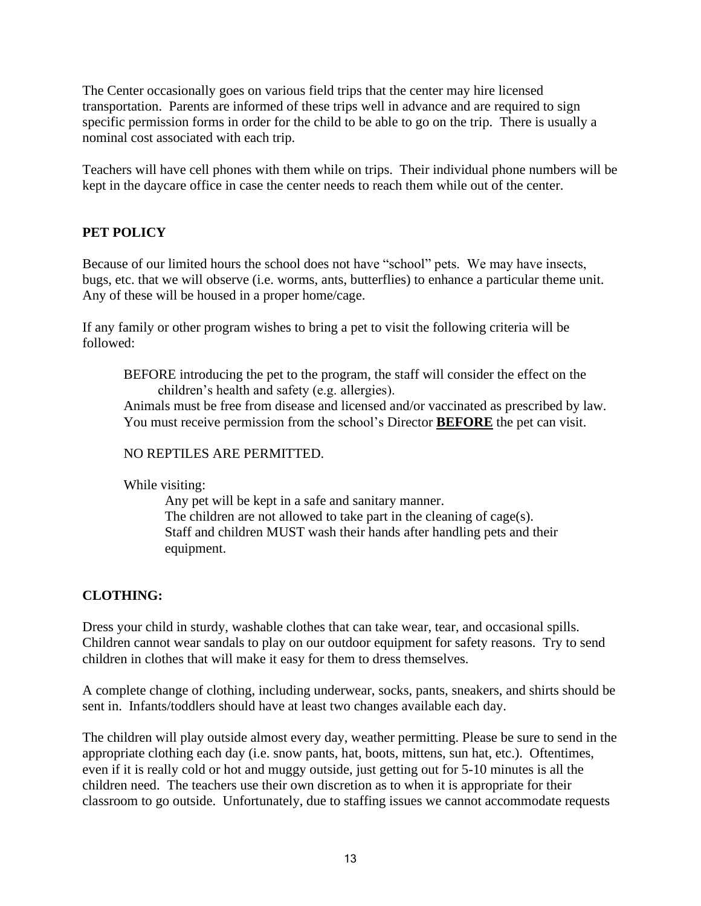The Center occasionally goes on various field trips that the center may hire licensed transportation. Parents are informed of these trips well in advance and are required to sign specific permission forms in order for the child to be able to go on the trip. There is usually a nominal cost associated with each trip.

Teachers will have cell phones with them while on trips. Their individual phone numbers will be kept in the daycare office in case the center needs to reach them while out of the center.

## PET POLICY

Because of our limited hours the school does not have "school" pets. We may have insects, bugs, etc. that we will observe (i.e. worms, ants, butterflies) to enhance a particular theme unit. Any of these will be housed in a proper home/cage.

If any family or other program wishes to bring a pet to visit the following criteria will be followed:

BEFORE introducing the pet to the program, the staff will consider the effect on the children's health and safety (e.g. allergies).
Animals must be free from disease and licensed and/or vaccinated as prescribed by law.
You must receive permission from the school's Director **BEFORE** the pet can visit.

NO REPTILES ARE PERMITTED.

While visiting:

Any pet will be kept in a safe and sanitary manner.
The children are not allowed to take part in the cleaning of cage(s).
Staff and children MUST wash their hands after handling pets and their equipment.

## CLOTHING:

Dress your child in sturdy, washable clothes that can take wear, tear, and occasional spills. Children cannot wear sandals to play on our outdoor equipment for safety reasons. Try to send children in clothes that will make it easy for them to dress themselves.

A complete change of clothing, including underwear, socks, pants, sneakers, and shirts should be sent in. Infants/toddlers should have at least two changes available each day.

The children will play outside almost every day, weather permitting. Please be sure to send in the appropriate clothing each day (i.e. snow pants, hat, boots, mittens, sun hat, etc.). Oftentimes, even if it is really cold or hot and muggy outside, just getting out for 5-10 minutes is all the children need. The teachers use their own discretion as to when it is appropriate for their classroom to go outside. Unfortunately, due to staffing issues we cannot accommodate requests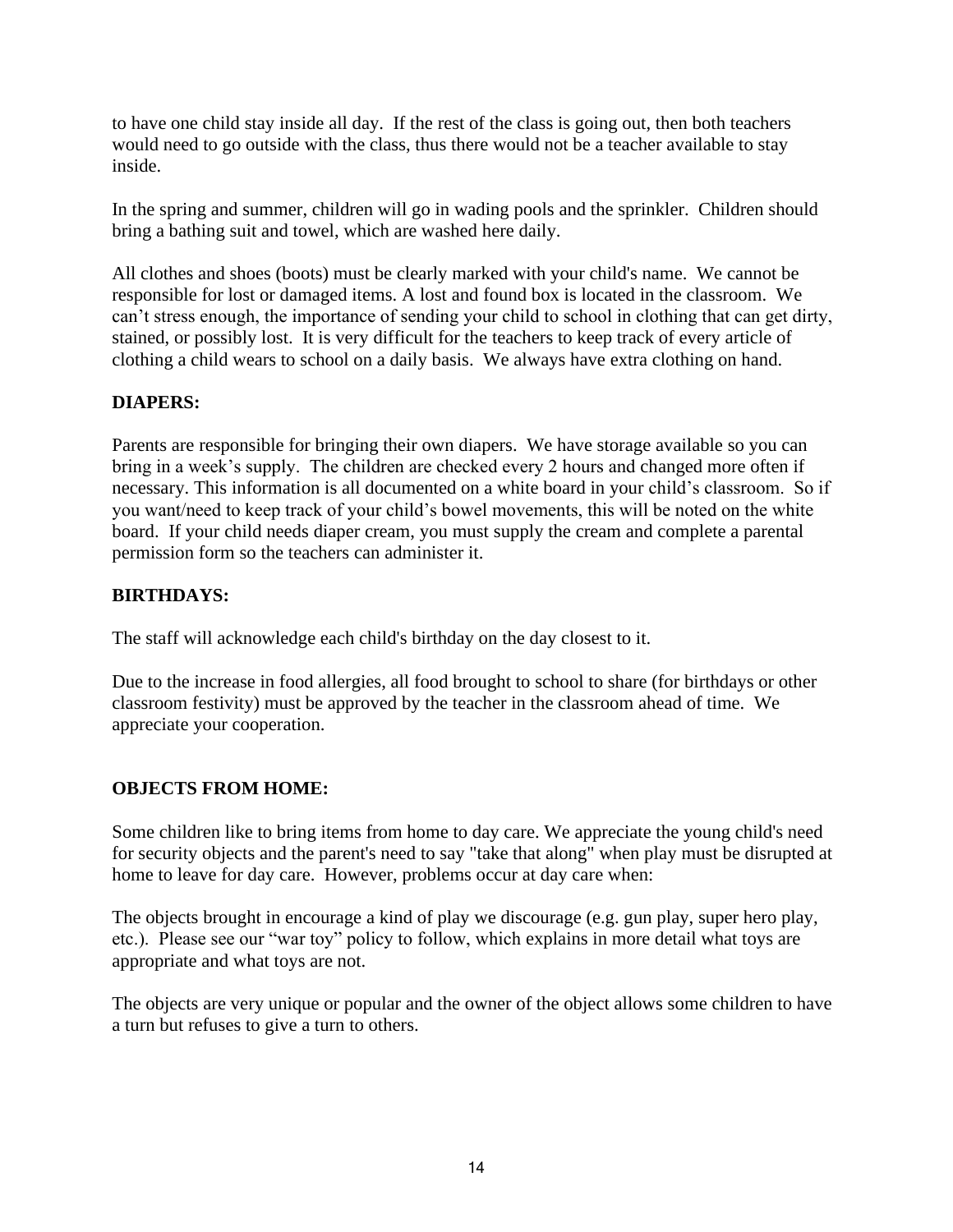to have one child stay inside all day. If the rest of the class is going out, then both teachers would need to go outside with the class, thus there would not be a teacher available to stay inside.

In the spring and summer, children will go in wading pools and the sprinkler. Children should bring a bathing suit and towel, which are washed here daily.

All clothes and shoes (boots) must be clearly marked with your child's name. We cannot be responsible for lost or damaged items. A lost and found box is located in the classroom. We can't stress enough, the importance of sending your child to school in clothing that can get dirty, stained, or possibly lost. It is very difficult for the teachers to keep track of every article of clothing a child wears to school on a daily basis. We always have extra clothing on hand.

**DIAPERS:**

Parents are responsible for bringing their own diapers. We have storage available so you can bring in a week's supply. The children are checked every 2 hours and changed more often if necessary. This information is all documented on a white board in your child's classroom. So if you want/need to keep track of your child's bowel movements, this will be noted on the white board. If your child needs diaper cream, you must supply the cream and complete a parental permission form so the teachers can administer it.

**BIRTHDAYS:**

The staff will acknowledge each child's birthday on the day closest to it.

Due to the increase in food allergies, all food brought to school to share (for birthdays or other classroom festivity) must be approved by the teacher in the classroom ahead of time. We appreciate your cooperation.

**OBJECTS FROM HOME:**

Some children like to bring items from home to day care. We appreciate the young child's need for security objects and the parent's need to say "take that along" when play must be disrupted at home to leave for day care. However, problems occur at day care when:

The objects brought in encourage a kind of play we discourage (e.g. gun play, super hero play, etc.). Please see our "war toy" policy to follow, which explains in more detail what toys are appropriate and what toys are not.

The objects are very unique or popular and the owner of the object allows some children to have a turn but refuses to give a turn to others.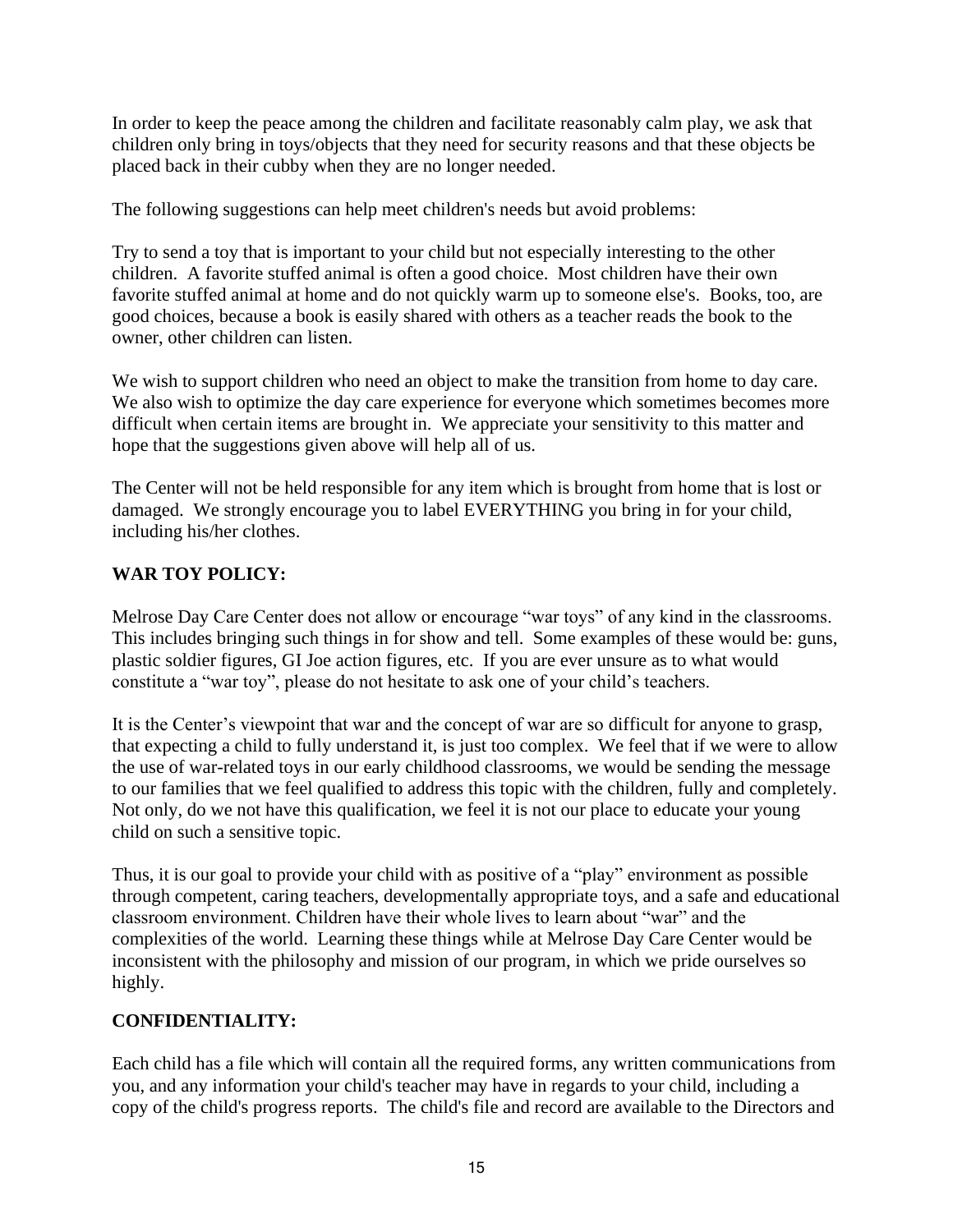In order to keep the peace among the children and facilitate reasonably calm play, we ask that children only bring in toys/objects that they need for security reasons and that these objects be placed back in their cubby when they are no longer needed.

The following suggestions can help meet children's needs but avoid problems:

Try to send a toy that is important to your child but not especially interesting to the other children. A favorite stuffed animal is often a good choice. Most children have their own favorite stuffed animal at home and do not quickly warm up to someone else's. Books, too, are good choices, because a book is easily shared with others as a teacher reads the book to the owner, other children can listen.

We wish to support children who need an object to make the transition from home to day care. We also wish to optimize the day care experience for everyone which sometimes becomes more difficult when certain items are brought in. We appreciate your sensitivity to this matter and hope that the suggestions given above will help all of us.

The Center will not be held responsible for any item which is brought from home that is lost or damaged. We strongly encourage you to label EVERYTHING you bring in for your child, including his/her clothes.

**WAR TOY POLICY:**

Melrose Day Care Center does not allow or encourage "war toys" of any kind in the classrooms. This includes bringing such things in for show and tell. Some examples of these would be: guns, plastic soldier figures, GI Joe action figures, etc. If you are ever unsure as to what would constitute a "war toy", please do not hesitate to ask one of your child's teachers.

It is the Center's viewpoint that war and the concept of war are so difficult for anyone to grasp, that expecting a child to fully understand it, is just too complex. We feel that if we were to allow the use of war-related toys in our early childhood classrooms, we would be sending the message to our families that we feel qualified to address this topic with the children, fully and completely. Not only, do we not have this qualification, we feel it is not our place to educate your young child on such a sensitive topic.

Thus, it is our goal to provide your child with as positive of a "play" environment as possible through competent, caring teachers, developmentally appropriate toys, and a safe and educational classroom environment. Children have their whole lives to learn about "war" and the complexities of the world. Learning these things while at Melrose Day Care Center would be inconsistent with the philosophy and mission of our program, in which we pride ourselves so highly.

**CONFIDENTIALITY:**

Each child has a file which will contain all the required forms, any written communications from you, and any information your child's teacher may have in regards to your child, including a copy of the child's progress reports. The child's file and record are available to the Directors and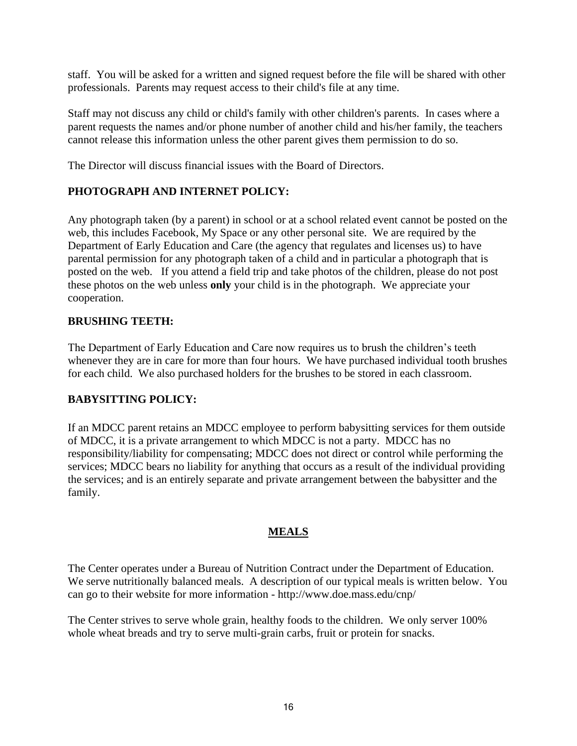staff. You will be asked for a written and signed request before the file will be shared with other professionals. Parents may request access to their child's file at any time.

Staff may not discuss any child or child's family with other children's parents. In cases where a parent requests the names and/or phone number of another child and his/her family, the teachers cannot release this information unless the other parent gives them permission to do so.

The Director will discuss financial issues with the Board of Directors.

### PHOTOGRAPH AND INTERNET POLICY:

Any photograph taken (by a parent) in school or at a school related event cannot be posted on the web, this includes Facebook, My Space or any other personal site. We are required by the Department of Early Education and Care (the agency that regulates and licenses us) to have parental permission for any photograph taken of a child and in particular a photograph that is posted on the web. If you attend a field trip and take photos of the children, please do not post these photos on the web unless **only** your child is in the photograph. We appreciate your cooperation.

### BRUSHING TEETH:

The Department of Early Education and Care now requires us to brush the children's teeth whenever they are in care for more than four hours. We have purchased individual tooth brushes for each child. We also purchased holders for the brushes to be stored in each classroom.

### BABYSITTING POLICY:

If an MDCC parent retains an MDCC employee to perform babysitting services for them outside of MDCC, it is a private arrangement to which MDCC is not a party. MDCC has no responsibility/liability for compensating; MDCC does not direct or control while performing the services; MDCC bears no liability for anything that occurs as a result of the individual providing the services; and is an entirely separate and private arrangement between the babysitter and the family.

## MEALS

The Center operates under a Bureau of Nutrition Contract under the Department of Education. We serve nutritionally balanced meals. A description of our typical meals is written below. You can go to their website for more information - http://www.doe.mass.edu/cnp/

The Center strives to serve whole grain, healthy foods to the children. We only server 100% whole wheat breads and try to serve multi-grain carbs, fruit or protein for snacks.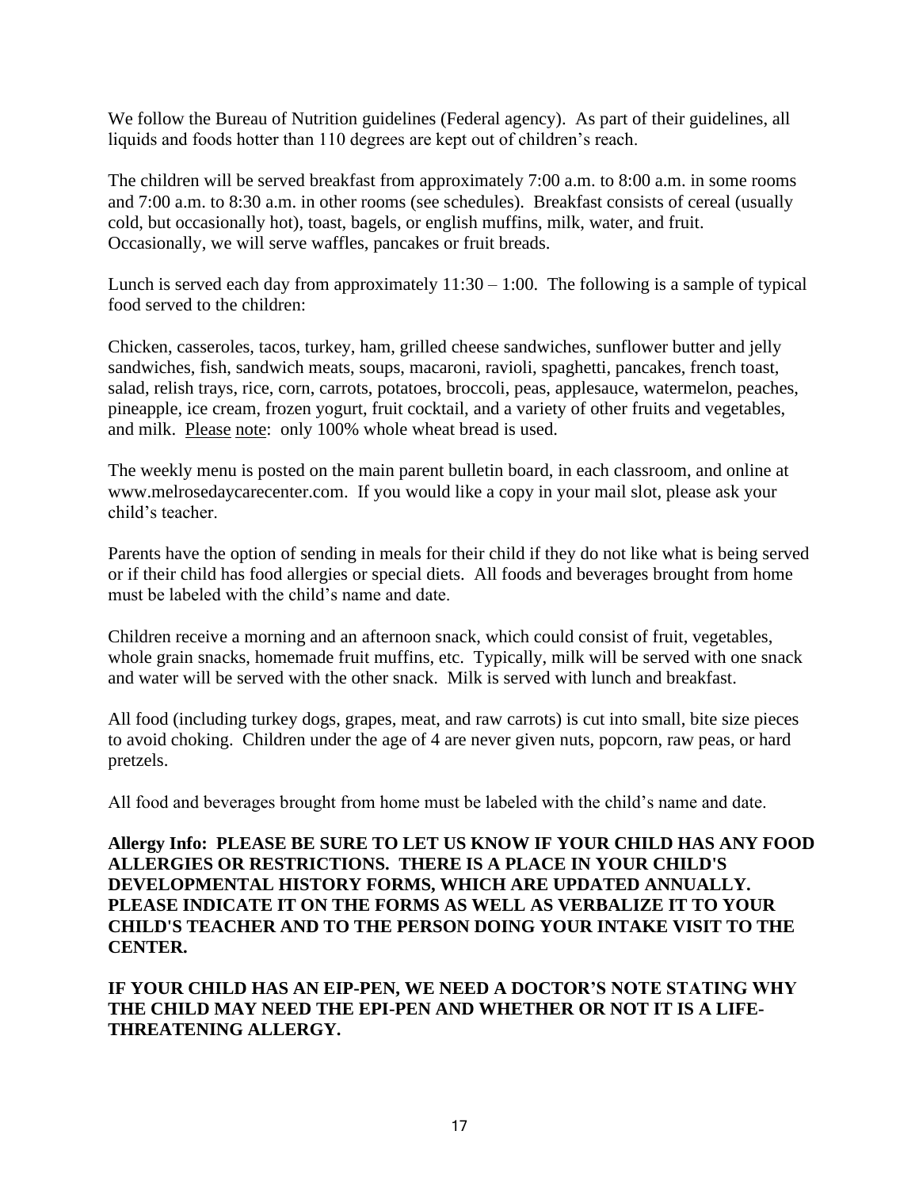We follow the Bureau of Nutrition guidelines (Federal agency). As part of their guidelines, all liquids and foods hotter than 110 degrees are kept out of children's reach.

The children will be served breakfast from approximately 7:00 a.m. to 8:00 a.m. in some rooms and 7:00 a.m. to 8:30 a.m. in other rooms (see schedules). Breakfast consists of cereal (usually cold, but occasionally hot), toast, bagels, or english muffins, milk, water, and fruit. Occasionally, we will serve waffles, pancakes or fruit breads.

Lunch is served each day from approximately 11:30 – 1:00. The following is a sample of typical food served to the children:

Chicken, casseroles, tacos, turkey, ham, grilled cheese sandwiches, sunflower butter and jelly sandwiches, fish, sandwich meats, soups, macaroni, ravioli, spaghetti, pancakes, french toast, salad, relish trays, rice, corn, carrots, potatoes, broccoli, peas, applesauce, watermelon, peaches, pineapple, ice cream, frozen yogurt, fruit cocktail, and a variety of other fruits and vegetables, and milk. Please note: only 100% whole wheat bread is used.

The weekly menu is posted on the main parent bulletin board, in each classroom, and online at www.melrosedaycarecenter.com. If you would like a copy in your mail slot, please ask your child's teacher.

Parents have the option of sending in meals for their child if they do not like what is being served or if their child has food allergies or special diets. All foods and beverages brought from home must be labeled with the child's name and date.

Children receive a morning and an afternoon snack, which could consist of fruit, vegetables, whole grain snacks, homemade fruit muffins, etc. Typically, milk will be served with one snack and water will be served with the other snack. Milk is served with lunch and breakfast.

All food (including turkey dogs, grapes, meat, and raw carrots) is cut into small, bite size pieces to avoid choking. Children under the age of 4 are never given nuts, popcorn, raw peas, or hard pretzels.

All food and beverages brought from home must be labeled with the child's name and date.

**Allergy Info: PLEASE BE SURE TO LET US KNOW IF YOUR CHILD HAS ANY FOOD ALLERGIES OR RESTRICTIONS. THERE IS A PLACE IN YOUR CHILD'S DEVELOPMENTAL HISTORY FORMS, WHICH ARE UPDATED ANNUALLY. PLEASE INDICATE IT ON THE FORMS AS WELL AS VERBALIZE IT TO YOUR CHILD'S TEACHER AND TO THE PERSON DOING YOUR INTAKE VISIT TO THE CENTER.**

**IF YOUR CHILD HAS AN EIP-PEN, WE NEED A DOCTOR'S NOTE STATING WHY THE CHILD MAY NEED THE EPI-PEN AND WHETHER OR NOT IT IS A LIFE-THREATENING ALLERGY.**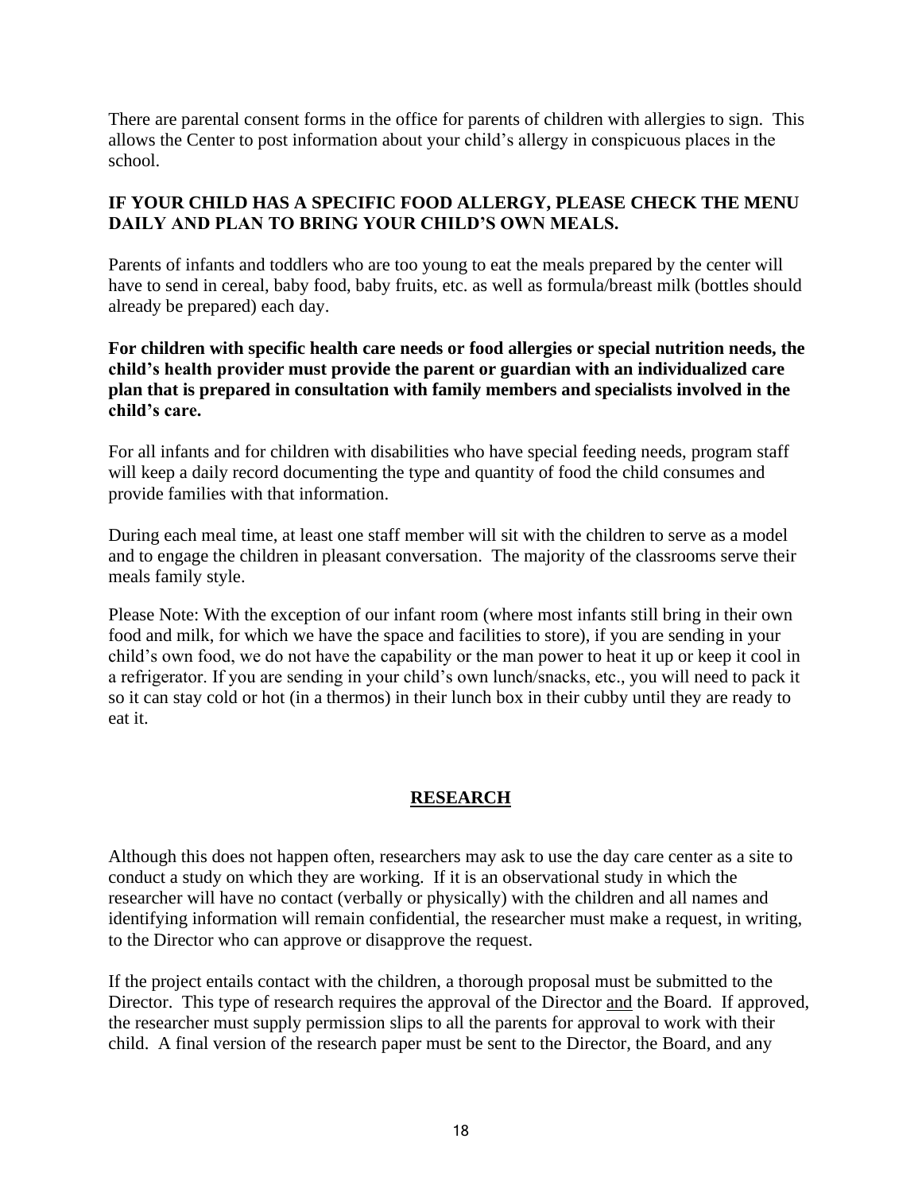There are parental consent forms in the office for parents of children with allergies to sign. This allows the Center to post information about your child's allergy in conspicuous places in the school.

**IF YOUR CHILD HAS A SPECIFIC FOOD ALLERGY, PLEASE CHECK THE MENU DAILY AND PLAN TO BRING YOUR CHILD'S OWN MEALS.**

Parents of infants and toddlers who are too young to eat the meals prepared by the center will have to send in cereal, baby food, baby fruits, etc. as well as formula/breast milk (bottles should already be prepared) each day.

**For children with specific health care needs or food allergies or special nutrition needs, the child's health provider must provide the parent or guardian with an individualized care plan that is prepared in consultation with family members and specialists involved in the child's care.**

For all infants and for children with disabilities who have special feeding needs, program staff will keep a daily record documenting the type and quantity of food the child consumes and provide families with that information.

During each meal time, at least one staff member will sit with the children to serve as a model and to engage the children in pleasant conversation. The majority of the classrooms serve their meals family style.

Please Note: With the exception of our infant room (where most infants still bring in their own food and milk, for which we have the space and facilities to store), if you are sending in your child's own food, we do not have the capability or the man power to heat it up or keep it cool in a refrigerator. If you are sending in your child's own lunch/snacks, etc., you will need to pack it so it can stay cold or hot (in a thermos) in their lunch box in their cubby until they are ready to eat it.

## RESEARCH

Although this does not happen often, researchers may ask to use the day care center as a site to conduct a study on which they are working. If it is an observational study in which the researcher will have no contact (verbally or physically) with the children and all names and identifying information will remain confidential, the researcher must make a request, in writing, to the Director who can approve or disapprove the request.

If the project entails contact with the children, a thorough proposal must be submitted to the Director. This type of research requires the approval of the Director and the Board. If approved, the researcher must supply permission slips to all the parents for approval to work with their child. A final version of the research paper must be sent to the Director, the Board, and any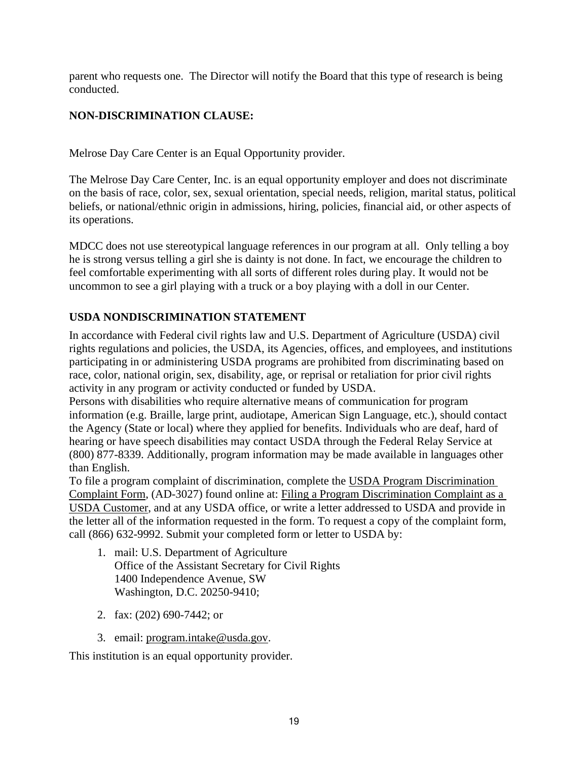parent who requests one.  The Director will notify the Board that this type of research is being conducted.

**NON-DISCRIMINATION CLAUSE:**

Melrose Day Care Center is an Equal Opportunity provider.

The Melrose Day Care Center, Inc. is an equal opportunity employer and does not discriminate on the basis of race, color, sex, sexual orientation, special needs, religion, marital status, political beliefs, or national/ethnic origin in admissions, hiring, policies, financial aid, or other aspects of its operations.

MDCC does not use stereotypical language references in our program at all.  Only telling a boy he is strong versus telling a girl she is dainty is not done. In fact, we encourage the children to feel comfortable experimenting with all sorts of different roles during play. It would not be uncommon to see a girl playing with a truck or a boy playing with a doll in our Center.

**USDA NONDISCRIMINATION STATEMENT**

In accordance with Federal civil rights law and U.S. Department of Agriculture (USDA) civil rights regulations and policies, the USDA, its Agencies, offices, and employees, and institutions participating in or administering USDA programs are prohibited from discriminating based on race, color, national origin, sex, disability, age, or reprisal or retaliation for prior civil rights activity in any program or activity conducted or funded by USDA.
Persons with disabilities who require alternative means of communication for program information (e.g. Braille, large print, audiotape, American Sign Language, etc.), should contact the Agency (State or local) where they applied for benefits. Individuals who are deaf, hard of hearing or have speech disabilities may contact USDA through the Federal Relay Service at (800) 877-8339. Additionally, program information may be made available in languages other than English.
To file a program complaint of discrimination, complete the USDA Program Discrimination Complaint Form, (AD-3027) found online at: Filing a Program Discrimination Complaint as a USDA Customer, and at any USDA office, or write a letter addressed to USDA and provide in the letter all of the information requested in the form. To request a copy of the complaint form, call (866) 632-9992. Submit your completed form or letter to USDA by:

1. mail: U.S. Department of Agriculture
   Office of the Assistant Secretary for Civil Rights
   1400 Independence Avenue, SW
   Washington, D.C. 20250-9410;
2. fax: (202) 690-7442; or
3. email: program.intake@usda.gov.

This institution is an equal opportunity provider.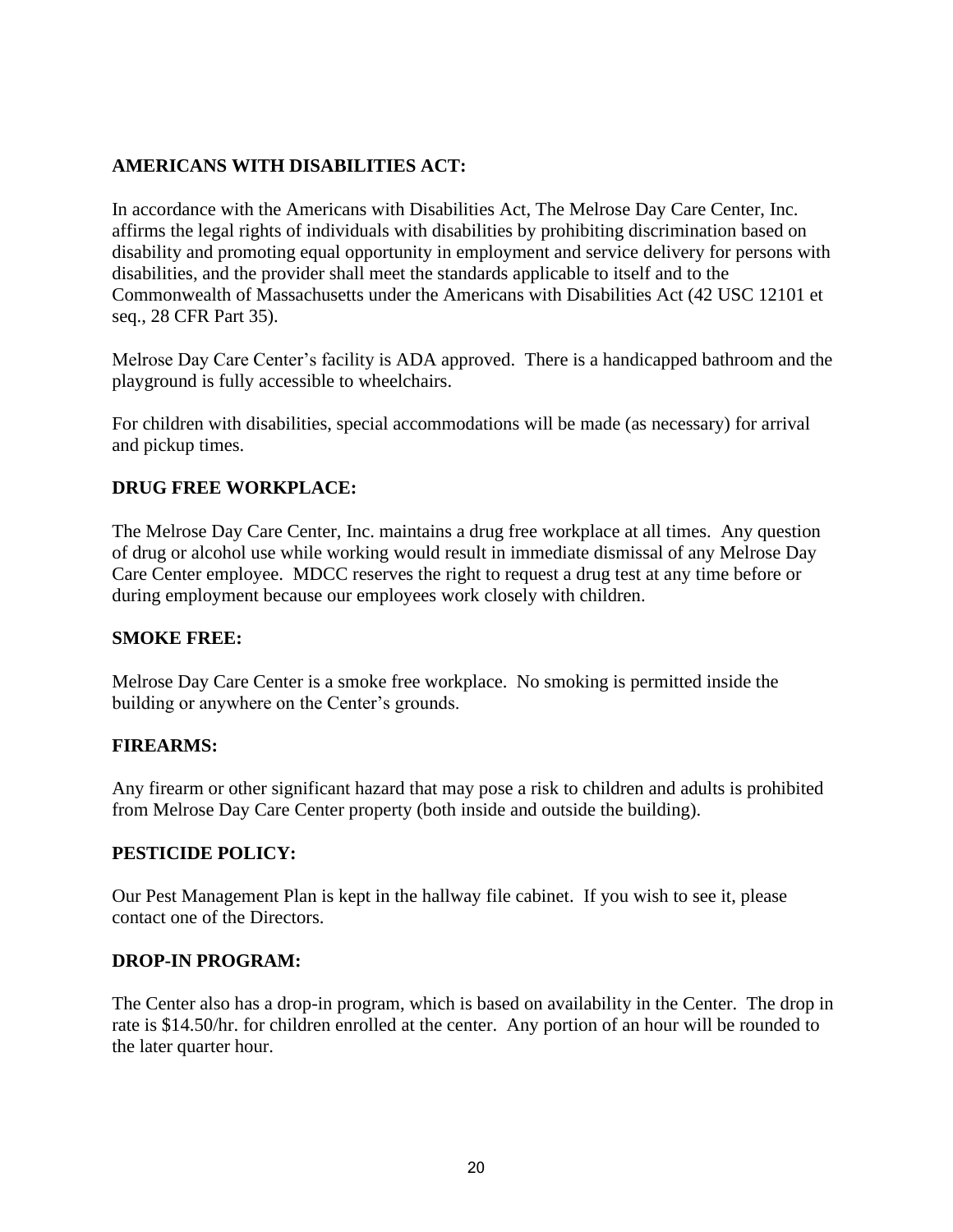**AMERICANS WITH DISABILITIES ACT:**

In accordance with the Americans with Disabilities Act, The Melrose Day Care Center, Inc. affirms the legal rights of individuals with disabilities by prohibiting discrimination based on disability and promoting equal opportunity in employment and service delivery for persons with disabilities, and the provider shall meet the standards applicable to itself and to the Commonwealth of Massachusetts under the Americans with Disabilities Act (42 USC 12101 et seq., 28 CFR Part 35).

Melrose Day Care Center's facility is ADA approved. There is a handicapped bathroom and the playground is fully accessible to wheelchairs.

For children with disabilities, special accommodations will be made (as necessary) for arrival and pickup times.

**DRUG FREE WORKPLACE:**

The Melrose Day Care Center, Inc. maintains a drug free workplace at all times. Any question of drug or alcohol use while working would result in immediate dismissal of any Melrose Day Care Center employee. MDCC reserves the right to request a drug test at any time before or during employment because our employees work closely with children.

**SMOKE FREE:**

Melrose Day Care Center is a smoke free workplace. No smoking is permitted inside the building or anywhere on the Center's grounds.

**FIREARMS:**

Any firearm or other significant hazard that may pose a risk to children and adults is prohibited from Melrose Day Care Center property (both inside and outside the building).

**PESTICIDE POLICY:**

Our Pest Management Plan is kept in the hallway file cabinet. If you wish to see it, please contact one of the Directors.

**DROP-IN PROGRAM:**

The Center also has a drop-in program, which is based on availability in the Center. The drop in rate is $14.50/hr. for children enrolled at the center. Any portion of an hour will be rounded to the later quarter hour.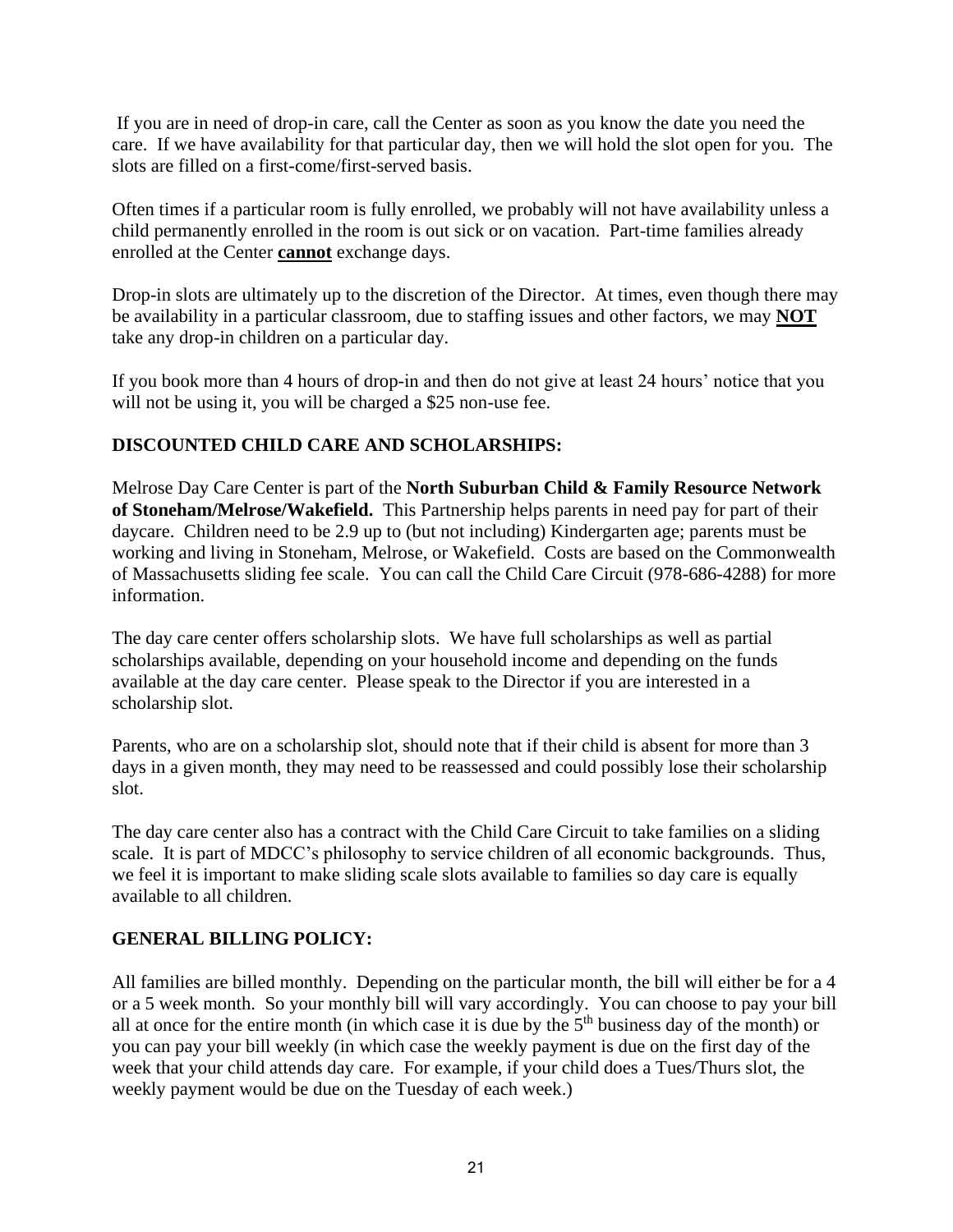If you are in need of drop-in care, call the Center as soon as you know the date you need the care. If we have availability for that particular day, then we will hold the slot open for you. The slots are filled on a first-come/first-served basis.

Often times if a particular room is fully enrolled, we probably will not have availability unless a child permanently enrolled in the room is out sick or on vacation. Part-time families already enrolled at the Center **cannot** exchange days.

Drop-in slots are ultimately up to the discretion of the Director. At times, even though there may be availability in a particular classroom, due to staffing issues and other factors, we may **NOT** take any drop-in children on a particular day.

If you book more than 4 hours of drop-in and then do not give at least 24 hours' notice that you will not be using it, you will be charged a $25 non-use fee.

**DISCOUNTED CHILD CARE AND SCHOLARSHIPS:**

Melrose Day Care Center is part of the **North Suburban Child & Family Resource Network of Stoneham/Melrose/Wakefield.** This Partnership helps parents in need pay for part of their daycare. Children need to be 2.9 up to (but not including) Kindergarten age; parents must be working and living in Stoneham, Melrose, or Wakefield. Costs are based on the Commonwealth of Massachusetts sliding fee scale. You can call the Child Care Circuit (978-686-4288) for more information.

The day care center offers scholarship slots. We have full scholarships as well as partial scholarships available, depending on your household income and depending on the funds available at the day care center. Please speak to the Director if you are interested in a scholarship slot.

Parents, who are on a scholarship slot, should note that if their child is absent for more than 3 days in a given month, they may need to be reassessed and could possibly lose their scholarship slot.

The day care center also has a contract with the Child Care Circuit to take families on a sliding scale. It is part of MDCC's philosophy to service children of all economic backgrounds. Thus, we feel it is important to make sliding scale slots available to families so day care is equally available to all children.

**GENERAL BILLING POLICY:**

All families are billed monthly. Depending on the particular month, the bill will either be for a 4 or a 5 week month. So your monthly bill will vary accordingly. You can choose to pay your bill all at once for the entire month (in which case it is due by the 5th business day of the month) or you can pay your bill weekly (in which case the weekly payment is due on the first day of the week that your child attends day care. For example, if your child does a Tues/Thurs slot, the weekly payment would be due on the Tuesday of each week.)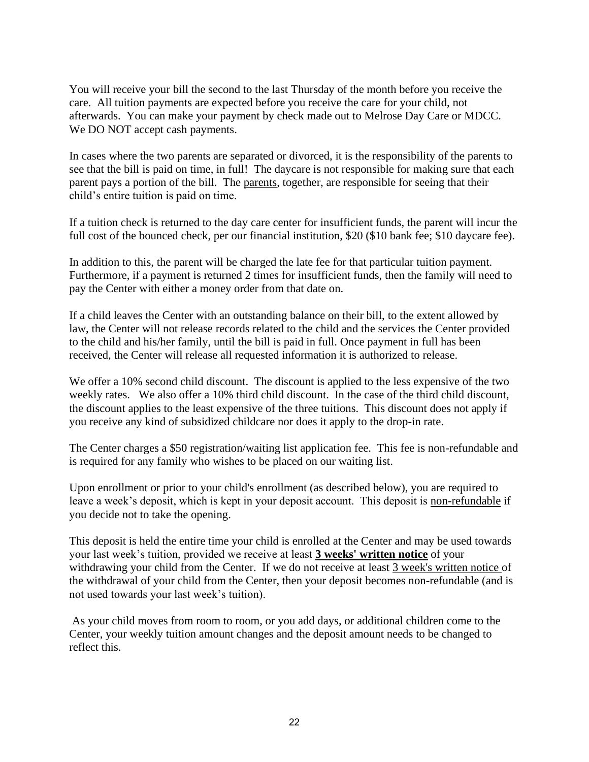You will receive your bill the second to the last Thursday of the month before you receive the care. All tuition payments are expected before you receive the care for your child, not afterwards. You can make your payment by check made out to Melrose Day Care or MDCC. We DO NOT accept cash payments.

In cases where the two parents are separated or divorced, it is the responsibility of the parents to see that the bill is paid on time, in full! The daycare is not responsible for making sure that each parent pays a portion of the bill. The <u>parents</u>, together, are responsible for seeing that their child's entire tuition is paid on time.

If a tuition check is returned to the day care center for insufficient funds, the parent will incur the full cost of the bounced check, per our financial institution, $20 ($10 bank fee; $10 daycare fee).

In addition to this, the parent will be charged the late fee for that particular tuition payment. Furthermore, if a payment is returned 2 times for insufficient funds, then the family will need to pay the Center with either a money order from that date on.

If a child leaves the Center with an outstanding balance on their bill, to the extent allowed by law, the Center will not release records related to the child and the services the Center provided to the child and his/her family, until the bill is paid in full. Once payment in full has been received, the Center will release all requested information it is authorized to release.

We offer a 10% second child discount. The discount is applied to the less expensive of the two weekly rates. We also offer a 10% third child discount. In the case of the third child discount, the discount applies to the least expensive of the three tuitions. This discount does not apply if you receive any kind of subsidized childcare nor does it apply to the drop-in rate.

The Center charges a $50 registration/waiting list application fee. This fee is non-refundable and is required for any family who wishes to be placed on our waiting list.

Upon enrollment or prior to your child's enrollment (as described below), you are required to leave a week's deposit, which is kept in your deposit account. This deposit is <u>non-refundable</u> if you decide not to take the opening.

This deposit is held the entire time your child is enrolled at the Center and may be used towards your last week's tuition, provided we receive at least **<u>3 weeks' written notice</u>** of your withdrawing your child from the Center. If we do not receive at least <u>3 week's written notice</u> of the withdrawal of your child from the Center, then your deposit becomes non-refundable (and is not used towards your last week's tuition).

As your child moves from room to room, or you add days, or additional children come to the Center, your weekly tuition amount changes and the deposit amount needs to be changed to reflect this.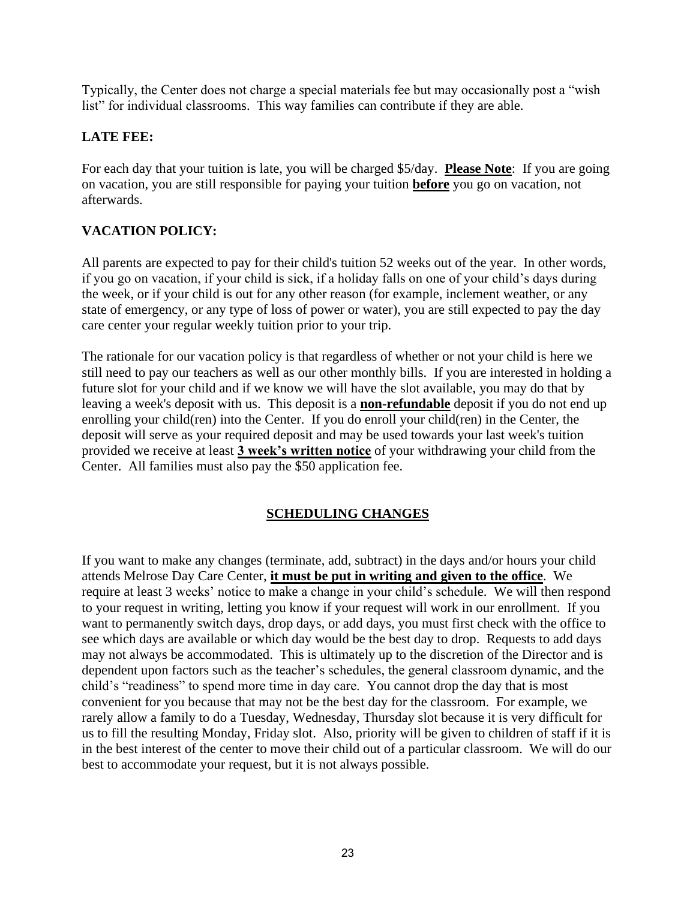Typically, the Center does not charge a special materials fee but may occasionally post a "wish list" for individual classrooms. This way families can contribute if they are able.

### LATE FEE:

For each day that your tuition is late, you will be charged \$5/day. **Please Note**: If you are going on vacation, you are still responsible for paying your tuition **before** you go on vacation, not afterwards.

### VACATION POLICY:

All parents are expected to pay for their child's tuition 52 weeks out of the year. In other words, if you go on vacation, if your child is sick, if a holiday falls on one of your child's days during the week, or if your child is out for any other reason (for example, inclement weather, or any state of emergency, or any type of loss of power or water), you are still expected to pay the day care center your regular weekly tuition prior to your trip.

The rationale for our vacation policy is that regardless of whether or not your child is here we still need to pay our teachers as well as our other monthly bills. If you are interested in holding a future slot for your child and if we know we will have the slot available, you may do that by leaving a week's deposit with us. This deposit is a **non-refundable** deposit if you do not end up enrolling your child(ren) into the Center. If you do enroll your child(ren) in the Center, the deposit will serve as your required deposit and may be used towards your last week's tuition provided we receive at least **3 week's written notice** of your withdrawing your child from the Center. All families must also pay the \$50 application fee.

## SCHEDULING CHANGES

If you want to make any changes (terminate, add, subtract) in the days and/or hours your child attends Melrose Day Care Center, **it must be put in writing and given to the office**. We require at least 3 weeks' notice to make a change in your child's schedule. We will then respond to your request in writing, letting you know if your request will work in our enrollment. If you want to permanently switch days, drop days, or add days, you must first check with the office to see which days are available or which day would be the best day to drop. Requests to add days may not always be accommodated. This is ultimately up to the discretion of the Director and is dependent upon factors such as the teacher's schedules, the general classroom dynamic, and the child's "readiness" to spend more time in day care. You cannot drop the day that is most convenient for you because that may not be the best day for the classroom. For example, we rarely allow a family to do a Tuesday, Wednesday, Thursday slot because it is very difficult for us to fill the resulting Monday, Friday slot. Also, priority will be given to children of staff if it is in the best interest of the center to move their child out of a particular classroom. We will do our best to accommodate your request, but it is not always possible.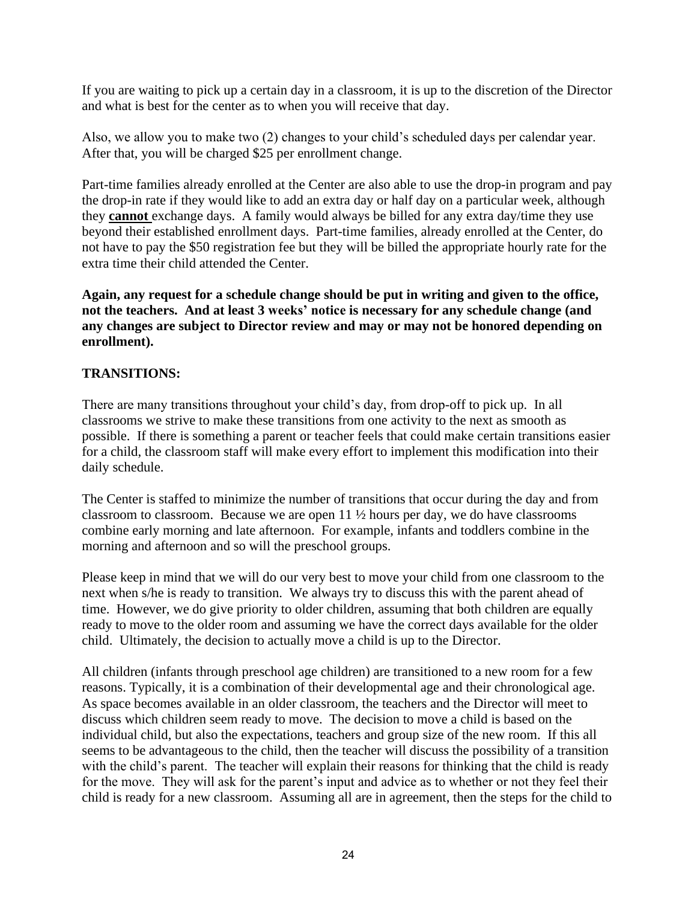If you are waiting to pick up a certain day in a classroom, it is up to the discretion of the Director and what is best for the center as to when you will receive that day.

Also, we allow you to make two (2) changes to your child's scheduled days per calendar year. After that, you will be charged $25 per enrollment change.

Part-time families already enrolled at the Center are also able to use the drop-in program and pay the drop-in rate if they would like to add an extra day or half day on a particular week, although they **cannot** exchange days. A family would always be billed for any extra day/time they use beyond their established enrollment days. Part-time families, already enrolled at the Center, do not have to pay the $50 registration fee but they will be billed the appropriate hourly rate for the extra time their child attended the Center.

**Again, any request for a schedule change should be put in writing and given to the office, not the teachers. And at least 3 weeks' notice is necessary for any schedule change (and any changes are subject to Director review and may or may not be honored depending on enrollment).**

## TRANSITIONS:

There are many transitions throughout your child's day, from drop-off to pick up. In all classrooms we strive to make these transitions from one activity to the next as smooth as possible. If there is something a parent or teacher feels that could make certain transitions easier for a child, the classroom staff will make every effort to implement this modification into their daily schedule.

The Center is staffed to minimize the number of transitions that occur during the day and from classroom to classroom. Because we are open 11 ½ hours per day, we do have classrooms combine early morning and late afternoon. For example, infants and toddlers combine in the morning and afternoon and so will the preschool groups.

Please keep in mind that we will do our very best to move your child from one classroom to the next when s/he is ready to transition. We always try to discuss this with the parent ahead of time. However, we do give priority to older children, assuming that both children are equally ready to move to the older room and assuming we have the correct days available for the older child. Ultimately, the decision to actually move a child is up to the Director.

All children (infants through preschool age children) are transitioned to a new room for a few reasons. Typically, it is a combination of their developmental age and their chronological age. As space becomes available in an older classroom, the teachers and the Director will meet to discuss which children seem ready to move. The decision to move a child is based on the individual child, but also the expectations, teachers and group size of the new room. If this all seems to be advantageous to the child, then the teacher will discuss the possibility of a transition with the child's parent. The teacher will explain their reasons for thinking that the child is ready for the move. They will ask for the parent's input and advice as to whether or not they feel their child is ready for a new classroom. Assuming all are in agreement, then the steps for the child to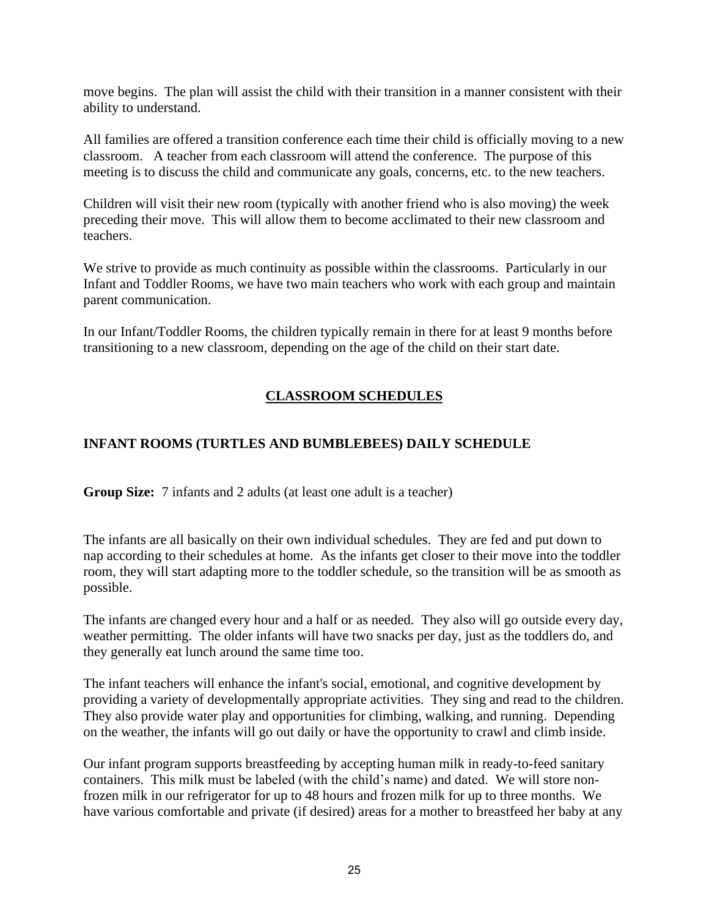move begins. The plan will assist the child with their transition in a manner consistent with their ability to understand.

All families are offered a transition conference each time their child is officially moving to a new classroom. A teacher from each classroom will attend the conference. The purpose of this meeting is to discuss the child and communicate any goals, concerns, etc. to the new teachers.

Children will visit their new room (typically with another friend who is also moving) the week preceding their move. This will allow them to become acclimated to their new classroom and teachers.

We strive to provide as much continuity as possible within the classrooms. Particularly in our Infant and Toddler Rooms, we have two main teachers who work with each group and maintain parent communication.

In our Infant/Toddler Rooms, the children typically remain in there for at least 9 months before transitioning to a new classroom, depending on the age of the child on their start date.

## CLASSROOM SCHEDULES

### INFANT ROOMS (TURTLES AND BUMBLEBEES) DAILY SCHEDULE

**Group Size:** 7 infants and 2 adults (at least one adult is a teacher)

The infants are all basically on their own individual schedules. They are fed and put down to nap according to their schedules at home. As the infants get closer to their move into the toddler room, they will start adapting more to the toddler schedule, so the transition will be as smooth as possible.

The infants are changed every hour and a half or as needed. They also will go outside every day, weather permitting. The older infants will have two snacks per day, just as the toddlers do, and they generally eat lunch around the same time too.

The infant teachers will enhance the infant's social, emotional, and cognitive development by providing a variety of developmentally appropriate activities. They sing and read to the children. They also provide water play and opportunities for climbing, walking, and running. Depending on the weather, the infants will go out daily or have the opportunity to crawl and climb inside.

Our infant program supports breastfeeding by accepting human milk in ready-to-feed sanitary containers. This milk must be labeled (with the child's name) and dated. We will store non-frozen milk in our refrigerator for up to 48 hours and frozen milk for up to three months. We have various comfortable and private (if desired) areas for a mother to breastfeed her baby at any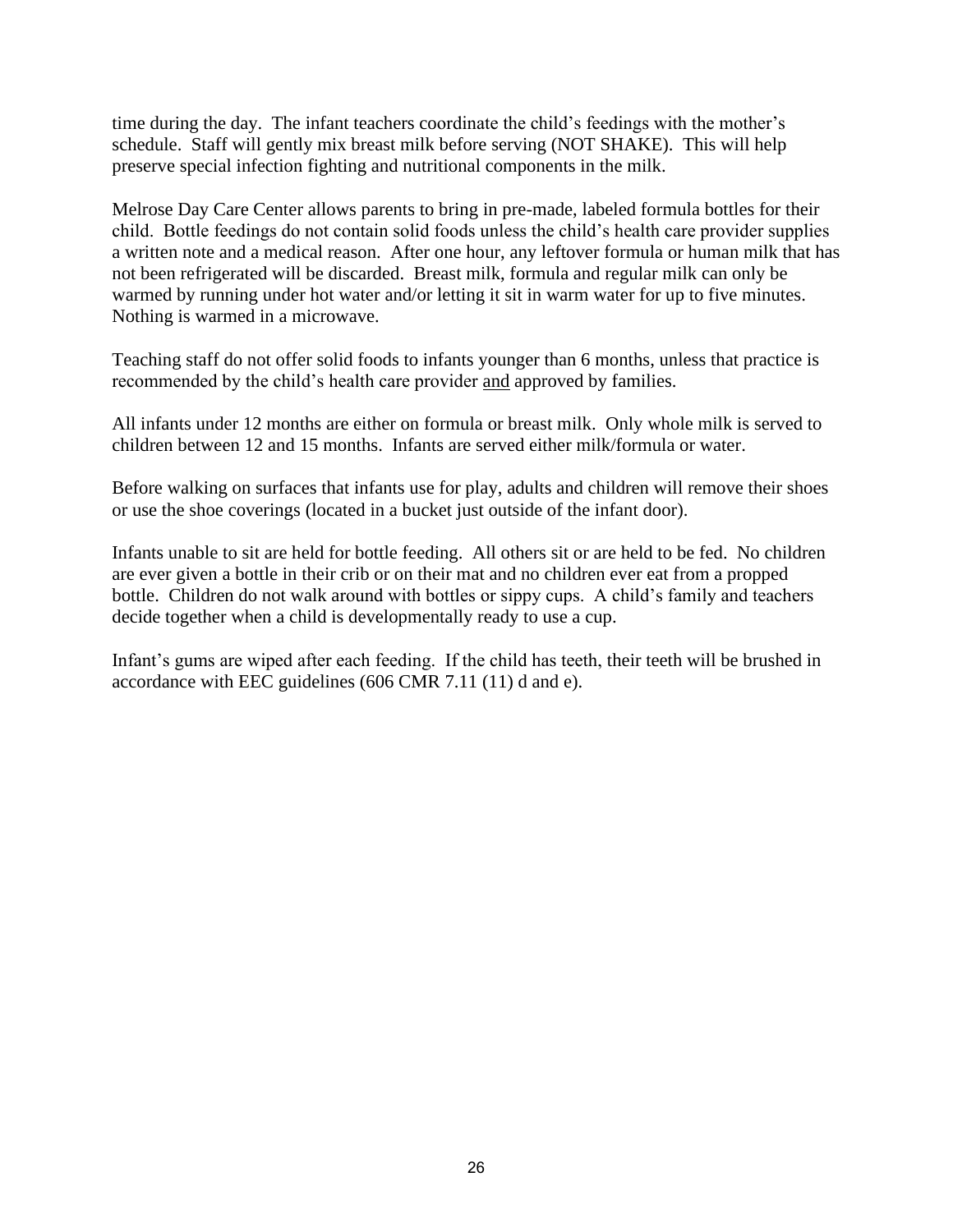time during the day. The infant teachers coordinate the child's feedings with the mother's schedule. Staff will gently mix breast milk before serving (NOT SHAKE). This will help preserve special infection fighting and nutritional components in the milk.

Melrose Day Care Center allows parents to bring in pre-made, labeled formula bottles for their child. Bottle feedings do not contain solid foods unless the child's health care provider supplies a written note and a medical reason. After one hour, any leftover formula or human milk that has not been refrigerated will be discarded. Breast milk, formula and regular milk can only be warmed by running under hot water and/or letting it sit in warm water for up to five minutes. Nothing is warmed in a microwave.

Teaching staff do not offer solid foods to infants younger than 6 months, unless that practice is recommended by the child's health care provider <u>and</u> approved by families.

All infants under 12 months are either on formula or breast milk. Only whole milk is served to children between 12 and 15 months. Infants are served either milk/formula or water.

Before walking on surfaces that infants use for play, adults and children will remove their shoes or use the shoe coverings (located in a bucket just outside of the infant door).

Infants unable to sit are held for bottle feeding. All others sit or are held to be fed. No children are ever given a bottle in their crib or on their mat and no children ever eat from a propped bottle. Children do not walk around with bottles or sippy cups. A child's family and teachers decide together when a child is developmentally ready to use a cup.

Infant's gums are wiped after each feeding. If the child has teeth, their teeth will be brushed in accordance with EEC guidelines (606 CMR 7.11 (11) d and e).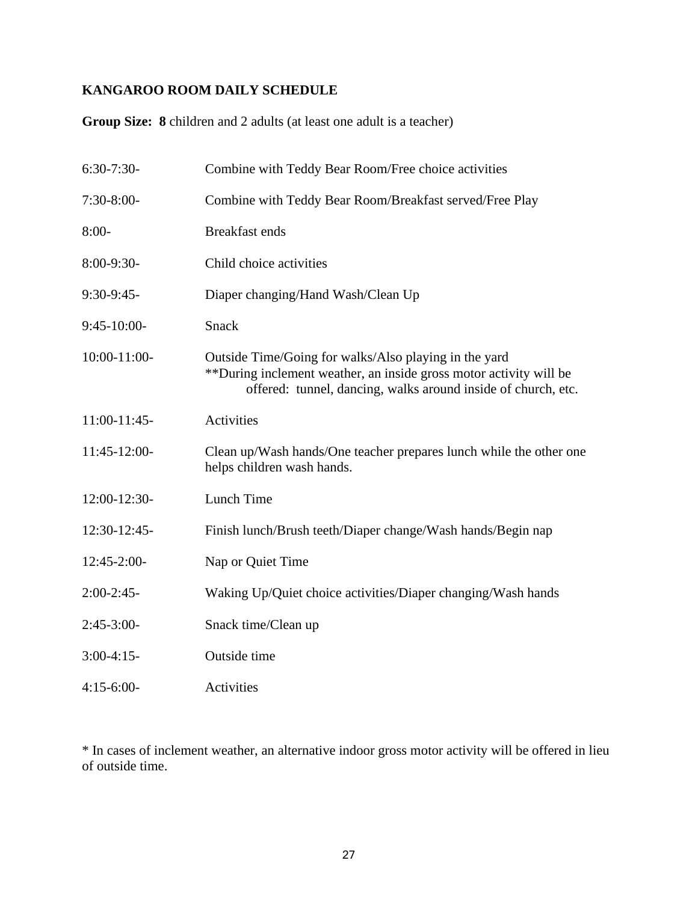**KANGAROO ROOM DAILY SCHEDULE**

**Group Size: 8** children and 2 adults (at least one adult is a teacher)

| | |
|---|---|
| 6:30-7:30- | Combine with Teddy Bear Room/Free choice activities |
| 7:30-8:00- | Combine with Teddy Bear Room/Breakfast served/Free Play |
| 8:00- | Breakfast ends |
| 8:00-9:30- | Child choice activities |
| 9:30-9:45- | Diaper changing/Hand Wash/Clean Up |
| 9:45-10:00- | Snack |
| 10:00-11:00- | Outside Time/Going for walks/Also playing in the yard **During inclement weather, an inside gross motor activity will be offered: tunnel, dancing, walks around inside of church, etc. |
| 11:00-11:45- | Activities |
| 11:45-12:00- | Clean up/Wash hands/One teacher prepares lunch while the other one helps children wash hands. |
| 12:00-12:30- | Lunch Time |
| 12:30-12:45- | Finish lunch/Brush teeth/Diaper change/Wash hands/Begin nap |
| 12:45-2:00- | Nap or Quiet Time |
| 2:00-2:45- | Waking Up/Quiet choice activities/Diaper changing/Wash hands |
| 2:45-3:00- | Snack time/Clean up |
| 3:00-4:15- | Outside time |
| 4:15-6:00- | Activities |

* In cases of inclement weather, an alternative indoor gross motor activity will be offered in lieu of outside time.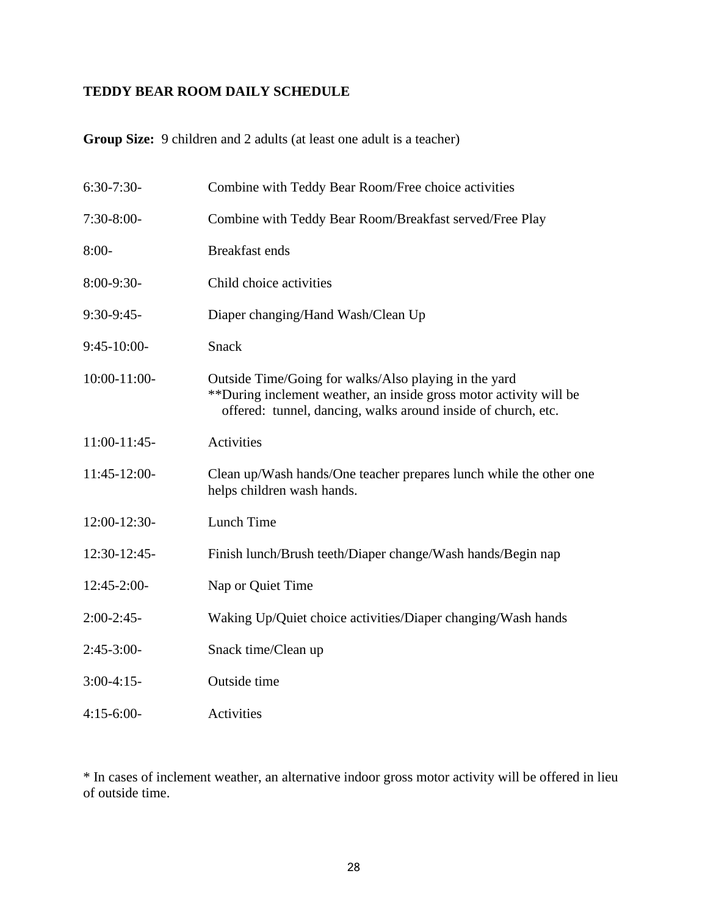**TEDDY BEAR ROOM DAILY SCHEDULE**

**Group Size:** 9 children and 2 adults (at least one adult is a teacher)

| | |
|---|---|
| 6:30-7:30- | Combine with Teddy Bear Room/Free choice activities |
| 7:30-8:00- | Combine with Teddy Bear Room/Breakfast served/Free Play |
| 8:00- | Breakfast ends |
| 8:00-9:30- | Child choice activities |
| 9:30-9:45- | Diaper changing/Hand Wash/Clean Up |
| 9:45-10:00- | Snack |
| 10:00-11:00- | Outside Time/Going for walks/Also playing in the yard **During inclement weather, an inside gross motor activity will be offered: tunnel, dancing, walks around inside of church, etc. |
| 11:00-11:45- | Activities |
| 11:45-12:00- | Clean up/Wash hands/One teacher prepares lunch while the other one helps children wash hands. |
| 12:00-12:30- | Lunch Time |
| 12:30-12:45- | Finish lunch/Brush teeth/Diaper change/Wash hands/Begin nap |
| 12:45-2:00- | Nap or Quiet Time |
| 2:00-2:45- | Waking Up/Quiet choice activities/Diaper changing/Wash hands |
| 2:45-3:00- | Snack time/Clean up |
| 3:00-4:15- | Outside time |
| 4:15-6:00- | Activities |

* In cases of inclement weather, an alternative indoor gross motor activity will be offered in lieu of outside time.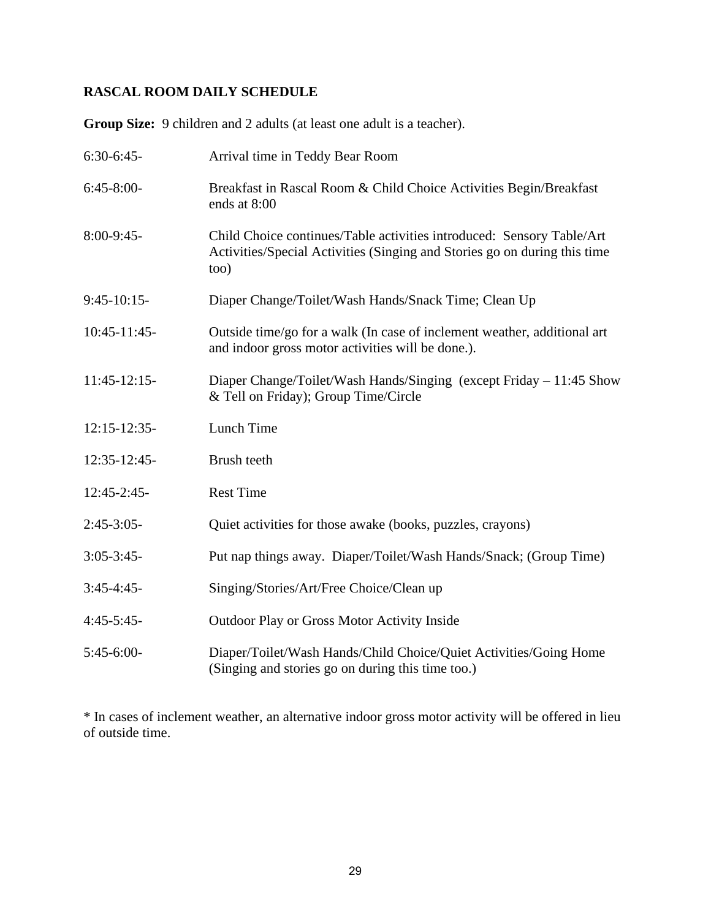**RASCAL ROOM DAILY SCHEDULE**

**Group Size:** 9 children and 2 adults (at least one adult is a teacher).

| | |
|---|---|
| 6:30-6:45- | Arrival time in Teddy Bear Room |
| 6:45-8:00- | Breakfast in Rascal Room & Child Choice Activities Begin/Breakfast ends at 8:00 |
| 8:00-9:45- | Child Choice continues/Table activities introduced: Sensory Table/Art Activities/Special Activities (Singing and Stories go on during this time too) |
| 9:45-10:15- | Diaper Change/Toilet/Wash Hands/Snack Time; Clean Up |
| 10:45-11:45- | Outside time/go for a walk (In case of inclement weather, additional art and indoor gross motor activities will be done.). |
| 11:45-12:15- | Diaper Change/Toilet/Wash Hands/Singing (except Friday – 11:45 Show & Tell on Friday); Group Time/Circle |
| 12:15-12:35- | Lunch Time |
| 12:35-12:45- | Brush teeth |
| 12:45-2:45- | Rest Time |
| 2:45-3:05- | Quiet activities for those awake (books, puzzles, crayons) |
| 3:05-3:45- | Put nap things away. Diaper/Toilet/Wash Hands/Snack; (Group Time) |
| 3:45-4:45- | Singing/Stories/Art/Free Choice/Clean up |
| 4:45-5:45- | Outdoor Play or Gross Motor Activity Inside |
| 5:45-6:00- | Diaper/Toilet/Wash Hands/Child Choice/Quiet Activities/Going Home (Singing and stories go on during this time too.) |

* In cases of inclement weather, an alternative indoor gross motor activity will be offered in lieu of outside time.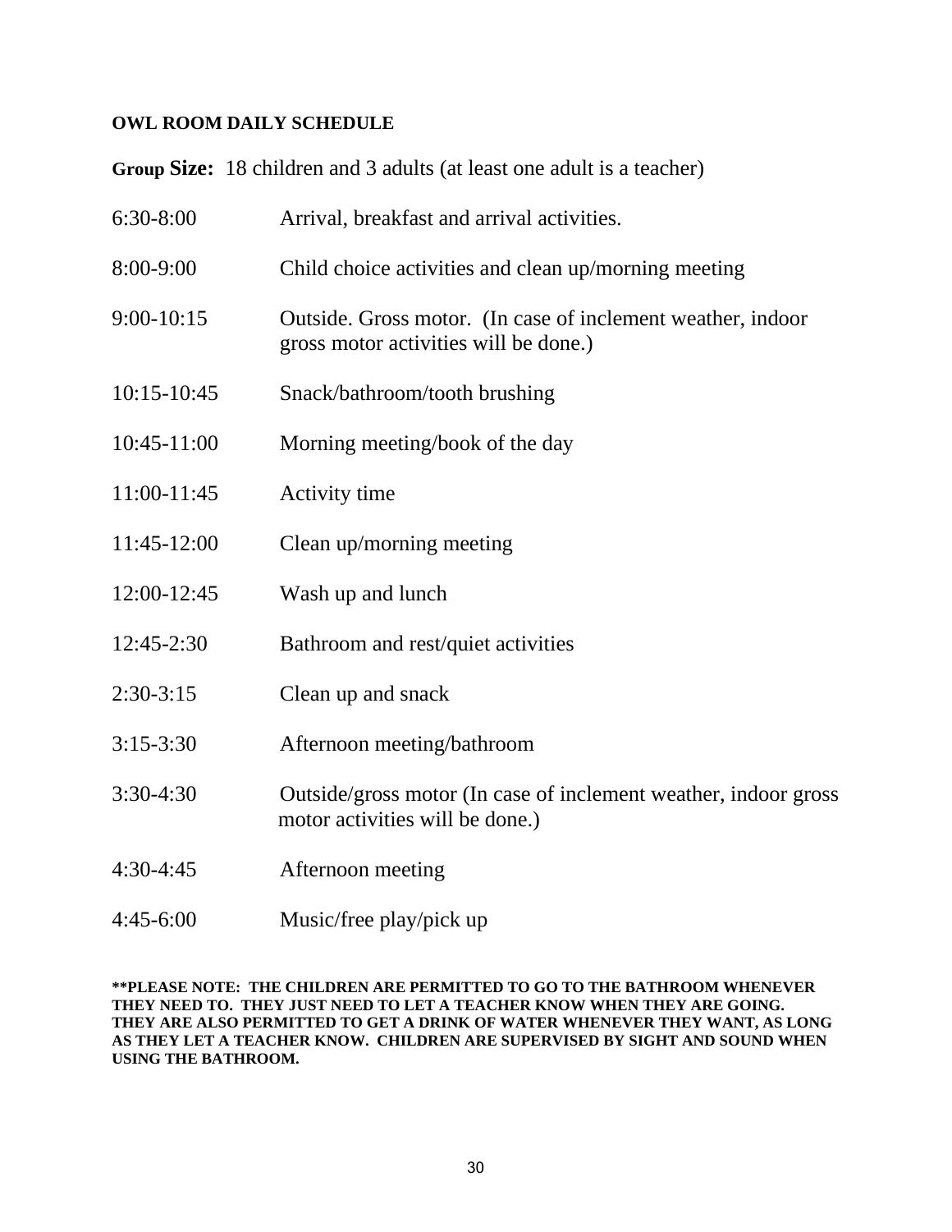**OWL ROOM DAILY SCHEDULE**

**Group Size:** 18 children and 3 adults (at least one adult is a teacher)

| | |
|---|---|
| 6:30-8:00 | Arrival, breakfast and arrival activities. |
| 8:00-9:00 | Child choice activities and clean up/morning meeting |
| 9:00-10:15 | Outside. Gross motor. (In case of inclement weather, indoor gross motor activities will be done.) |
| 10:15-10:45 | Snack/bathroom/tooth brushing |
| 10:45-11:00 | Morning meeting/book of the day |
| 11:00-11:45 | Activity time |
| 11:45-12:00 | Clean up/morning meeting |
| 12:00-12:45 | Wash up and lunch |
| 12:45-2:30 | Bathroom and rest/quiet activities |
| 2:30-3:15 | Clean up and snack |
| 3:15-3:30 | Afternoon meeting/bathroom |
| 3:30-4:30 | Outside/gross motor (In case of inclement weather, indoor gross motor activities will be done.) |
| 4:30-4:45 | Afternoon meeting |
| 4:45-6:00 | Music/free play/pick up |

**\*\*PLEASE NOTE: THE CHILDREN ARE PERMITTED TO GO TO THE BATHROOM WHENEVER THEY NEED TO. THEY JUST NEED TO LET A TEACHER KNOW WHEN THEY ARE GOING. THEY ARE ALSO PERMITTED TO GET A DRINK OF WATER WHENEVER THEY WANT, AS LONG AS THEY LET A TEACHER KNOW. CHILDREN ARE SUPERVISED BY SIGHT AND SOUND WHEN USING THE BATHROOM.**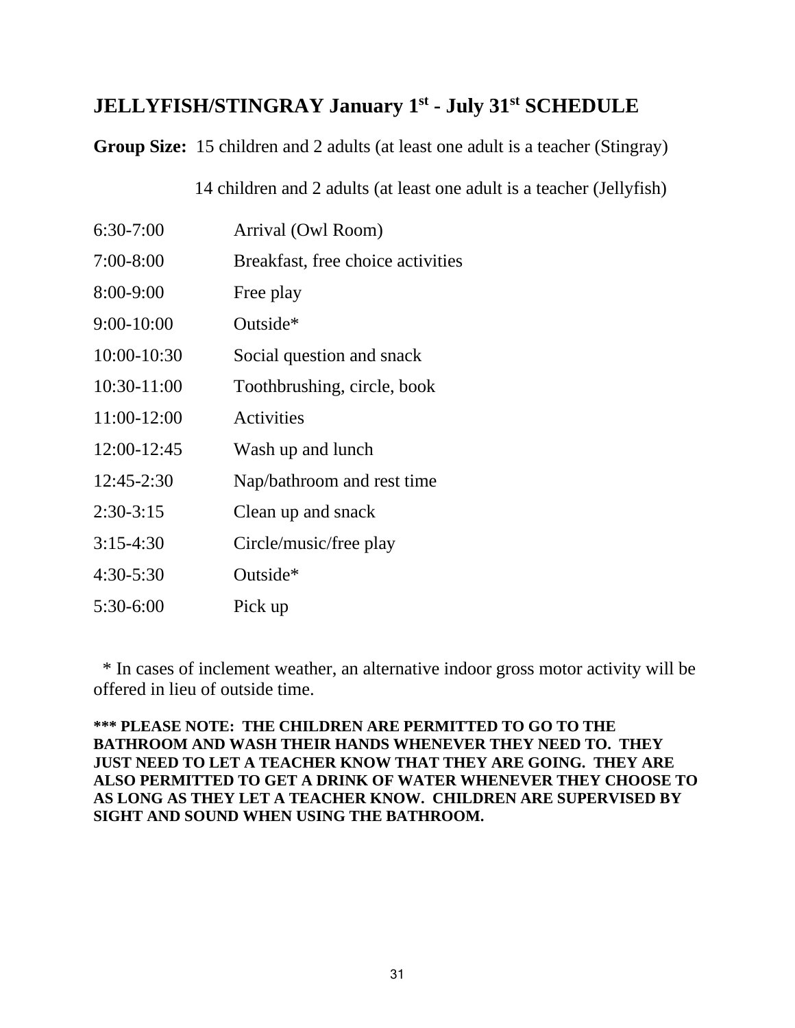## JELLYFISH/STINGRAY January 1st - July 31st SCHEDULE

**Group Size:** 15 children and 2 adults (at least one adult is a teacher (Stingray)

14 children and 2 adults (at least one adult is a teacher (Jellyfish)

| | |
|---|---|
| 6:30-7:00 | Arrival (Owl Room) |
| 7:00-8:00 | Breakfast, free choice activities |
| 8:00-9:00 | Free play |
| 9:00-10:00 | Outside* |
| 10:00-10:30 | Social question and snack |
| 10:30-11:00 | Toothbrushing, circle, book |
| 11:00-12:00 | Activities |
| 12:00-12:45 | Wash up and lunch |
| 12:45-2:30 | Nap/bathroom and rest time |
| 2:30-3:15 | Clean up and snack |
| 3:15-4:30 | Circle/music/free play |
| 4:30-5:30 | Outside* |
| 5:30-6:00 | Pick up |

* In cases of inclement weather, an alternative indoor gross motor activity will be offered in lieu of outside time.

**\*\*\* PLEASE NOTE: THE CHILDREN ARE PERMITTED TO GO TO THE BATHROOM AND WASH THEIR HANDS WHENEVER THEY NEED TO. THEY JUST NEED TO LET A TEACHER KNOW THAT THEY ARE GOING. THEY ARE ALSO PERMITTED TO GET A DRINK OF WATER WHENEVER THEY CHOOSE TO AS LONG AS THEY LET A TEACHER KNOW. CHILDREN ARE SUPERVISED BY SIGHT AND SOUND WHEN USING THE BATHROOM.**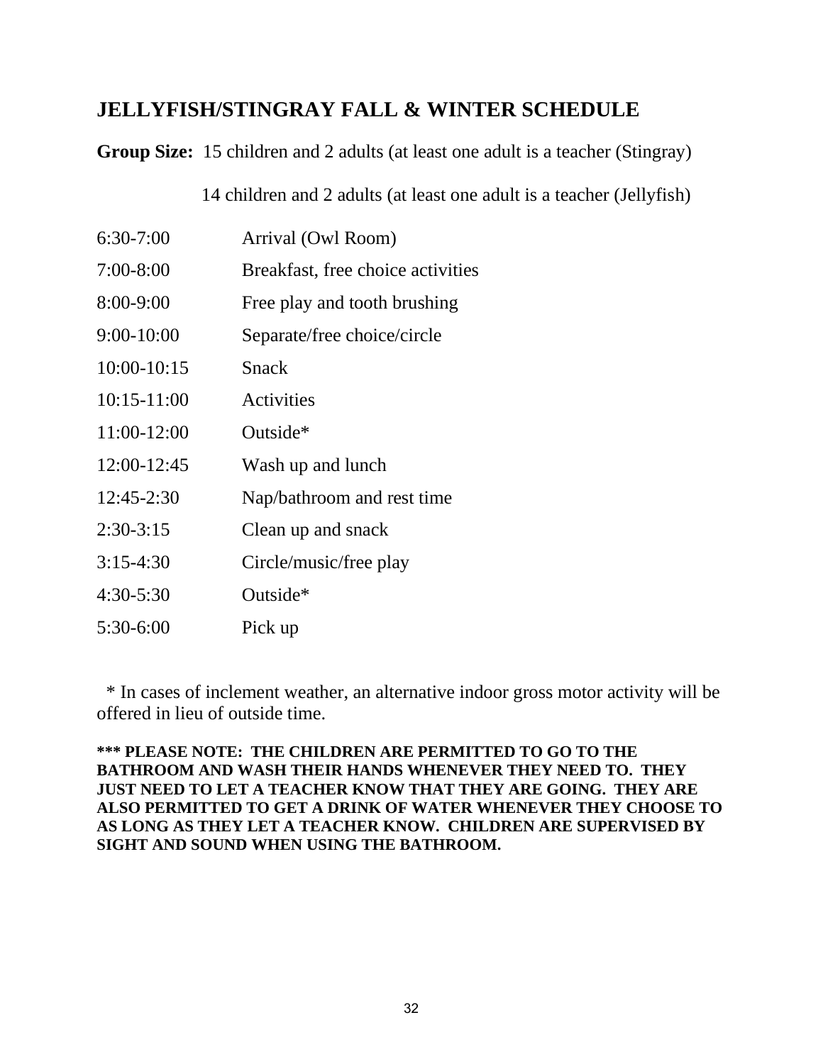## JELLYFISH/STINGRAY FALL & WINTER SCHEDULE

**Group Size:** 15 children and 2 adults (at least one adult is a teacher (Stingray)

14 children and 2 adults (at least one adult is a teacher (Jellyfish)

| | |
|---|---|
| 6:30-7:00 | Arrival (Owl Room) |
| 7:00-8:00 | Breakfast, free choice activities |
| 8:00-9:00 | Free play and tooth brushing |
| 9:00-10:00 | Separate/free choice/circle |
| 10:00-10:15 | Snack |
| 10:15-11:00 | Activities |
| 11:00-12:00 | Outside* |
| 12:00-12:45 | Wash up and lunch |
| 12:45-2:30 | Nap/bathroom and rest time |
| 2:30-3:15 | Clean up and snack |
| 3:15-4:30 | Circle/music/free play |
| 4:30-5:30 | Outside* |
| 5:30-6:00 | Pick up |

\* In cases of inclement weather, an alternative indoor gross motor activity will be offered in lieu of outside time.

**\*\*\* PLEASE NOTE: THE CHILDREN ARE PERMITTED TO GO TO THE BATHROOM AND WASH THEIR HANDS WHENEVER THEY NEED TO. THEY JUST NEED TO LET A TEACHER KNOW THAT THEY ARE GOING. THEY ARE ALSO PERMITTED TO GET A DRINK OF WATER WHENEVER THEY CHOOSE TO AS LONG AS THEY LET A TEACHER KNOW. CHILDREN ARE SUPERVISED BY SIGHT AND SOUND WHEN USING THE BATHROOM.**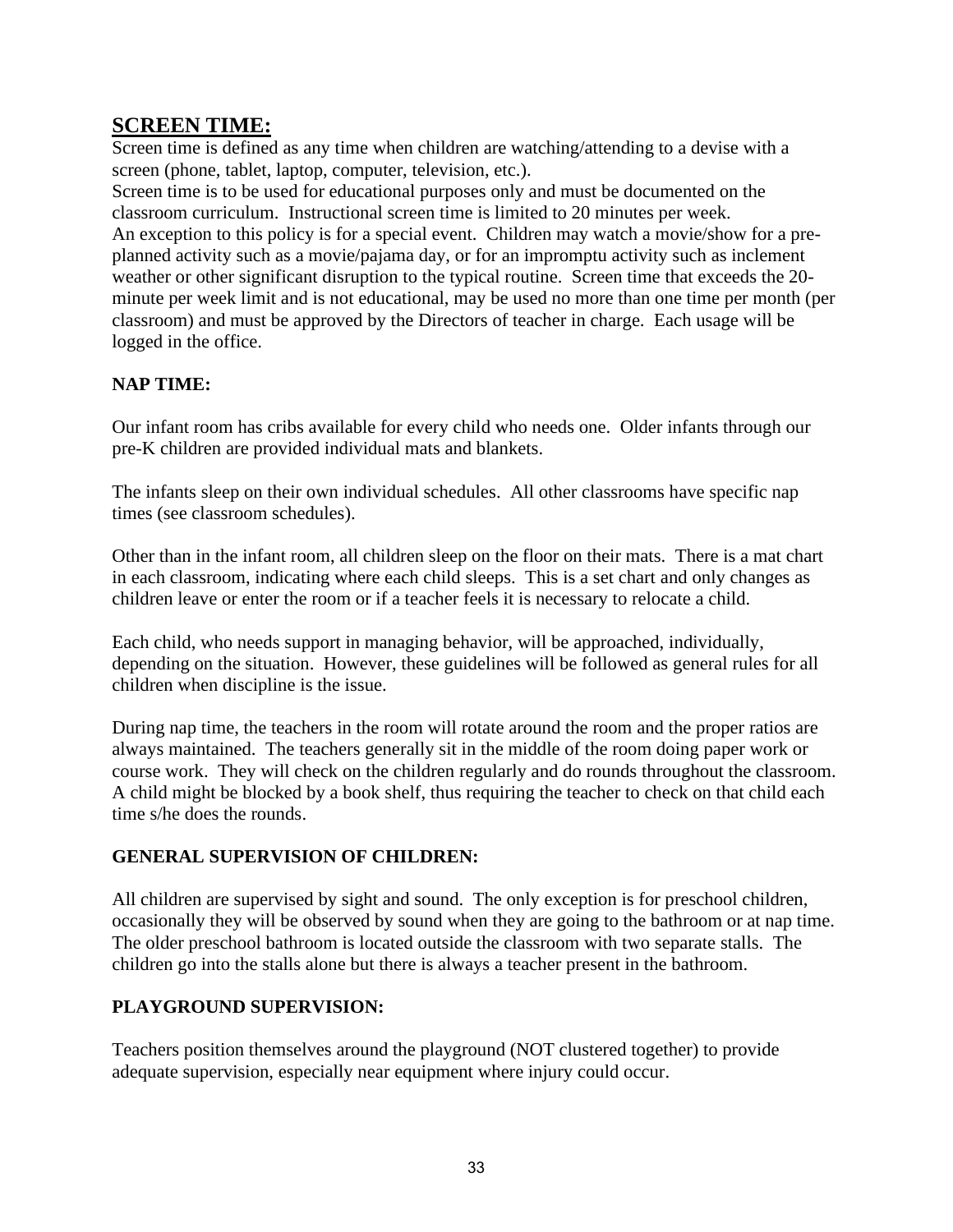## SCREEN TIME:

Screen time is defined as any time when children are watching/attending to a devise with a screen (phone, tablet, laptop, computer, television, etc.).

Screen time is to be used for educational purposes only and must be documented on the classroom curriculum. Instructional screen time is limited to 20 minutes per week.

An exception to this policy is for a special event. Children may watch a movie/show for a pre-planned activity such as a movie/pajama day, or for an impromptu activity such as inclement weather or other significant disruption to the typical routine. Screen time that exceeds the 20-minute per week limit and is not educational, may be used no more than one time per month (per classroom) and must be approved by the Directors of teacher in charge. Each usage will be logged in the office.

**NAP TIME:**

Our infant room has cribs available for every child who needs one. Older infants through our pre-K children are provided individual mats and blankets.

The infants sleep on their own individual schedules. All other classrooms have specific nap times (see classroom schedules).

Other than in the infant room, all children sleep on the floor on their mats. There is a mat chart in each classroom, indicating where each child sleeps. This is a set chart and only changes as children leave or enter the room or if a teacher feels it is necessary to relocate a child.

Each child, who needs support in managing behavior, will be approached, individually, depending on the situation. However, these guidelines will be followed as general rules for all children when discipline is the issue.

During nap time, the teachers in the room will rotate around the room and the proper ratios are always maintained. The teachers generally sit in the middle of the room doing paper work or course work. They will check on the children regularly and do rounds throughout the classroom. A child might be blocked by a book shelf, thus requiring the teacher to check on that child each time s/he does the rounds.

**GENERAL SUPERVISION OF CHILDREN:**

All children are supervised by sight and sound. The only exception is for preschool children, occasionally they will be observed by sound when they are going to the bathroom or at nap time. The older preschool bathroom is located outside the classroom with two separate stalls. The children go into the stalls alone but there is always a teacher present in the bathroom.

**PLAYGROUND SUPERVISION:**

Teachers position themselves around the playground (NOT clustered together) to provide adequate supervision, especially near equipment where injury could occur.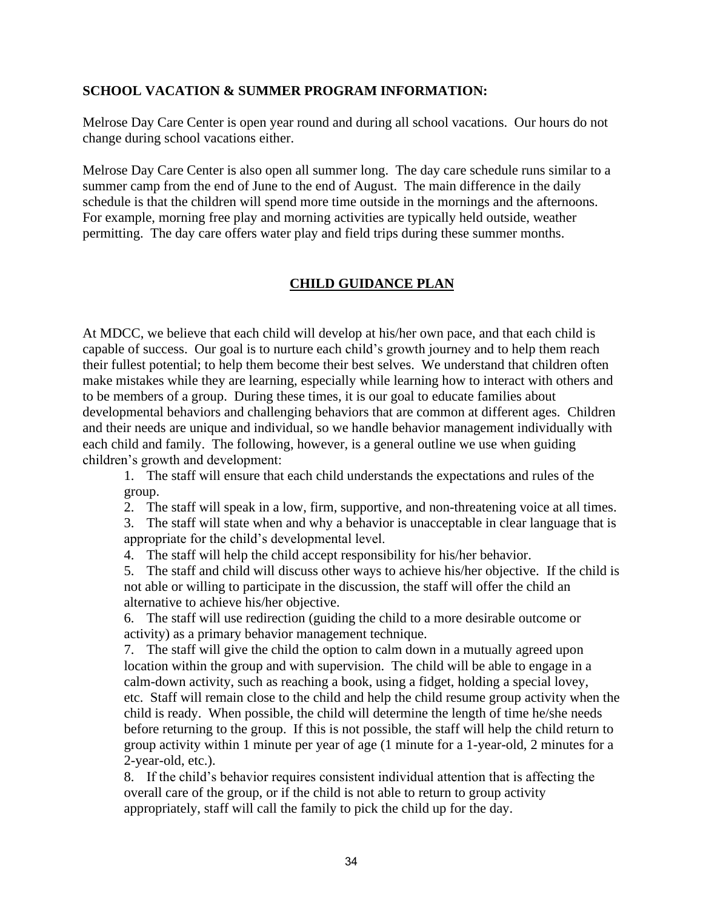**SCHOOL VACATION & SUMMER PROGRAM INFORMATION:**

Melrose Day Care Center is open year round and during all school vacations. Our hours do not change during school vacations either.

Melrose Day Care Center is also open all summer long. The day care schedule runs similar to a summer camp from the end of June to the end of August. The main difference in the daily schedule is that the children will spend more time outside in the mornings and the afternoons. For example, morning free play and morning activities are typically held outside, weather permitting. The day care offers water play and field trips during these summer months.

## CHILD GUIDANCE PLAN

At MDCC, we believe that each child will develop at his/her own pace, and that each child is capable of success. Our goal is to nurture each child's growth journey and to help them reach their fullest potential; to help them become their best selves. We understand that children often make mistakes while they are learning, especially while learning how to interact with others and to be members of a group. During these times, it is our goal to educate families about developmental behaviors and challenging behaviors that are common at different ages. Children and their needs are unique and individual, so we handle behavior management individually with each child and family. The following, however, is a general outline we use when guiding children's growth and development:

1. The staff will ensure that each child understands the expectations and rules of the group.
2. The staff will speak in a low, firm, supportive, and non-threatening voice at all times.
3. The staff will state when and why a behavior is unacceptable in clear language that is appropriate for the child's developmental level.
4. The staff will help the child accept responsibility for his/her behavior.
5. The staff and child will discuss other ways to achieve his/her objective. If the child is not able or willing to participate in the discussion, the staff will offer the child an alternative to achieve his/her objective.
6. The staff will use redirection (guiding the child to a more desirable outcome or activity) as a primary behavior management technique.
7. The staff will give the child the option to calm down in a mutually agreed upon location within the group and with supervision. The child will be able to engage in a calm-down activity, such as reaching a book, using a fidget, holding a special lovey, etc. Staff will remain close to the child and help the child resume group activity when the child is ready. When possible, the child will determine the length of time he/she needs before returning to the group. If this is not possible, the staff will help the child return to group activity within 1 minute per year of age (1 minute for a 1-year-old, 2 minutes for a 2-year-old, etc.).
8. If the child's behavior requires consistent individual attention that is affecting the overall care of the group, or if the child is not able to return to group activity appropriately, staff will call the family to pick the child up for the day.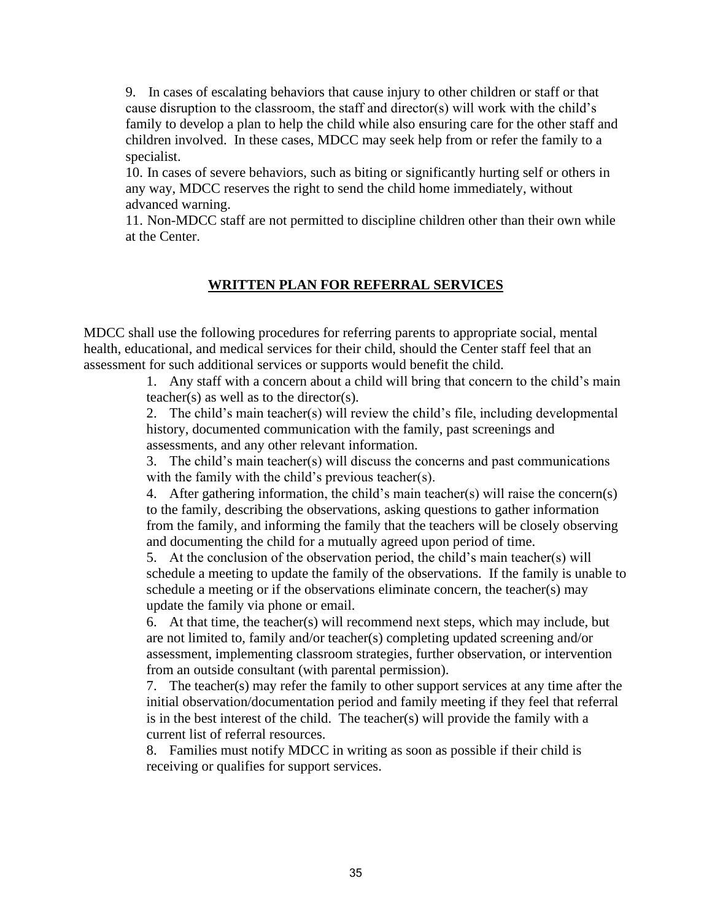9. In cases of escalating behaviors that cause injury to other children or staff or that cause disruption to the classroom, the staff and director(s) will work with the child's family to develop a plan to help the child while also ensuring care for the other staff and children involved. In these cases, MDCC may seek help from or refer the family to a specialist.
10. In cases of severe behaviors, such as biting or significantly hurting self or others in any way, MDCC reserves the right to send the child home immediately, without advanced warning.
11. Non-MDCC staff are not permitted to discipline children other than their own while at the Center.

## WRITTEN PLAN FOR REFERRAL SERVICES

MDCC shall use the following procedures for referring parents to appropriate social, mental health, educational, and medical services for their child, should the Center staff feel that an assessment for such additional services or supports would benefit the child.

1. Any staff with a concern about a child will bring that concern to the child's main teacher(s) as well as to the director(s).
2. The child's main teacher(s) will review the child's file, including developmental history, documented communication with the family, past screenings and assessments, and any other relevant information.
3. The child's main teacher(s) will discuss the concerns and past communications with the family with the child's previous teacher(s).
4. After gathering information, the child's main teacher(s) will raise the concern(s) to the family, describing the observations, asking questions to gather information from the family, and informing the family that the teachers will be closely observing and documenting the child for a mutually agreed upon period of time.
5. At the conclusion of the observation period, the child's main teacher(s) will schedule a meeting to update the family of the observations. If the family is unable to schedule a meeting or if the observations eliminate concern, the teacher(s) may update the family via phone or email.
6. At that time, the teacher(s) will recommend next steps, which may include, but are not limited to, family and/or teacher(s) completing updated screening and/or assessment, implementing classroom strategies, further observation, or intervention from an outside consultant (with parental permission).
7. The teacher(s) may refer the family to other support services at any time after the initial observation/documentation period and family meeting if they feel that referral is in the best interest of the child. The teacher(s) will provide the family with a current list of referral resources.
8. Families must notify MDCC in writing as soon as possible if their child is receiving or qualifies for support services.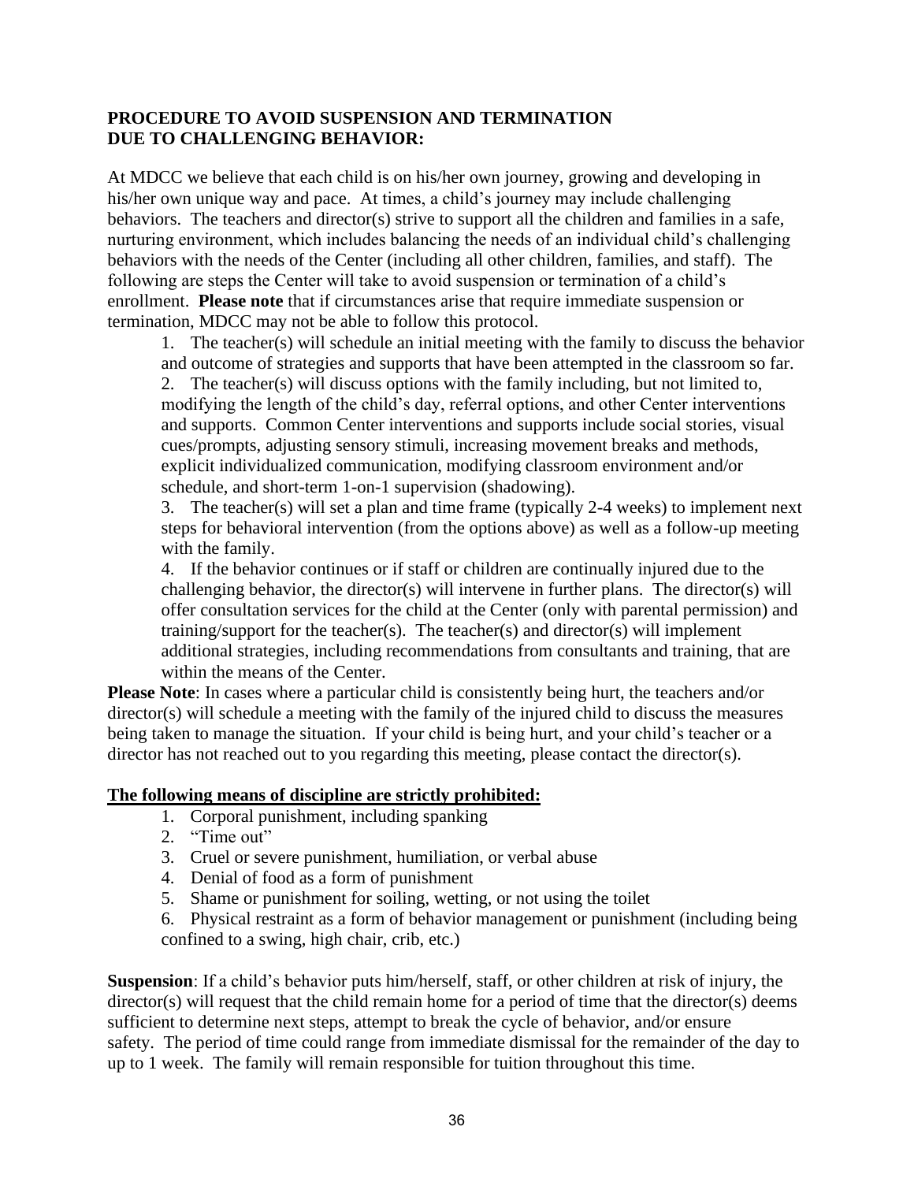**PROCEDURE TO AVOID SUSPENSION AND TERMINATION DUE TO CHALLENGING BEHAVIOR:**

At MDCC we believe that each child is on his/her own journey, growing and developing in his/her own unique way and pace. At times, a child's journey may include challenging behaviors. The teachers and director(s) strive to support all the children and families in a safe, nurturing environment, which includes balancing the needs of an individual child's challenging behaviors with the needs of the Center (including all other children, families, and staff). The following are steps the Center will take to avoid suspension or termination of a child's enrollment. **Please note** that if circumstances arise that require immediate suspension or termination, MDCC may not be able to follow this protocol.

1. The teacher(s) will schedule an initial meeting with the family to discuss the behavior and outcome of strategies and supports that have been attempted in the classroom so far.
2. The teacher(s) will discuss options with the family including, but not limited to, modifying the length of the child's day, referral options, and other Center interventions and supports. Common Center interventions and supports include social stories, visual cues/prompts, adjusting sensory stimuli, increasing movement breaks and methods, explicit individualized communication, modifying classroom environment and/or schedule, and short-term 1-on-1 supervision (shadowing).
3. The teacher(s) will set a plan and time frame (typically 2-4 weeks) to implement next steps for behavioral intervention (from the options above) as well as a follow-up meeting with the family.
4. If the behavior continues or if staff or children are continually injured due to the challenging behavior, the director(s) will intervene in further plans. The director(s) will offer consultation services for the child at the Center (only with parental permission) and training/support for the teacher(s). The teacher(s) and director(s) will implement additional strategies, including recommendations from consultants and training, that are within the means of the Center.

**Please Note**: In cases where a particular child is consistently being hurt, the teachers and/or director(s) will schedule a meeting with the family of the injured child to discuss the measures being taken to manage the situation. If your child is being hurt, and your child's teacher or a director has not reached out to you regarding this meeting, please contact the director(s).

**The following means of discipline are strictly prohibited:**

1. Corporal punishment, including spanking
2. "Time out"
3. Cruel or severe punishment, humiliation, or verbal abuse
4. Denial of food as a form of punishment
5. Shame or punishment for soiling, wetting, or not using the toilet
6. Physical restraint as a form of behavior management or punishment (including being confined to a swing, high chair, crib, etc.)

**Suspension**: If a child's behavior puts him/herself, staff, or other children at risk of injury, the director(s) will request that the child remain home for a period of time that the director(s) deems sufficient to determine next steps, attempt to break the cycle of behavior, and/or ensure safety. The period of time could range from immediate dismissal for the remainder of the day to up to 1 week. The family will remain responsible for tuition throughout this time.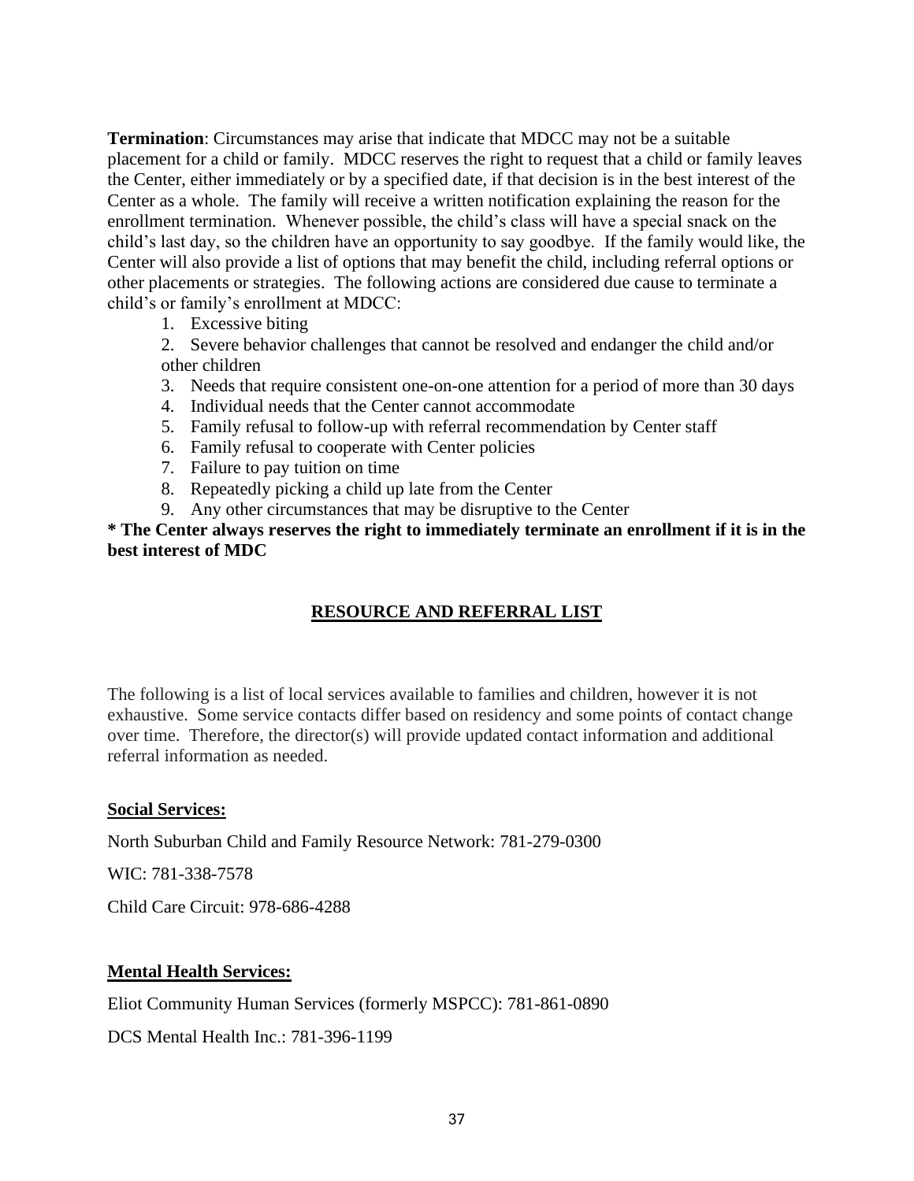**Termination**: Circumstances may arise that indicate that MDCC may not be a suitable placement for a child or family. MDCC reserves the right to request that a child or family leaves the Center, either immediately or by a specified date, if that decision is in the best interest of the Center as a whole. The family will receive a written notification explaining the reason for the enrollment termination. Whenever possible, the child's class will have a special snack on the child's last day, so the children have an opportunity to say goodbye. If the family would like, the Center will also provide a list of options that may benefit the child, including referral options or other placements or strategies. The following actions are considered due cause to terminate a child's or family's enrollment at MDCC:

1. Excessive biting
2. Severe behavior challenges that cannot be resolved and endanger the child and/or other children
3. Needs that require consistent one-on-one attention for a period of more than 30 days
4. Individual needs that the Center cannot accommodate
5. Family refusal to follow-up with referral recommendation by Center staff
6. Family refusal to cooperate with Center policies
7. Failure to pay tuition on time
8. Repeatedly picking a child up late from the Center
9. Any other circumstances that may be disruptive to the Center

**\* The Center always reserves the right to immediately terminate an enrollment if it is in the best interest of MDC**

## RESOURCE AND REFERRAL LIST

The following is a list of local services available to families and children, however it is not exhaustive. Some service contacts differ based on residency and some points of contact change over time. Therefore, the director(s) will provide updated contact information and additional referral information as needed.

### Social Services:

North Suburban Child and Family Resource Network: 781-279-0300

WIC: 781-338-7578

Child Care Circuit: 978-686-4288

### Mental Health Services:

Eliot Community Human Services (formerly MSPCC): 781-861-0890

DCS Mental Health Inc.: 781-396-1199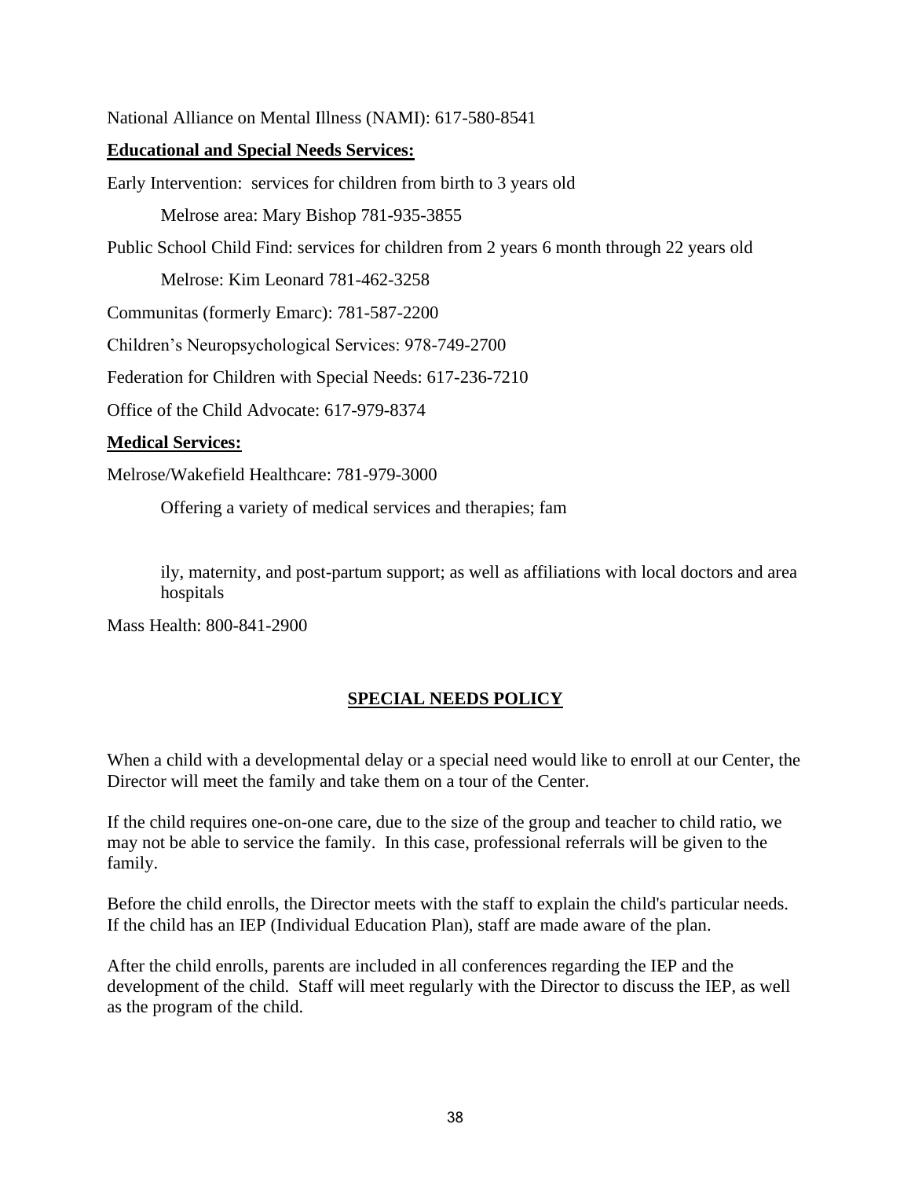National Alliance on Mental Illness (NAMI): 617-580-8541

**Educational and Special Needs Services:**

Early Intervention: services for children from birth to 3 years old

Melrose area: Mary Bishop 781-935-3855

Public School Child Find: services for children from 2 years 6 month through 22 years old

Melrose: Kim Leonard 781-462-3258

Communitas (formerly Emarc): 781-587-2200

Children's Neuropsychological Services: 978-749-2700

Federation for Children with Special Needs: 617-236-7210

Office of the Child Advocate: 617-979-8374

**Medical Services:**

Melrose/Wakefield Healthcare: 781-979-3000

Offering a variety of medical services and therapies; family, maternity, and post-partum support; as well as affiliations with local doctors and area hospitals

Mass Health: 800-841-2900

## SPECIAL NEEDS POLICY

When a child with a developmental delay or a special need would like to enroll at our Center, the Director will meet the family and take them on a tour of the Center.

If the child requires one-on-one care, due to the size of the group and teacher to child ratio, we may not be able to service the family. In this case, professional referrals will be given to the family.

Before the child enrolls, the Director meets with the staff to explain the child's particular needs. If the child has an IEP (Individual Education Plan), staff are made aware of the plan.

After the child enrolls, parents are included in all conferences regarding the IEP and the development of the child. Staff will meet regularly with the Director to discuss the IEP, as well as the program of the child.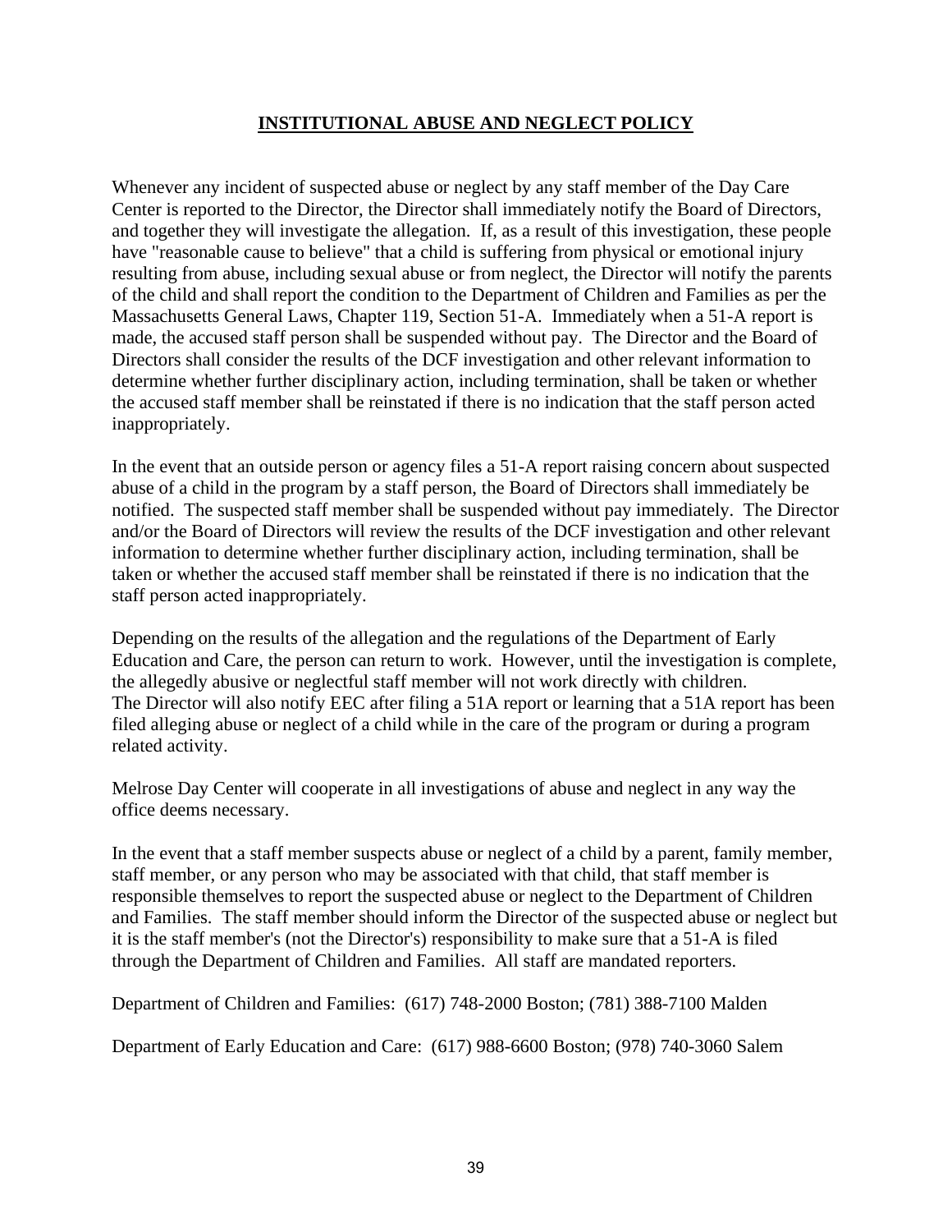# **INSTITUTIONAL ABUSE AND NEGLECT POLICY**

Whenever any incident of suspected abuse or neglect by any staff member of the Day Care Center is reported to the Director, the Director shall immediately notify the Board of Directors, and together they will investigate the allegation. If, as a result of this investigation, these people have "reasonable cause to believe" that a child is suffering from physical or emotional injury resulting from abuse, including sexual abuse or from neglect, the Director will notify the parents of the child and shall report the condition to the Department of Children and Families as per the Massachusetts General Laws, Chapter 119, Section 51-A. Immediately when a 51-A report is made, the accused staff person shall be suspended without pay. The Director and the Board of Directors shall consider the results of the DCF investigation and other relevant information to determine whether further disciplinary action, including termination, shall be taken or whether the accused staff member shall be reinstated if there is no indication that the staff person acted inappropriately.

In the event that an outside person or agency files a 51-A report raising concern about suspected abuse of a child in the program by a staff person, the Board of Directors shall immediately be notified. The suspected staff member shall be suspended without pay immediately. The Director and/or the Board of Directors will review the results of the DCF investigation and other relevant information to determine whether further disciplinary action, including termination, shall be taken or whether the accused staff member shall be reinstated if there is no indication that the staff person acted inappropriately.

Depending on the results of the allegation and the regulations of the Department of Early Education and Care, the person can return to work. However, until the investigation is complete, the allegedly abusive or neglectful staff member will not work directly with children.
The Director will also notify EEC after filing a 51A report or learning that a 51A report has been filed alleging abuse or neglect of a child while in the care of the program or during a program related activity.

Melrose Day Center will cooperate in all investigations of abuse and neglect in any way the office deems necessary.

In the event that a staff member suspects abuse or neglect of a child by a parent, family member, staff member, or any person who may be associated with that child, that staff member is responsible themselves to report the suspected abuse or neglect to the Department of Children and Families. The staff member should inform the Director of the suspected abuse or neglect but it is the staff member's (not the Director's) responsibility to make sure that a 51-A is filed through the Department of Children and Families. All staff are mandated reporters.

Department of Children and Families: (617) 748-2000 Boston; (781) 388-7100 Malden

Department of Early Education and Care: (617) 988-6600 Boston; (978) 740-3060 Salem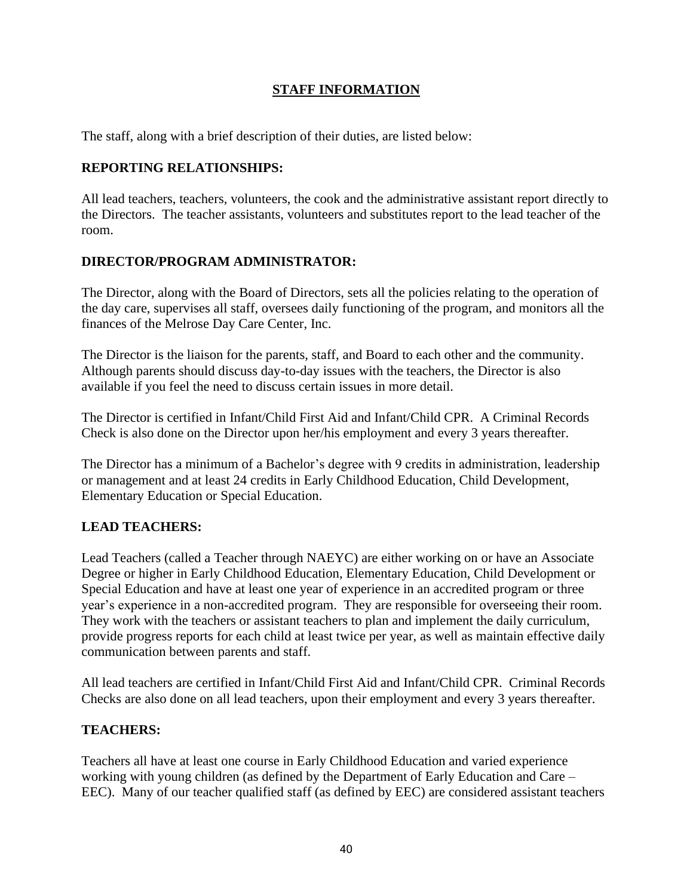# STAFF INFORMATION

The staff, along with a brief description of their duties, are listed below:

## REPORTING RELATIONSHIPS:

All lead teachers, teachers, volunteers, the cook and the administrative assistant report directly to the Directors. The teacher assistants, volunteers and substitutes report to the lead teacher of the room.

## DIRECTOR/PROGRAM ADMINISTRATOR:

The Director, along with the Board of Directors, sets all the policies relating to the operation of the day care, supervises all staff, oversees daily functioning of the program, and monitors all the finances of the Melrose Day Care Center, Inc.

The Director is the liaison for the parents, staff, and Board to each other and the community. Although parents should discuss day-to-day issues with the teachers, the Director is also available if you feel the need to discuss certain issues in more detail.

The Director is certified in Infant/Child First Aid and Infant/Child CPR. A Criminal Records Check is also done on the Director upon her/his employment and every 3 years thereafter.

The Director has a minimum of a Bachelor's degree with 9 credits in administration, leadership or management and at least 24 credits in Early Childhood Education, Child Development, Elementary Education or Special Education.

## LEAD TEACHERS:

Lead Teachers (called a Teacher through NAEYC) are either working on or have an Associate Degree or higher in Early Childhood Education, Elementary Education, Child Development or Special Education and have at least one year of experience in an accredited program or three year's experience in a non-accredited program. They are responsible for overseeing their room. They work with the teachers or assistant teachers to plan and implement the daily curriculum, provide progress reports for each child at least twice per year, as well as maintain effective daily communication between parents and staff.

All lead teachers are certified in Infant/Child First Aid and Infant/Child CPR. Criminal Records Checks are also done on all lead teachers, upon their employment and every 3 years thereafter.

## TEACHERS:

Teachers all have at least one course in Early Childhood Education and varied experience working with young children (as defined by the Department of Early Education and Care – EEC). Many of our teacher qualified staff (as defined by EEC) are considered assistant teachers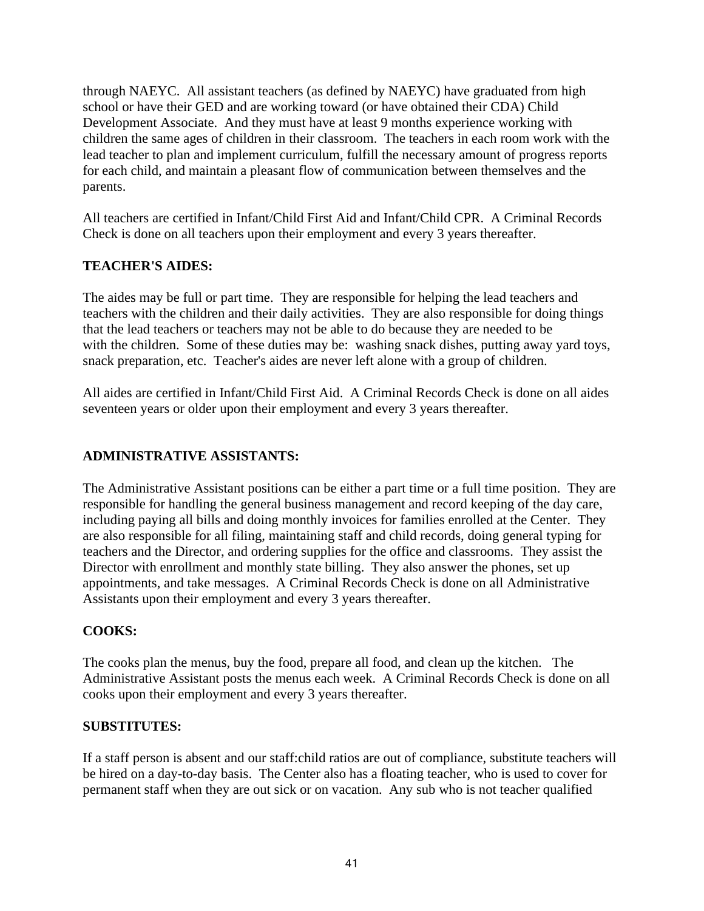through NAEYC. All assistant teachers (as defined by NAEYC) have graduated from high school or have their GED and are working toward (or have obtained their CDA) Child Development Associate. And they must have at least 9 months experience working with children the same ages of children in their classroom. The teachers in each room work with the lead teacher to plan and implement curriculum, fulfill the necessary amount of progress reports for each child, and maintain a pleasant flow of communication between themselves and the parents.

All teachers are certified in Infant/Child First Aid and Infant/Child CPR. A Criminal Records Check is done on all teachers upon their employment and every 3 years thereafter.

**TEACHER'S AIDES:**

The aides may be full or part time. They are responsible for helping the lead teachers and teachers with the children and their daily activities. They are also responsible for doing things that the lead teachers or teachers may not be able to do because they are needed to be with the children. Some of these duties may be: washing snack dishes, putting away yard toys, snack preparation, etc. Teacher's aides are never left alone with a group of children.

All aides are certified in Infant/Child First Aid. A Criminal Records Check is done on all aides seventeen years or older upon their employment and every 3 years thereafter.

**ADMINISTRATIVE ASSISTANTS:**

The Administrative Assistant positions can be either a part time or a full time position. They are responsible for handling the general business management and record keeping of the day care, including paying all bills and doing monthly invoices for families enrolled at the Center. They are also responsible for all filing, maintaining staff and child records, doing general typing for teachers and the Director, and ordering supplies for the office and classrooms. They assist the Director with enrollment and monthly state billing. They also answer the phones, set up appointments, and take messages. A Criminal Records Check is done on all Administrative Assistants upon their employment and every 3 years thereafter.

**COOKS:**

The cooks plan the menus, buy the food, prepare all food, and clean up the kitchen. The Administrative Assistant posts the menus each week. A Criminal Records Check is done on all cooks upon their employment and every 3 years thereafter.

**SUBSTITUTES:**

If a staff person is absent and our staff:child ratios are out of compliance, substitute teachers will be hired on a day-to-day basis. The Center also has a floating teacher, who is used to cover for permanent staff when they are out sick or on vacation. Any sub who is not teacher qualified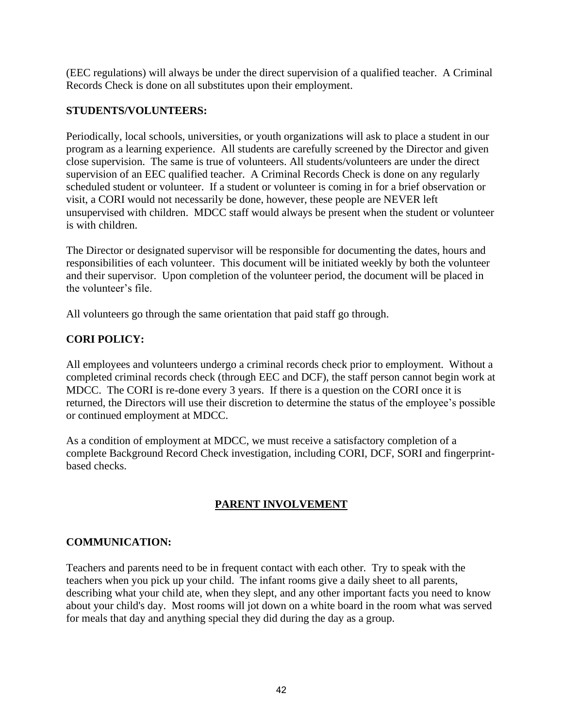(EEC regulations) will always be under the direct supervision of a qualified teacher. A Criminal Records Check is done on all substitutes upon their employment.

**STUDENTS/VOLUNTEERS:**

Periodically, local schools, universities, or youth organizations will ask to place a student in our program as a learning experience. All students are carefully screened by the Director and given close supervision. The same is true of volunteers. All students/volunteers are under the direct supervision of an EEC qualified teacher. A Criminal Records Check is done on any regularly scheduled student or volunteer. If a student or volunteer is coming in for a brief observation or visit, a CORI would not necessarily be done, however, these people are NEVER left unsupervised with children. MDCC staff would always be present when the student or volunteer is with children.

The Director or designated supervisor will be responsible for documenting the dates, hours and responsibilities of each volunteer. This document will be initiated weekly by both the volunteer and their supervisor. Upon completion of the volunteer period, the document will be placed in the volunteer's file.

All volunteers go through the same orientation that paid staff go through.

**CORI POLICY:**

All employees and volunteers undergo a criminal records check prior to employment. Without a completed criminal records check (through EEC and DCF), the staff person cannot begin work at MDCC. The CORI is re-done every 3 years. If there is a question on the CORI once it is returned, the Directors will use their discretion to determine the status of the employee's possible or continued employment at MDCC.

As a condition of employment at MDCC, we must receive a satisfactory completion of a complete Background Record Check investigation, including CORI, DCF, SORI and fingerprint-based checks.

## PARENT INVOLVEMENT

**COMMUNICATION:**

Teachers and parents need to be in frequent contact with each other. Try to speak with the teachers when you pick up your child. The infant rooms give a daily sheet to all parents, describing what your child ate, when they slept, and any other important facts you need to know about your child's day. Most rooms will jot down on a white board in the room what was served for meals that day and anything special they did during the day as a group.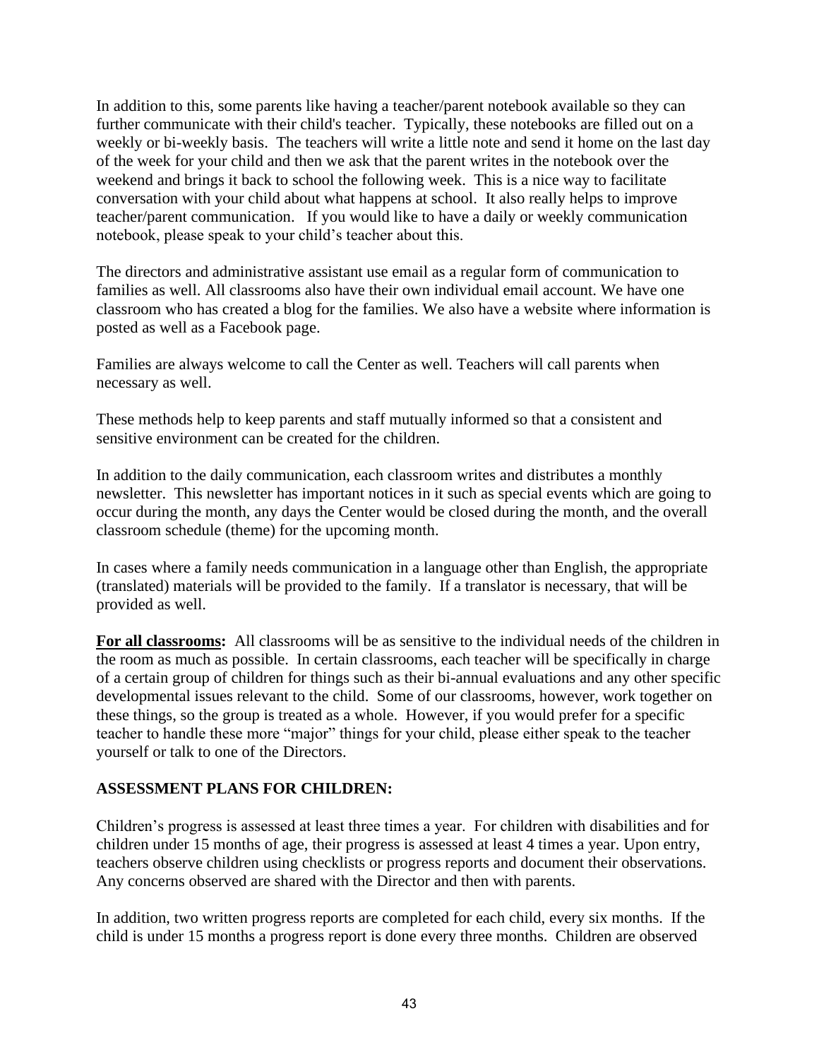In addition to this, some parents like having a teacher/parent notebook available so they can further communicate with their child's teacher. Typically, these notebooks are filled out on a weekly or bi-weekly basis. The teachers will write a little note and send it home on the last day of the week for your child and then we ask that the parent writes in the notebook over the weekend and brings it back to school the following week. This is a nice way to facilitate conversation with your child about what happens at school. It also really helps to improve teacher/parent communication. If you would like to have a daily or weekly communication notebook, please speak to your child's teacher about this.

The directors and administrative assistant use email as a regular form of communication to families as well. All classrooms also have their own individual email account. We have one classroom who has created a blog for the families. We also have a website where information is posted as well as a Facebook page.

Families are always welcome to call the Center as well. Teachers will call parents when necessary as well.

These methods help to keep parents and staff mutually informed so that a consistent and sensitive environment can be created for the children.

In addition to the daily communication, each classroom writes and distributes a monthly newsletter. This newsletter has important notices in it such as special events which are going to occur during the month, any days the Center would be closed during the month, and the overall classroom schedule (theme) for the upcoming month.

In cases where a family needs communication in a language other than English, the appropriate (translated) materials will be provided to the family. If a translator is necessary, that will be provided as well.

**For all classrooms:** All classrooms will be as sensitive to the individual needs of the children in the room as much as possible. In certain classrooms, each teacher will be specifically in charge of a certain group of children for things such as their bi-annual evaluations and any other specific developmental issues relevant to the child. Some of our classrooms, however, work together on these things, so the group is treated as a whole. However, if you would prefer for a specific teacher to handle these more "major" things for your child, please either speak to the teacher yourself or talk to one of the Directors.

## ASSESSMENT PLANS FOR CHILDREN:

Children's progress is assessed at least three times a year. For children with disabilities and for children under 15 months of age, their progress is assessed at least 4 times a year. Upon entry, teachers observe children using checklists or progress reports and document their observations. Any concerns observed are shared with the Director and then with parents.

In addition, two written progress reports are completed for each child, every six months. If the child is under 15 months a progress report is done every three months. Children are observed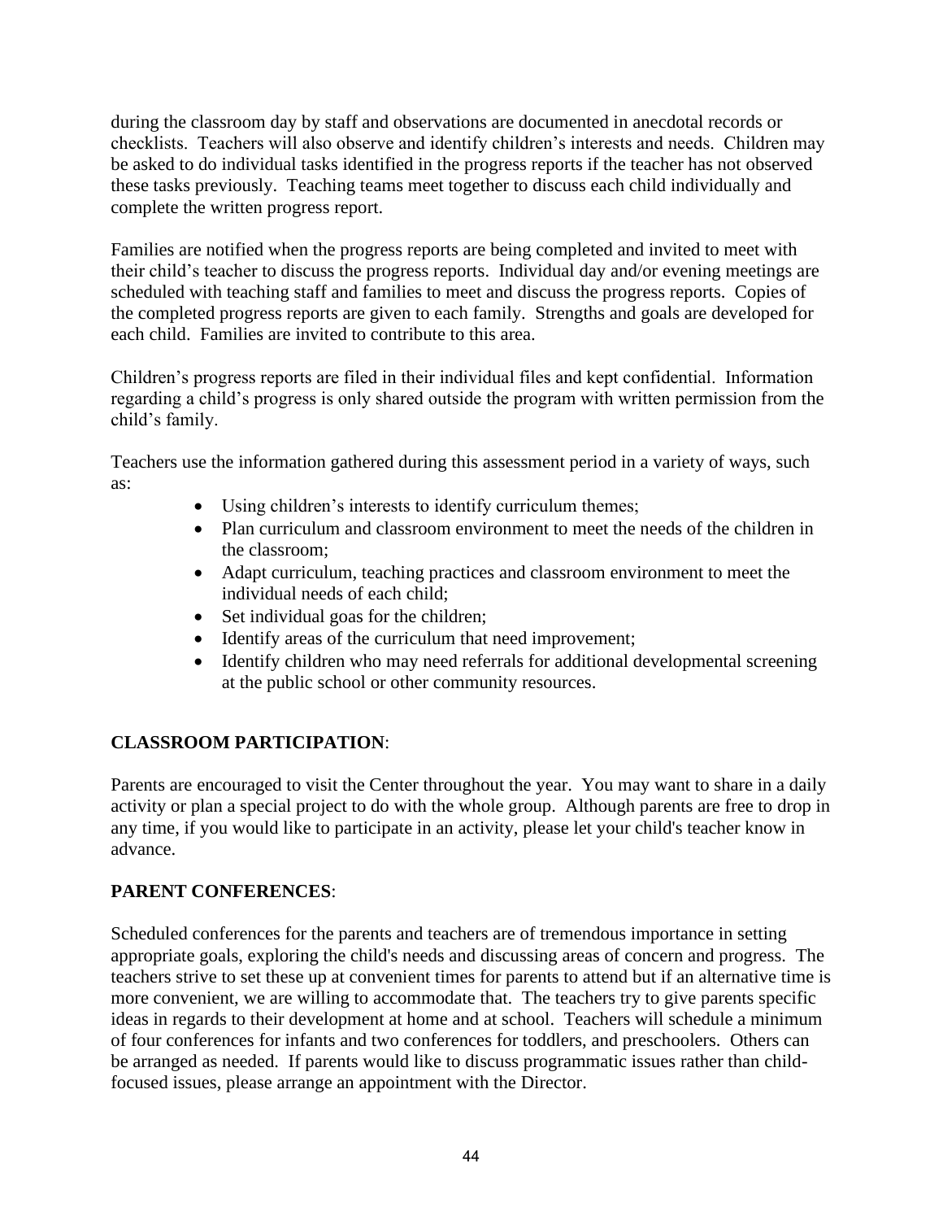during the classroom day by staff and observations are documented in anecdotal records or checklists. Teachers will also observe and identify children's interests and needs. Children may be asked to do individual tasks identified in the progress reports if the teacher has not observed these tasks previously. Teaching teams meet together to discuss each child individually and complete the written progress report.

Families are notified when the progress reports are being completed and invited to meet with their child's teacher to discuss the progress reports. Individual day and/or evening meetings are scheduled with teaching staff and families to meet and discuss the progress reports. Copies of the completed progress reports are given to each family. Strengths and goals are developed for each child. Families are invited to contribute to this area.

Children's progress reports are filed in their individual files and kept confidential. Information regarding a child's progress is only shared outside the program with written permission from the child's family.

Teachers use the information gathered during this assessment period in a variety of ways, such as:

- Using children's interests to identify curriculum themes;
- Plan curriculum and classroom environment to meet the needs of the children in the classroom;
- Adapt curriculum, teaching practices and classroom environment to meet the individual needs of each child;
- Set individual goas for the children;
- Identify areas of the curriculum that need improvement;
- Identify children who may need referrals for additional developmental screening at the public school or other community resources.

**CLASSROOM PARTICIPATION**:

Parents are encouraged to visit the Center throughout the year. You may want to share in a daily activity or plan a special project to do with the whole group. Although parents are free to drop in any time, if you would like to participate in an activity, please let your child's teacher know in advance.

**PARENT CONFERENCES**:

Scheduled conferences for the parents and teachers are of tremendous importance in setting appropriate goals, exploring the child's needs and discussing areas of concern and progress. The teachers strive to set these up at convenient times for parents to attend but if an alternative time is more convenient, we are willing to accommodate that. The teachers try to give parents specific ideas in regards to their development at home and at school. Teachers will schedule a minimum of four conferences for infants and two conferences for toddlers, and preschoolers. Others can be arranged as needed. If parents would like to discuss programmatic issues rather than child-focused issues, please arrange an appointment with the Director.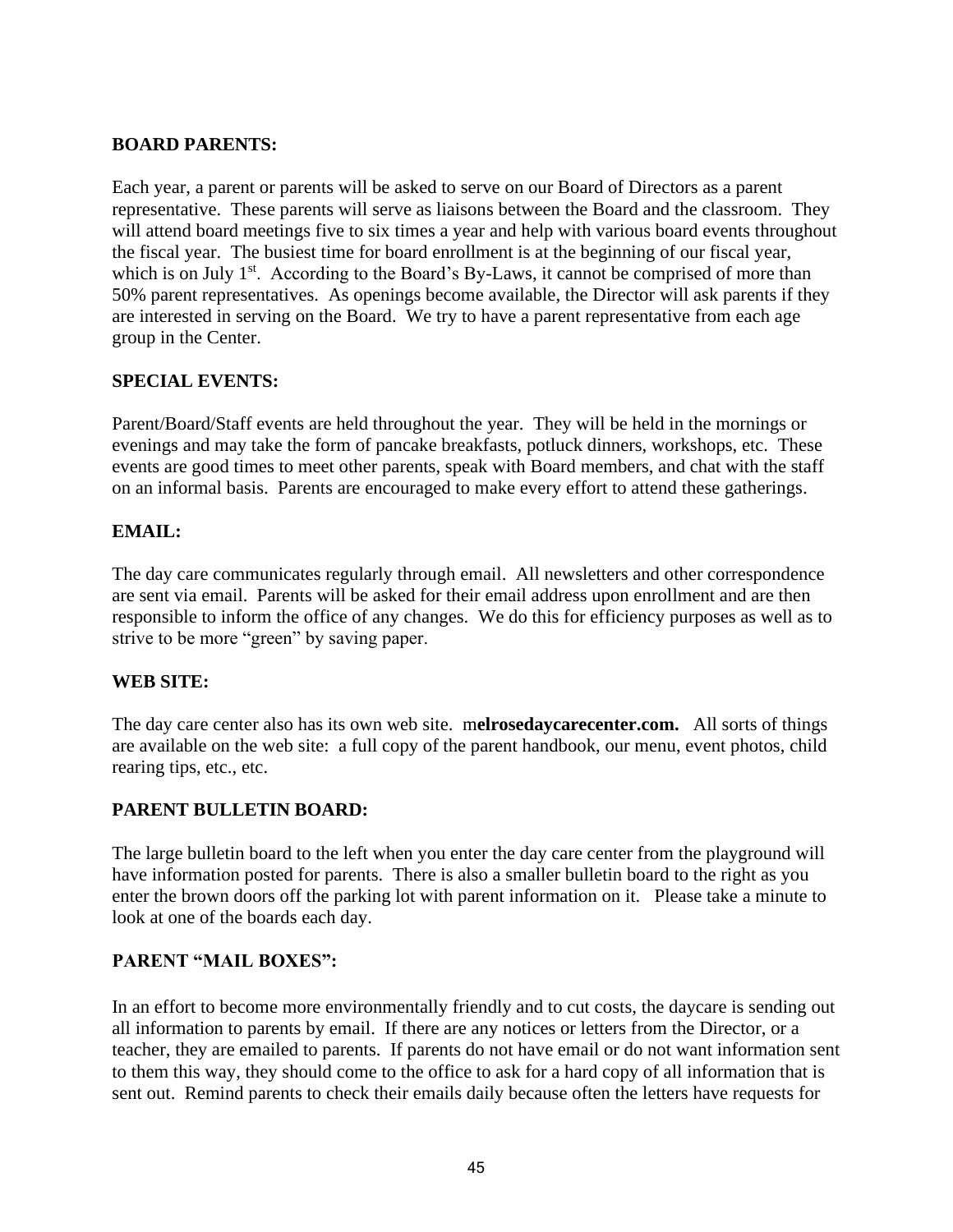**BOARD PARENTS:**

Each year, a parent or parents will be asked to serve on our Board of Directors as a parent representative. These parents will serve as liaisons between the Board and the classroom. They will attend board meetings five to six times a year and help with various board events throughout the fiscal year. The busiest time for board enrollment is at the beginning of our fiscal year, which is on July 1st. According to the Board's By-Laws, it cannot be comprised of more than 50% parent representatives. As openings become available, the Director will ask parents if they are interested in serving on the Board. We try to have a parent representative from each age group in the Center.

**SPECIAL EVENTS:**

Parent/Board/Staff events are held throughout the year. They will be held in the mornings or evenings and may take the form of pancake breakfasts, potluck dinners, workshops, etc. These events are good times to meet other parents, speak with Board members, and chat with the staff on an informal basis. Parents are encouraged to make every effort to attend these gatherings.

**EMAIL:**

The day care communicates regularly through email. All newsletters and other correspondence are sent via email. Parents will be asked for their email address upon enrollment and are then responsible to inform the office of any changes. We do this for efficiency purposes as well as to strive to be more "green" by saving paper.

**WEB SITE:**

The day care center also has its own web site. m**elrosedaycarecenter.com.** All sorts of things are available on the web site: a full copy of the parent handbook, our menu, event photos, child rearing tips, etc., etc.

**PARENT BULLETIN BOARD:**

The large bulletin board to the left when you enter the day care center from the playground will have information posted for parents. There is also a smaller bulletin board to the right as you enter the brown doors off the parking lot with parent information on it. Please take a minute to look at one of the boards each day.

**PARENT "MAIL BOXES":**

In an effort to become more environmentally friendly and to cut costs, the daycare is sending out all information to parents by email. If there are any notices or letters from the Director, or a teacher, they are emailed to parents. If parents do not have email or do not want information sent to them this way, they should come to the office to ask for a hard copy of all information that is sent out. Remind parents to check their emails daily because often the letters have requests for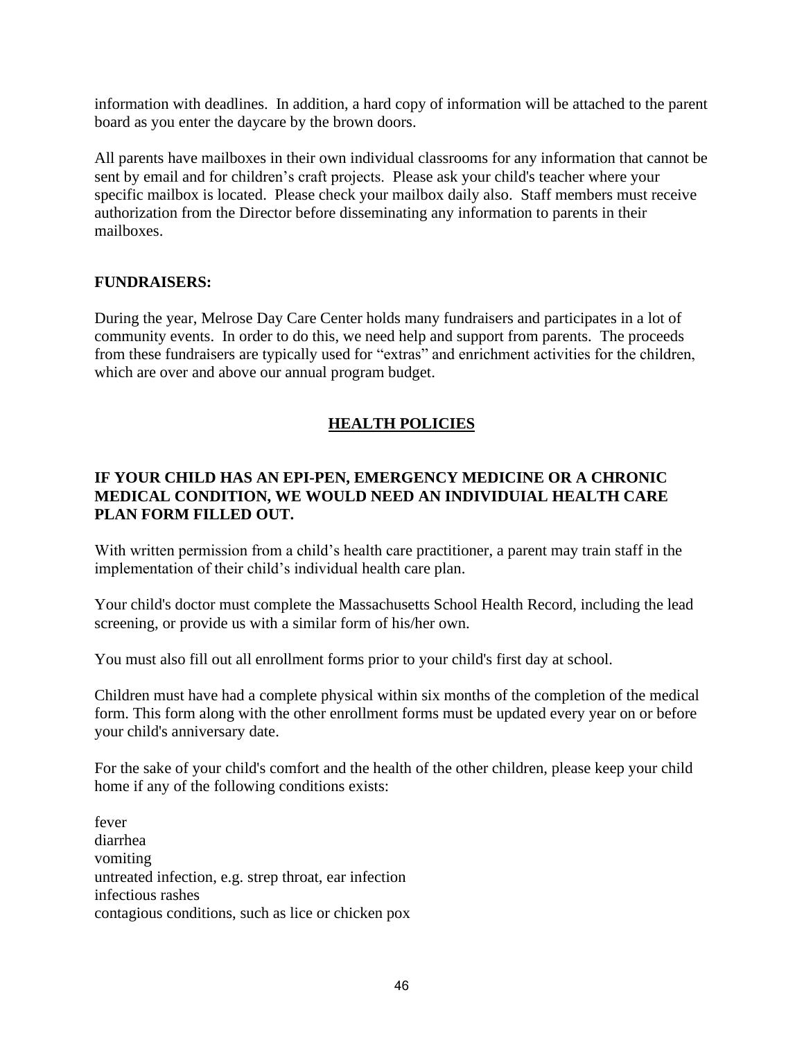information with deadlines. In addition, a hard copy of information will be attached to the parent board as you enter the daycare by the brown doors.

All parents have mailboxes in their own individual classrooms for any information that cannot be sent by email and for children's craft projects. Please ask your child's teacher where your specific mailbox is located. Please check your mailbox daily also. Staff members must receive authorization from the Director before disseminating any information to parents in their mailboxes.

**FUNDRAISERS:**

During the year, Melrose Day Care Center holds many fundraisers and participates in a lot of community events. In order to do this, we need help and support from parents. The proceeds from these fundraisers are typically used for "extras" and enrichment activities for the children, which are over and above our annual program budget.

## HEALTH POLICIES

**IF YOUR CHILD HAS AN EPI-PEN, EMERGENCY MEDICINE OR A CHRONIC MEDICAL CONDITION, WE WOULD NEED AN INDIVIDUIAL HEALTH CARE PLAN FORM FILLED OUT.**

With written permission from a child's health care practitioner, a parent may train staff in the implementation of their child's individual health care plan.

Your child's doctor must complete the Massachusetts School Health Record, including the lead screening, or provide us with a similar form of his/her own.

You must also fill out all enrollment forms prior to your child's first day at school.

Children must have had a complete physical within six months of the completion of the medical form. This form along with the other enrollment forms must be updated every year on or before your child's anniversary date.

For the sake of your child's comfort and the health of the other children, please keep your child home if any of the following conditions exists:

fever
diarrhea
vomiting
untreated infection, e.g. strep throat, ear infection
infectious rashes
contagious conditions, such as lice or chicken pox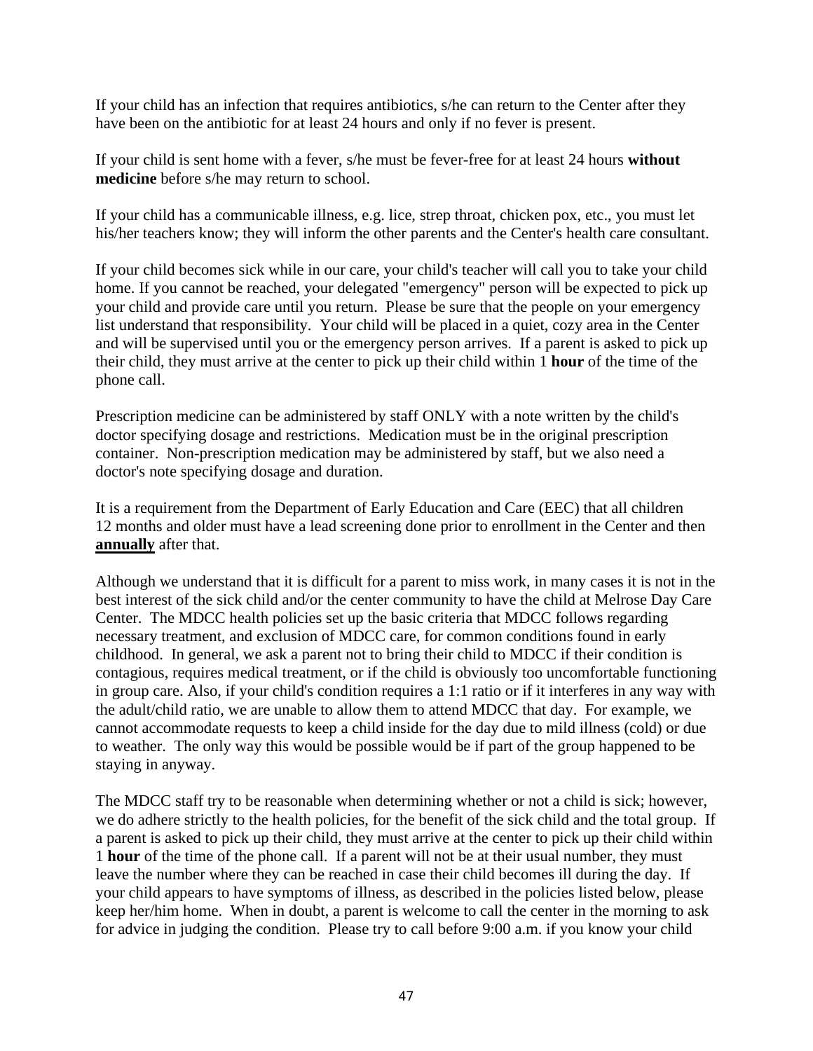If your child has an infection that requires antibiotics, s/he can return to the Center after they have been on the antibiotic for at least 24 hours and only if no fever is present.

If your child is sent home with a fever, s/he must be fever-free for at least 24 hours **without medicine** before s/he may return to school.

If your child has a communicable illness, e.g. lice, strep throat, chicken pox, etc., you must let his/her teachers know; they will inform the other parents and the Center's health care consultant.

If your child becomes sick while in our care, your child's teacher will call you to take your child home. If you cannot be reached, your delegated "emergency" person will be expected to pick up your child and provide care until you return. Please be sure that the people on your emergency list understand that responsibility. Your child will be placed in a quiet, cozy area in the Center and will be supervised until you or the emergency person arrives. If a parent is asked to pick up their child, they must arrive at the center to pick up their child within 1 **hour** of the time of the phone call.

Prescription medicine can be administered by staff ONLY with a note written by the child's doctor specifying dosage and restrictions. Medication must be in the original prescription container. Non-prescription medication may be administered by staff, but we also need a doctor's note specifying dosage and duration.

It is a requirement from the Department of Early Education and Care (EEC) that all children 12 months and older must have a lead screening done prior to enrollment in the Center and then **annually** after that.

Although we understand that it is difficult for a parent to miss work, in many cases it is not in the best interest of the sick child and/or the center community to have the child at Melrose Day Care Center. The MDCC health policies set up the basic criteria that MDCC follows regarding necessary treatment, and exclusion of MDCC care, for common conditions found in early childhood. In general, we ask a parent not to bring their child to MDCC if their condition is contagious, requires medical treatment, or if the child is obviously too uncomfortable functioning in group care. Also, if your child's condition requires a 1:1 ratio or if it interferes in any way with the adult/child ratio, we are unable to allow them to attend MDCC that day. For example, we cannot accommodate requests to keep a child inside for the day due to mild illness (cold) or due to weather. The only way this would be possible would be if part of the group happened to be staying in anyway.

The MDCC staff try to be reasonable when determining whether or not a child is sick; however, we do adhere strictly to the health policies, for the benefit of the sick child and the total group. If a parent is asked to pick up their child, they must arrive at the center to pick up their child within 1 **hour** of the time of the phone call. If a parent will not be at their usual number, they must leave the number where they can be reached in case their child becomes ill during the day. If your child appears to have symptoms of illness, as described in the policies listed below, please keep her/him home. When in doubt, a parent is welcome to call the center in the morning to ask for advice in judging the condition. Please try to call before 9:00 a.m. if you know your child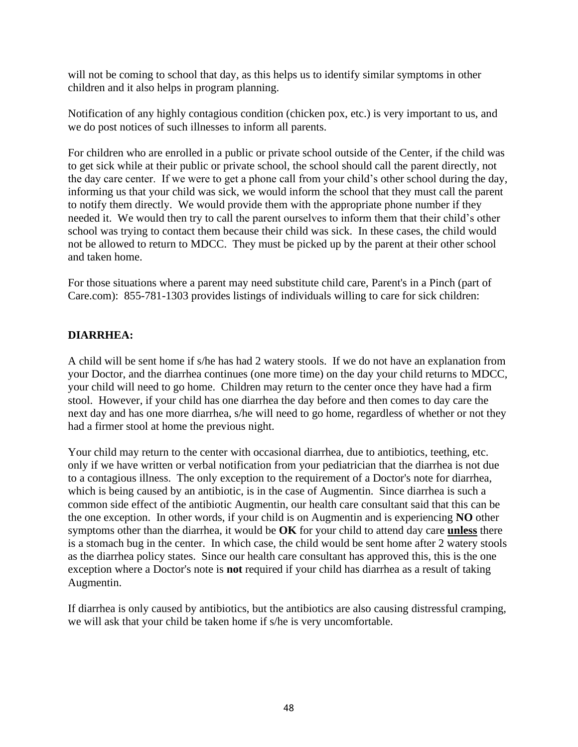will not be coming to school that day, as this helps us to identify similar symptoms in other children and it also helps in program planning.

Notification of any highly contagious condition (chicken pox, etc.) is very important to us, and we do post notices of such illnesses to inform all parents.

For children who are enrolled in a public or private school outside of the Center, if the child was to get sick while at their public or private school, the school should call the parent directly, not the day care center. If we were to get a phone call from your child's other school during the day, informing us that your child was sick, we would inform the school that they must call the parent to notify them directly. We would provide them with the appropriate phone number if they needed it. We would then try to call the parent ourselves to inform them that their child's other school was trying to contact them because their child was sick. In these cases, the child would not be allowed to return to MDCC. They must be picked up by the parent at their other school and taken home.

For those situations where a parent may need substitute child care, Parent's in a Pinch (part of Care.com): 855-781-1303 provides listings of individuals willing to care for sick children:

**DIARRHEA:**

A child will be sent home if s/he has had 2 watery stools. If we do not have an explanation from your Doctor, and the diarrhea continues (one more time) on the day your child returns to MDCC, your child will need to go home. Children may return to the center once they have had a firm stool. However, if your child has one diarrhea the day before and then comes to day care the next day and has one more diarrhea, s/he will need to go home, regardless of whether or not they had a firmer stool at home the previous night.

Your child may return to the center with occasional diarrhea, due to antibiotics, teething, etc. only if we have written or verbal notification from your pediatrician that the diarrhea is not due to a contagious illness. The only exception to the requirement of a Doctor's note for diarrhea, which is being caused by an antibiotic, is in the case of Augmentin. Since diarrhea is such a common side effect of the antibiotic Augmentin, our health care consultant said that this can be the one exception. In other words, if your child is on Augmentin and is experiencing **NO** other symptoms other than the diarrhea, it would be **OK** for your child to attend day care **unless** there is a stomach bug in the center. In which case, the child would be sent home after 2 watery stools as the diarrhea policy states. Since our health care consultant has approved this, this is the one exception where a Doctor's note is **not** required if your child has diarrhea as a result of taking Augmentin.

If diarrhea is only caused by antibiotics, but the antibiotics are also causing distressful cramping, we will ask that your child be taken home if s/he is very uncomfortable.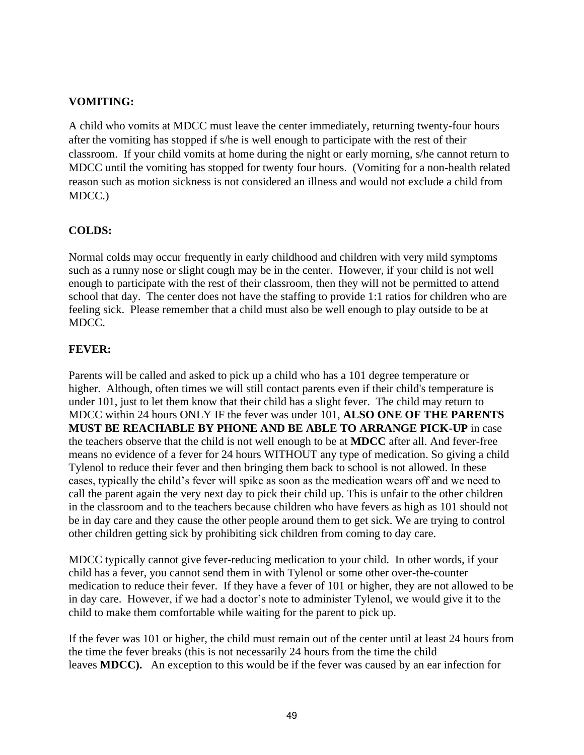**VOMITING:**

A child who vomits at MDCC must leave the center immediately, returning twenty-four hours after the vomiting has stopped if s/he is well enough to participate with the rest of their classroom. If your child vomits at home during the night or early morning, s/he cannot return to MDCC until the vomiting has stopped for twenty four hours. (Vomiting for a non-health related reason such as motion sickness is not considered an illness and would not exclude a child from MDCC.)

**COLDS:**

Normal colds may occur frequently in early childhood and children with very mild symptoms such as a runny nose or slight cough may be in the center. However, if your child is not well enough to participate with the rest of their classroom, then they will not be permitted to attend school that day. The center does not have the staffing to provide 1:1 ratios for children who are feeling sick. Please remember that a child must also be well enough to play outside to be at MDCC.

**FEVER:**

Parents will be called and asked to pick up a child who has a 101 degree temperature or higher. Although, often times we will still contact parents even if their child's temperature is under 101, just to let them know that their child has a slight fever. The child may return to MDCC within 24 hours ONLY IF the fever was under 101, **ALSO ONE OF THE PARENTS MUST BE REACHABLE BY PHONE AND BE ABLE TO ARRANGE PICK-UP** in case the teachers observe that the child is not well enough to be at **MDCC** after all. And fever-free means no evidence of a fever for 24 hours WITHOUT any type of medication. So giving a child Tylenol to reduce their fever and then bringing them back to school is not allowed. In these cases, typically the child's fever will spike as soon as the medication wears off and we need to call the parent again the very next day to pick their child up. This is unfair to the other children in the classroom and to the teachers because children who have fevers as high as 101 should not be in day care and they cause the other people around them to get sick. We are trying to control other children getting sick by prohibiting sick children from coming to day care.

MDCC typically cannot give fever-reducing medication to your child. In other words, if your child has a fever, you cannot send them in with Tylenol or some other over-the-counter medication to reduce their fever. If they have a fever of 101 or higher, they are not allowed to be in day care. However, if we had a doctor's note to administer Tylenol, we would give it to the child to make them comfortable while waiting for the parent to pick up.

If the fever was 101 or higher, the child must remain out of the center until at least 24 hours from the time the fever breaks (this is not necessarily 24 hours from the time the child leaves **MDCC).** An exception to this would be if the fever was caused by an ear infection for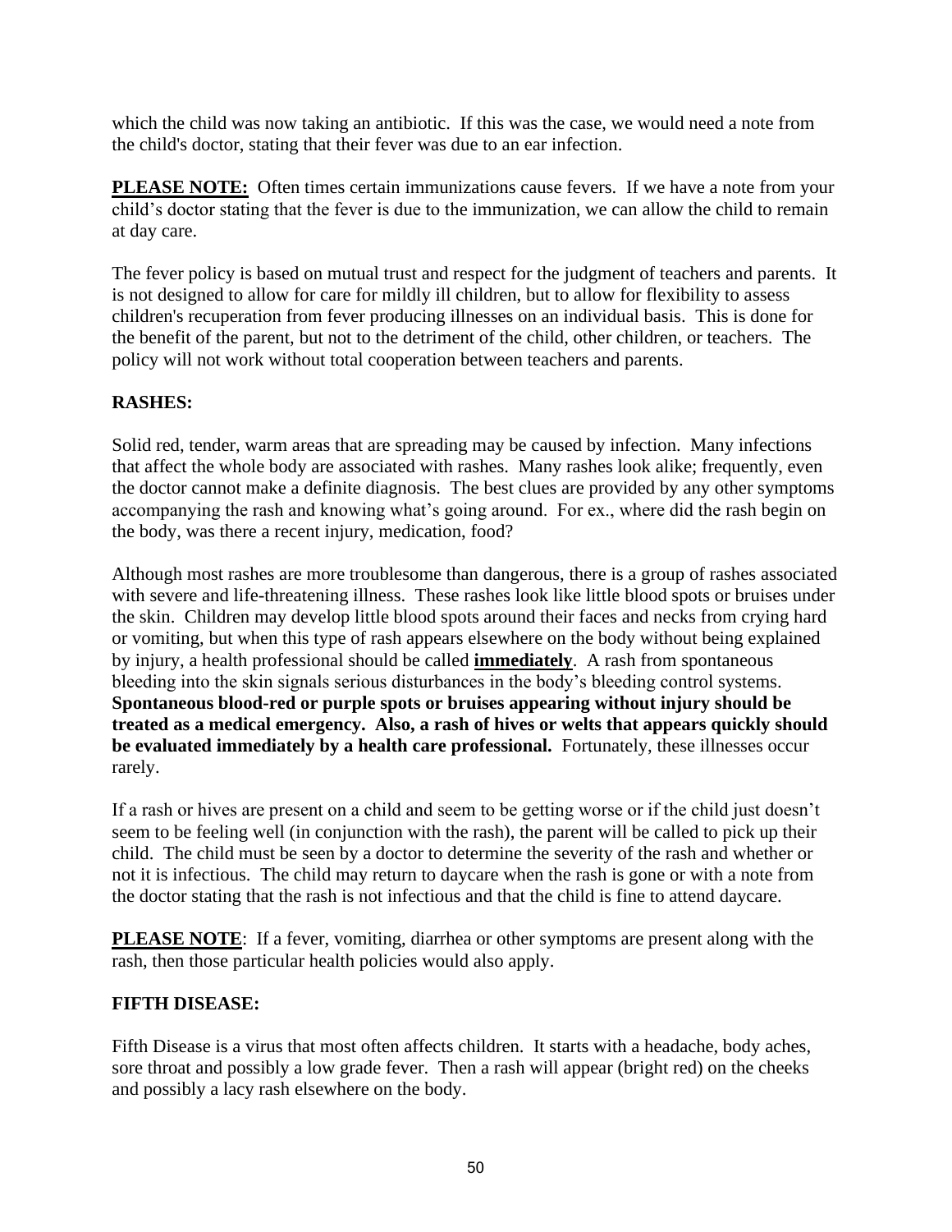which the child was now taking an antibiotic. If this was the case, we would need a note from the child's doctor, stating that their fever was due to an ear infection.

**PLEASE NOTE:** Often times certain immunizations cause fevers. If we have a note from your child's doctor stating that the fever is due to the immunization, we can allow the child to remain at day care.

The fever policy is based on mutual trust and respect for the judgment of teachers and parents. It is not designed to allow for care for mildly ill children, but to allow for flexibility to assess children's recuperation from fever producing illnesses on an individual basis. This is done for the benefit of the parent, but not to the detriment of the child, other children, or teachers. The policy will not work without total cooperation between teachers and parents.

### RASHES:

Solid red, tender, warm areas that are spreading may be caused by infection. Many infections that affect the whole body are associated with rashes. Many rashes look alike; frequently, even the doctor cannot make a definite diagnosis. The best clues are provided by any other symptoms accompanying the rash and knowing what's going around. For ex., where did the rash begin on the body, was there a recent injury, medication, food?

Although most rashes are more troublesome than dangerous, there is a group of rashes associated with severe and life-threatening illness. These rashes look like little blood spots or bruises under the skin. Children may develop little blood spots around their faces and necks from crying hard or vomiting, but when this type of rash appears elsewhere on the body without being explained by injury, a health professional should be called **immediately**. A rash from spontaneous bleeding into the skin signals serious disturbances in the body's bleeding control systems. **Spontaneous blood-red or purple spots or bruises appearing without injury should be treated as a medical emergency. Also, a rash of hives or welts that appears quickly should be evaluated immediately by a health care professional.** Fortunately, these illnesses occur rarely.

If a rash or hives are present on a child and seem to be getting worse or if the child just doesn't seem to be feeling well (in conjunction with the rash), the parent will be called to pick up their child. The child must be seen by a doctor to determine the severity of the rash and whether or not it is infectious. The child may return to daycare when the rash is gone or with a note from the doctor stating that the rash is not infectious and that the child is fine to attend daycare.

**PLEASE NOTE**: If a fever, vomiting, diarrhea or other symptoms are present along with the rash, then those particular health policies would also apply.

### FIFTH DISEASE:

Fifth Disease is a virus that most often affects children. It starts with a headache, body aches, sore throat and possibly a low grade fever. Then a rash will appear (bright red) on the cheeks and possibly a lacy rash elsewhere on the body.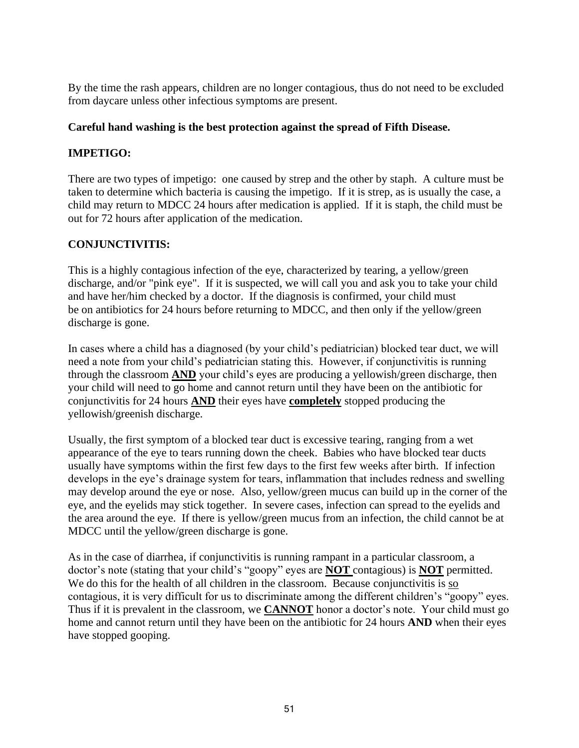By the time the rash appears, children are no longer contagious, thus do not need to be excluded from daycare unless other infectious symptoms are present.

**Careful hand washing is the best protection against the spread of Fifth Disease.**

**IMPETIGO:**

There are two types of impetigo: one caused by strep and the other by staph. A culture must be taken to determine which bacteria is causing the impetigo. If it is strep, as is usually the case, a child may return to MDCC 24 hours after medication is applied. If it is staph, the child must be out for 72 hours after application of the medication.

**CONJUNCTIVITIS:**

This is a highly contagious infection of the eye, characterized by tearing, a yellow/green discharge, and/or "pink eye". If it is suspected, we will call you and ask you to take your child and have her/him checked by a doctor. If the diagnosis is confirmed, your child must be on antibiotics for 24 hours before returning to MDCC, and then only if the yellow/green discharge is gone.

In cases where a child has a diagnosed (by your child's pediatrician) blocked tear duct, we will need a note from your child's pediatrician stating this. However, if conjunctivitis is running through the classroom **<u>AND</u>** your child's eyes are producing a yellowish/green discharge, then your child will need to go home and cannot return until they have been on the antibiotic for conjunctivitis for 24 hours **<u>AND</u>** their eyes have **<u>completely</u>** stopped producing the yellowish/greenish discharge.

Usually, the first symptom of a blocked tear duct is excessive tearing, ranging from a wet appearance of the eye to tears running down the cheek. Babies who have blocked tear ducts usually have symptoms within the first few days to the first few weeks after birth. If infection develops in the eye's drainage system for tears, inflammation that includes redness and swelling may develop around the eye or nose. Also, yellow/green mucus can build up in the corner of the eye, and the eyelids may stick together. In severe cases, infection can spread to the eyelids and the area around the eye. If there is yellow/green mucus from an infection, the child cannot be at MDCC until the yellow/green discharge is gone.

As in the case of diarrhea, if conjunctivitis is running rampant in a particular classroom, a doctor's note (stating that your child's "goopy" eyes are **<u>NOT</u>** contagious) is **<u>NOT</u>** permitted. We do this for the health of all children in the classroom. Because conjunctivitis is <u>so</u> contagious, it is very difficult for us to discriminate among the different children's "goopy" eyes. Thus if it is prevalent in the classroom, we **<u>CANNOT</u>** honor a doctor's note. Your child must go home and cannot return until they have been on the antibiotic for 24 hours **AND** when their eyes have stopped gooping.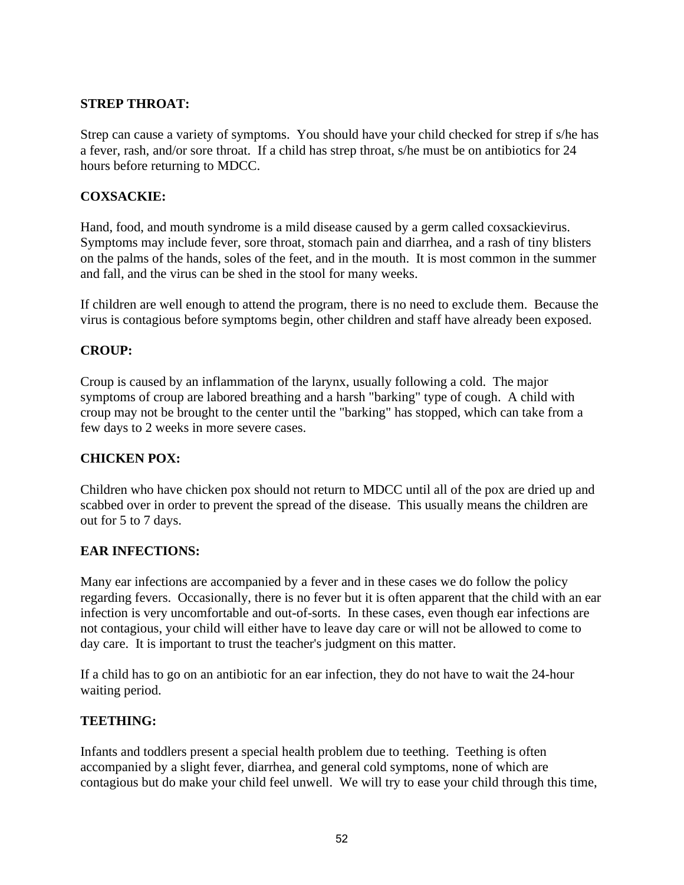**STREP THROAT:**

Strep can cause a variety of symptoms. You should have your child checked for strep if s/he has a fever, rash, and/or sore throat. If a child has strep throat, s/he must be on antibiotics for 24 hours before returning to MDCC.

**COXSACKIE:**

Hand, food, and mouth syndrome is a mild disease caused by a germ called coxsackievirus. Symptoms may include fever, sore throat, stomach pain and diarrhea, and a rash of tiny blisters on the palms of the hands, soles of the feet, and in the mouth. It is most common in the summer and fall, and the virus can be shed in the stool for many weeks.

If children are well enough to attend the program, there is no need to exclude them. Because the virus is contagious before symptoms begin, other children and staff have already been exposed.

**CROUP:**

Croup is caused by an inflammation of the larynx, usually following a cold. The major symptoms of croup are labored breathing and a harsh "barking" type of cough. A child with croup may not be brought to the center until the "barking" has stopped, which can take from a few days to 2 weeks in more severe cases.

**CHICKEN POX:**

Children who have chicken pox should not return to MDCC until all of the pox are dried up and scabbed over in order to prevent the spread of the disease. This usually means the children are out for 5 to 7 days.

**EAR INFECTIONS:**

Many ear infections are accompanied by a fever and in these cases we do follow the policy regarding fevers. Occasionally, there is no fever but it is often apparent that the child with an ear infection is very uncomfortable and out-of-sorts. In these cases, even though ear infections are not contagious, your child will either have to leave day care or will not be allowed to come to day care. It is important to trust the teacher's judgment on this matter.

If a child has to go on an antibiotic for an ear infection, they do not have to wait the 24-hour waiting period.

**TEETHING:**

Infants and toddlers present a special health problem due to teething. Teething is often accompanied by a slight fever, diarrhea, and general cold symptoms, none of which are contagious but do make your child feel unwell. We will try to ease your child through this time,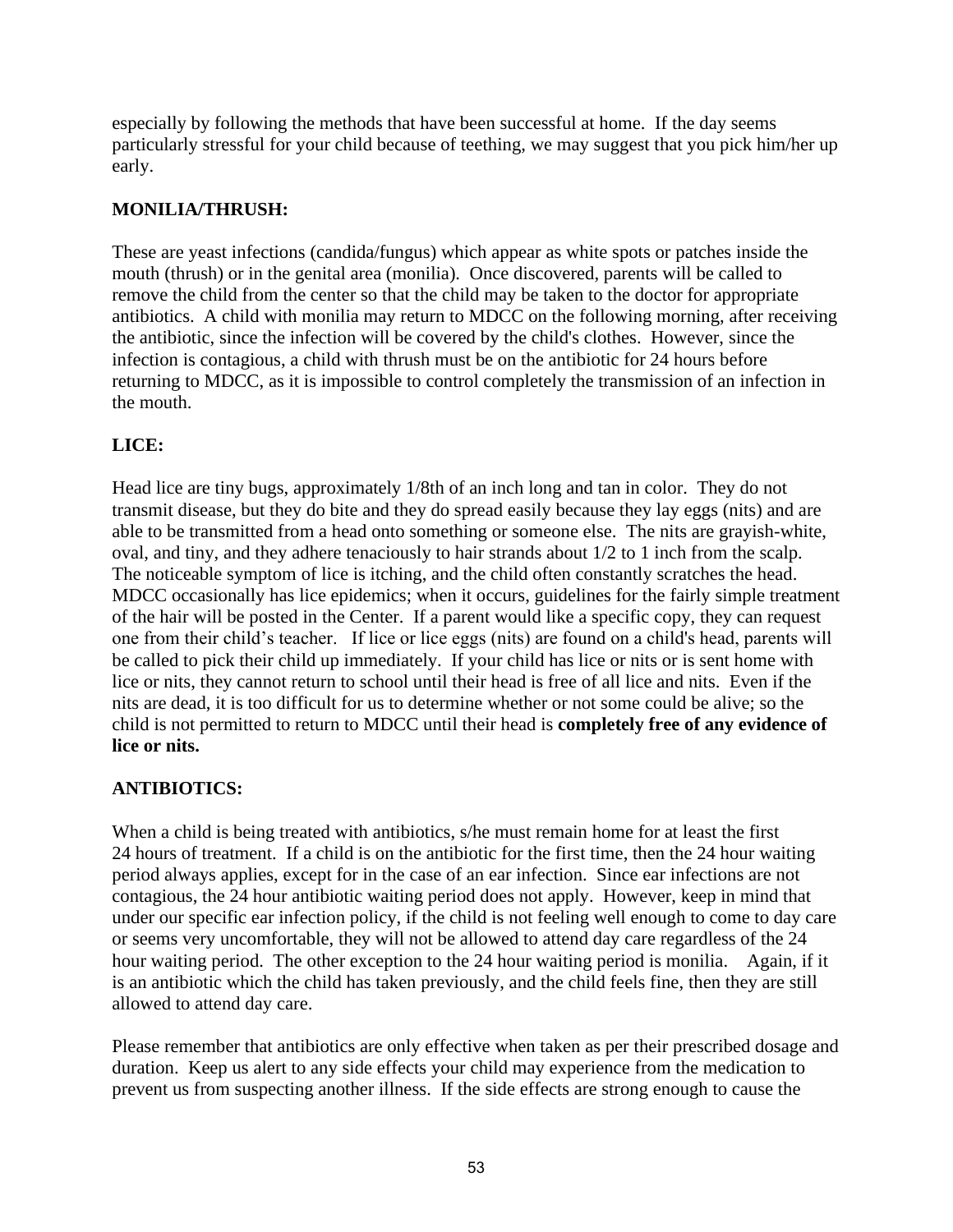especially by following the methods that have been successful at home. If the day seems particularly stressful for your child because of teething, we may suggest that you pick him/her up early.

**MONILIA/THRUSH:**

These are yeast infections (candida/fungus) which appear as white spots or patches inside the mouth (thrush) or in the genital area (monilia). Once discovered, parents will be called to remove the child from the center so that the child may be taken to the doctor for appropriate antibiotics. A child with monilia may return to MDCC on the following morning, after receiving the antibiotic, since the infection will be covered by the child's clothes. However, since the infection is contagious, a child with thrush must be on the antibiotic for 24 hours before returning to MDCC, as it is impossible to control completely the transmission of an infection in the mouth.

**LICE:**

Head lice are tiny bugs, approximately 1/8th of an inch long and tan in color. They do not transmit disease, but they do bite and they do spread easily because they lay eggs (nits) and are able to be transmitted from a head onto something or someone else. The nits are grayish-white, oval, and tiny, and they adhere tenaciously to hair strands about 1/2 to 1 inch from the scalp. The noticeable symptom of lice is itching, and the child often constantly scratches the head. MDCC occasionally has lice epidemics; when it occurs, guidelines for the fairly simple treatment of the hair will be posted in the Center. If a parent would like a specific copy, they can request one from their child's teacher. If lice or lice eggs (nits) are found on a child's head, parents will be called to pick their child up immediately. If your child has lice or nits or is sent home with lice or nits, they cannot return to school until their head is free of all lice and nits. Even if the nits are dead, it is too difficult for us to determine whether or not some could be alive; so the child is not permitted to return to MDCC until their head is **completely free of any evidence of lice or nits.**

**ANTIBIOTICS:**

When a child is being treated with antibiotics, s/he must remain home for at least the first 24 hours of treatment. If a child is on the antibiotic for the first time, then the 24 hour waiting period always applies, except for in the case of an ear infection. Since ear infections are not contagious, the 24 hour antibiotic waiting period does not apply. However, keep in mind that under our specific ear infection policy, if the child is not feeling well enough to come to day care or seems very uncomfortable, they will not be allowed to attend day care regardless of the 24 hour waiting period. The other exception to the 24 hour waiting period is monilia. Again, if it is an antibiotic which the child has taken previously, and the child feels fine, then they are still allowed to attend day care.

Please remember that antibiotics are only effective when taken as per their prescribed dosage and duration. Keep us alert to any side effects your child may experience from the medication to prevent us from suspecting another illness. If the side effects are strong enough to cause the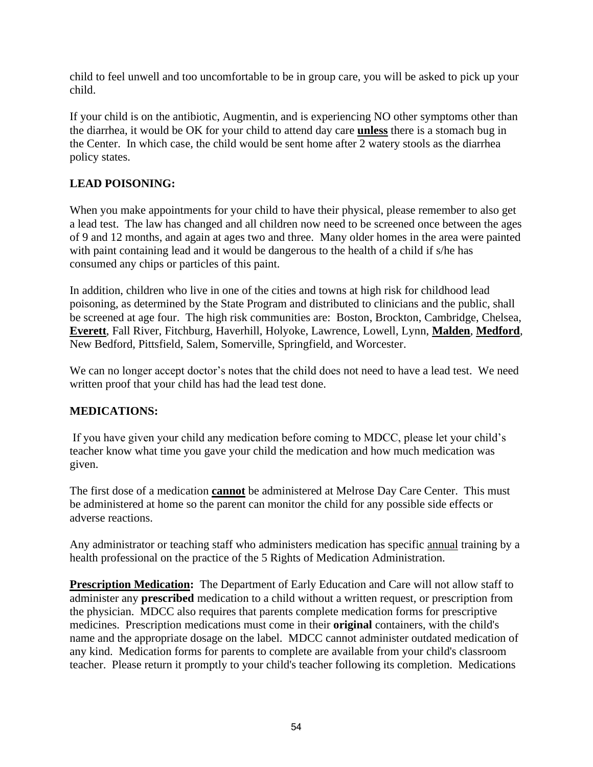child to feel unwell and too uncomfortable to be in group care, you will be asked to pick up your child.

If your child is on the antibiotic, Augmentin, and is experiencing NO other symptoms other than the diarrhea, it would be OK for your child to attend day care **unless** there is a stomach bug in the Center. In which case, the child would be sent home after 2 watery stools as the diarrhea policy states.

**LEAD POISONING:**

When you make appointments for your child to have their physical, please remember to also get a lead test. The law has changed and all children now need to be screened once between the ages of 9 and 12 months, and again at ages two and three. Many older homes in the area were painted with paint containing lead and it would be dangerous to the health of a child if s/he has consumed any chips or particles of this paint.

In addition, children who live in one of the cities and towns at high risk for childhood lead poisoning, as determined by the State Program and distributed to clinicians and the public, shall be screened at age four. The high risk communities are: Boston, Brockton, Cambridge, Chelsea, **Everett**, Fall River, Fitchburg, Haverhill, Holyoke, Lawrence, Lowell, Lynn, **Malden**, **Medford**, New Bedford, Pittsfield, Salem, Somerville, Springfield, and Worcester.

We can no longer accept doctor's notes that the child does not need to have a lead test. We need written proof that your child has had the lead test done.

**MEDICATIONS:**

If you have given your child any medication before coming to MDCC, please let your child's teacher know what time you gave your child the medication and how much medication was given.

The first dose of a medication **cannot** be administered at Melrose Day Care Center. This must be administered at home so the parent can monitor the child for any possible side effects or adverse reactions.

Any administrator or teaching staff who administers medication has specific annual training by a health professional on the practice of the 5 Rights of Medication Administration.

**Prescription Medication:** The Department of Early Education and Care will not allow staff to administer any **prescribed** medication to a child without a written request, or prescription from the physician. MDCC also requires that parents complete medication forms for prescriptive medicines. Prescription medications must come in their **original** containers, with the child's name and the appropriate dosage on the label. MDCC cannot administer outdated medication of any kind. Medication forms for parents to complete are available from your child's classroom teacher. Please return it promptly to your child's teacher following its completion. Medications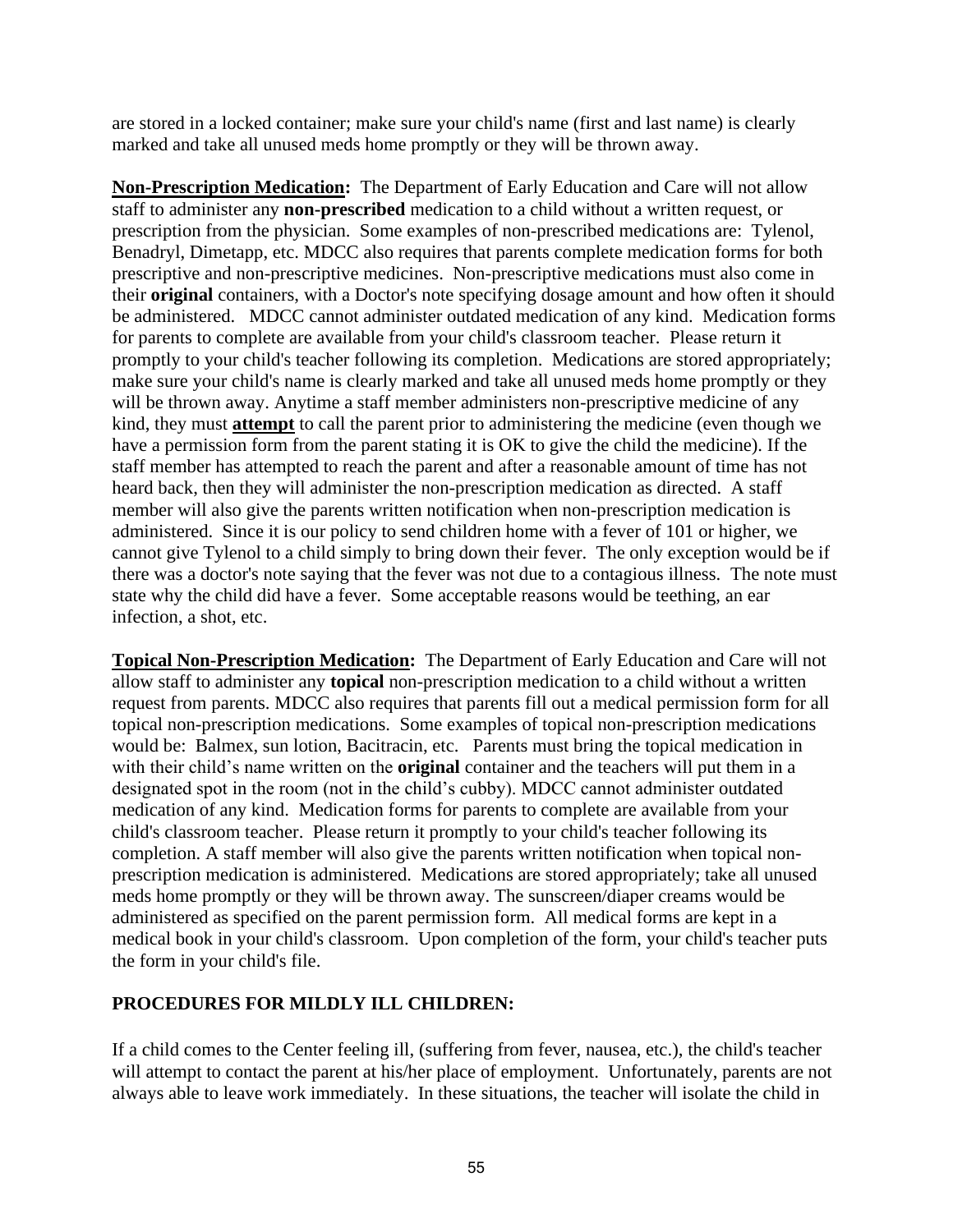are stored in a locked container; make sure your child's name (first and last name) is clearly marked and take all unused meds home promptly or they will be thrown away.

**Non-Prescription Medication:** The Department of Early Education and Care will not allow staff to administer any **non-prescribed** medication to a child without a written request, or prescription from the physician. Some examples of non-prescribed medications are: Tylenol, Benadryl, Dimetapp, etc. MDCC also requires that parents complete medication forms for both prescriptive and non-prescriptive medicines. Non-prescriptive medications must also come in their **original** containers, with a Doctor's note specifying dosage amount and how often it should be administered. MDCC cannot administer outdated medication of any kind. Medication forms for parents to complete are available from your child's classroom teacher. Please return it promptly to your child's teacher following its completion. Medications are stored appropriately; make sure your child's name is clearly marked and take all unused meds home promptly or they will be thrown away. Anytime a staff member administers non-prescriptive medicine of any kind, they must **attempt** to call the parent prior to administering the medicine (even though we have a permission form from the parent stating it is OK to give the child the medicine). If the staff member has attempted to reach the parent and after a reasonable amount of time has not heard back, then they will administer the non-prescription medication as directed. A staff member will also give the parents written notification when non-prescription medication is administered. Since it is our policy to send children home with a fever of 101 or higher, we cannot give Tylenol to a child simply to bring down their fever. The only exception would be if there was a doctor's note saying that the fever was not due to a contagious illness. The note must state why the child did have a fever. Some acceptable reasons would be teething, an ear infection, a shot, etc.

**Topical Non-Prescription Medication:** The Department of Early Education and Care will not allow staff to administer any **topical** non-prescription medication to a child without a written request from parents. MDCC also requires that parents fill out a medical permission form for all topical non-prescription medications. Some examples of topical non-prescription medications would be: Balmex, sun lotion, Bacitracin, etc. Parents must bring the topical medication in with their child's name written on the **original** container and the teachers will put them in a designated spot in the room (not in the child's cubby). MDCC cannot administer outdated medication of any kind. Medication forms for parents to complete are available from your child's classroom teacher. Please return it promptly to your child's teacher following its completion. A staff member will also give the parents written notification when topical non-prescription medication is administered. Medications are stored appropriately; take all unused meds home promptly or they will be thrown away. The sunscreen/diaper creams would be administered as specified on the parent permission form. All medical forms are kept in a medical book in your child's classroom. Upon completion of the form, your child's teacher puts the form in your child's file.

## PROCEDURES FOR MILDLY ILL CHILDREN:

If a child comes to the Center feeling ill, (suffering from fever, nausea, etc.), the child's teacher will attempt to contact the parent at his/her place of employment. Unfortunately, parents are not always able to leave work immediately. In these situations, the teacher will isolate the child in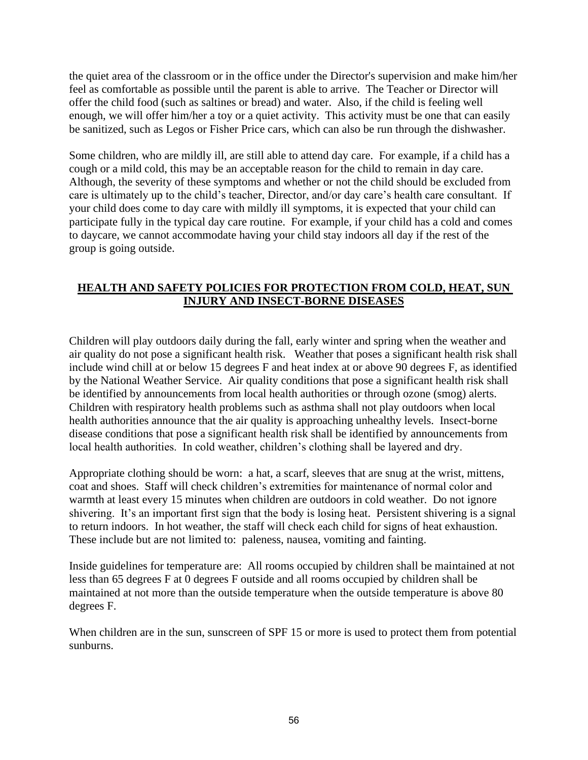the quiet area of the classroom or in the office under the Director's supervision and make him/her feel as comfortable as possible until the parent is able to arrive. The Teacher or Director will offer the child food (such as saltines or bread) and water. Also, if the child is feeling well enough, we will offer him/her a toy or a quiet activity. This activity must be one that can easily be sanitized, such as Legos or Fisher Price cars, which can also be run through the dishwasher.

Some children, who are mildly ill, are still able to attend day care. For example, if a child has a cough or a mild cold, this may be an acceptable reason for the child to remain in day care. Although, the severity of these symptoms and whether or not the child should be excluded from care is ultimately up to the child's teacher, Director, and/or day care's health care consultant. If your child does come to day care with mildly ill symptoms, it is expected that your child can participate fully in the typical day care routine. For example, if your child has a cold and comes to daycare, we cannot accommodate having your child stay indoors all day if the rest of the group is going outside.

## HEALTH AND SAFETY POLICIES FOR PROTECTION FROM COLD, HEAT, SUN INJURY AND INSECT-BORNE DISEASES

Children will play outdoors daily during the fall, early winter and spring when the weather and air quality do not pose a significant health risk. Weather that poses a significant health risk shall include wind chill at or below 15 degrees F and heat index at or above 90 degrees F, as identified by the National Weather Service. Air quality conditions that pose a significant health risk shall be identified by announcements from local health authorities or through ozone (smog) alerts. Children with respiratory health problems such as asthma shall not play outdoors when local health authorities announce that the air quality is approaching unhealthy levels. Insect-borne disease conditions that pose a significant health risk shall be identified by announcements from local health authorities. In cold weather, children's clothing shall be layered and dry.

Appropriate clothing should be worn: a hat, a scarf, sleeves that are snug at the wrist, mittens, coat and shoes. Staff will check children's extremities for maintenance of normal color and warmth at least every 15 minutes when children are outdoors in cold weather. Do not ignore shivering. It's an important first sign that the body is losing heat. Persistent shivering is a signal to return indoors. In hot weather, the staff will check each child for signs of heat exhaustion. These include but are not limited to: paleness, nausea, vomiting and fainting.

Inside guidelines for temperature are: All rooms occupied by children shall be maintained at not less than 65 degrees F at 0 degrees F outside and all rooms occupied by children shall be maintained at not more than the outside temperature when the outside temperature is above 80 degrees F.

When children are in the sun, sunscreen of SPF 15 or more is used to protect them from potential sunburns.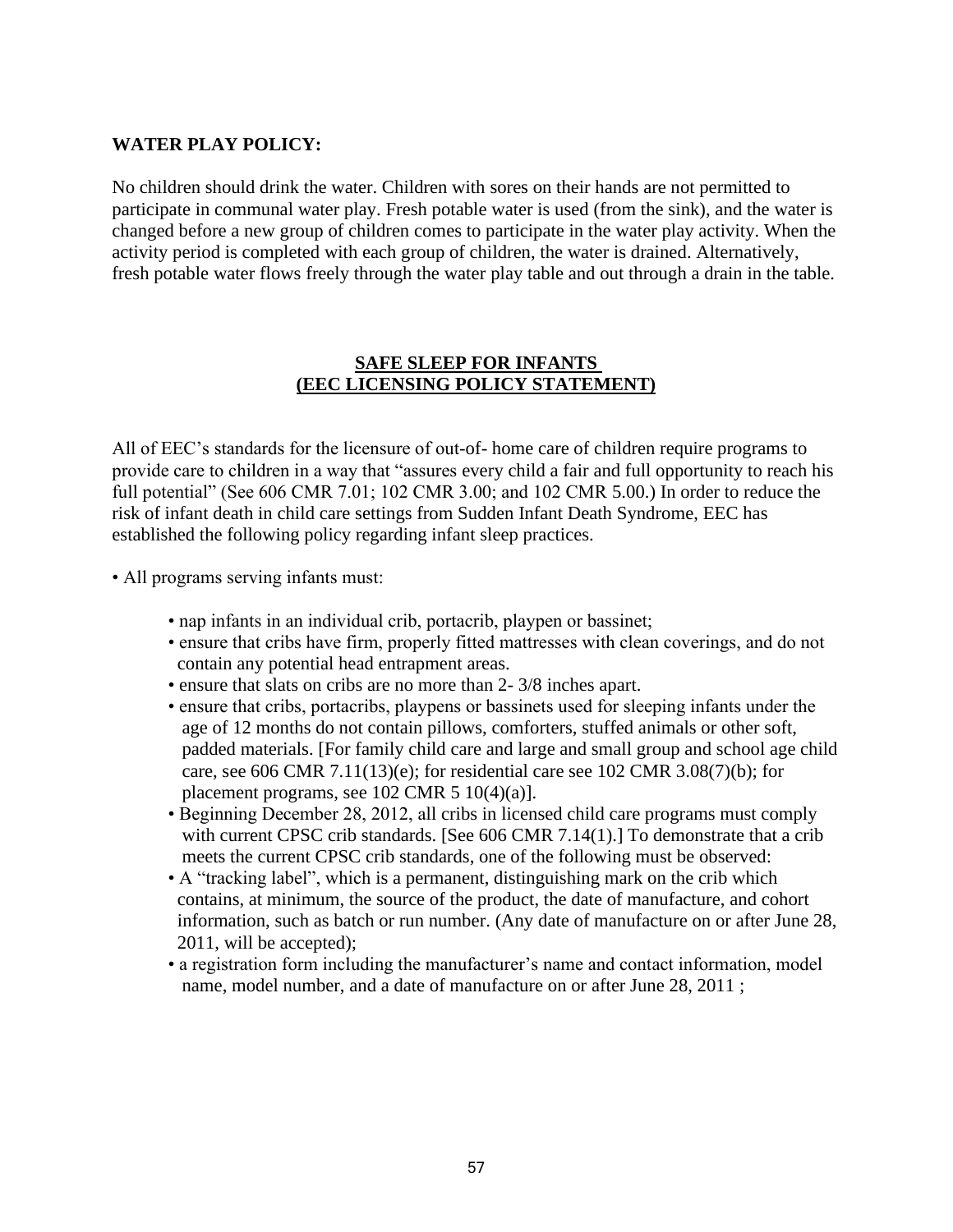**WATER PLAY POLICY:**

No children should drink the water. Children with sores on their hands are not permitted to participate in communal water play. Fresh potable water is used (from the sink), and the water is changed before a new group of children comes to participate in the water play activity. When the activity period is completed with each group of children, the water is drained. Alternatively, fresh potable water flows freely through the water play table and out through a drain in the table.

## SAFE SLEEP FOR INFANTS (EEC LICENSING POLICY STATEMENT)

All of EEC's standards for the licensure of out-of- home care of children require programs to provide care to children in a way that "assures every child a fair and full opportunity to reach his full potential" (See 606 CMR 7.01; 102 CMR 3.00; and 102 CMR 5.00.) In order to reduce the risk of infant death in child care settings from Sudden Infant Death Syndrome, EEC has established the following policy regarding infant sleep practices.

- All programs serving infants must:
  - nap infants in an individual crib, portacrib, playpen or bassinet;
  - ensure that cribs have firm, properly fitted mattresses with clean coverings, and do not contain any potential head entrapment areas.
  - ensure that slats on cribs are no more than 2- 3/8 inches apart.
  - ensure that cribs, portacribs, playpens or bassinets used for sleeping infants under the age of 12 months do not contain pillows, comforters, stuffed animals or other soft, padded materials. [For family child care and large and small group and school age child care, see 606 CMR 7.11(13)(e); for residential care see 102 CMR 3.08(7)(b); for placement programs, see 102 CMR 5 10(4)(a)].
  - Beginning December 28, 2012, all cribs in licensed child care programs must comply with current CPSC crib standards. [See 606 CMR 7.14(1).] To demonstrate that a crib meets the current CPSC crib standards, one of the following must be observed:
  - A "tracking label", which is a permanent, distinguishing mark on the crib which contains, at minimum, the source of the product, the date of manufacture, and cohort information, such as batch or run number. (Any date of manufacture on or after June 28, 2011, will be accepted);
  - a registration form including the manufacturer's name and contact information, model name, model number, and a date of manufacture on or after June 28, 2011 ;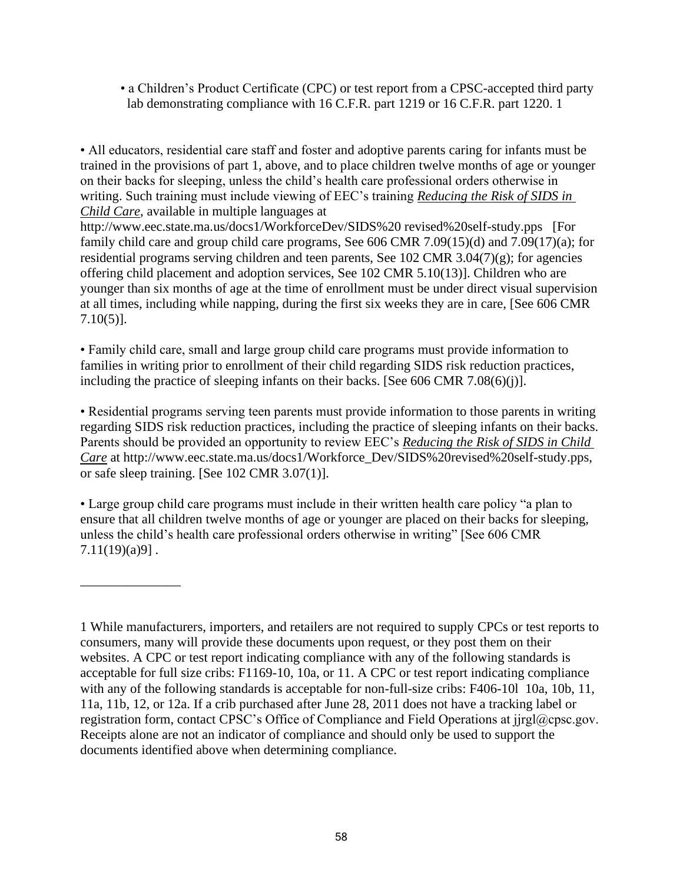- a Children's Product Certificate (CPC) or test report from a CPSC-accepted third party lab demonstrating compliance with 16 C.F.R. part 1219 or 16 C.F.R. part 1220. [1]

• All educators, residential care staff and foster and adoptive parents caring for infants must be trained in the provisions of part 1, above, and to place children twelve months of age or younger on their backs for sleeping, unless the child's health care professional orders otherwise in writing. Such training must include viewing of EEC's training *Reducing the Risk of SIDS in Child Care*, available in multiple languages at http://www.eec.state.ma.us/docs1/WorkforceDev/SIDS%20 revised%20self-study.pps [For family child care and group child care programs, See 606 CMR 7.09(15)(d) and 7.09(17)(a); for residential programs serving children and teen parents, See 102 CMR 3.04(7)(g); for agencies offering child placement and adoption services, See 102 CMR 5.10(13)]. Children who are younger than six months of age at the time of enrollment must be under direct visual supervision at all times, including while napping, during the first six weeks they are in care, [See 606 CMR 7.10(5)].

• Family child care, small and large group child care programs must provide information to families in writing prior to enrollment of their child regarding SIDS risk reduction practices, including the practice of sleeping infants on their backs. [See 606 CMR 7.08(6)(j)].

• Residential programs serving teen parents must provide information to those parents in writing regarding SIDS risk reduction practices, including the practice of sleeping infants on their backs. Parents should be provided an opportunity to review EEC's *Reducing the Risk of SIDS in Child Care* at http://www.eec.state.ma.us/docs1/Workforce_Dev/SIDS%20revised%20self-study.pps, or safe sleep training. [See 102 CMR 3.07(1)].

• Large group child care programs must include in their written health care policy "a plan to ensure that all children twelve months of age or younger are placed on their backs for sleeping, unless the child's health care professional orders otherwise in writing" [See 606 CMR 7.11(19)(a)9] .

_______________

1 While manufacturers, importers, and retailers are not required to supply CPCs or test reports to consumers, many will provide these documents upon request, or they post them on their websites. A CPC or test report indicating compliance with any of the following standards is acceptable for full size cribs: F1169-10, 10a, or 11. A CPC or test report indicating compliance with any of the following standards is acceptable for non-full-size cribs: F406-10l 10a, 10b, 11, 11a, 11b, 12, or 12a. If a crib purchased after June 28, 2011 does not have a tracking label or registration form, contact CPSC's Office of Compliance and Field Operations at jjrgl@cpsc.gov. Receipts alone are not an indicator of compliance and should only be used to support the documents identified above when determining compliance.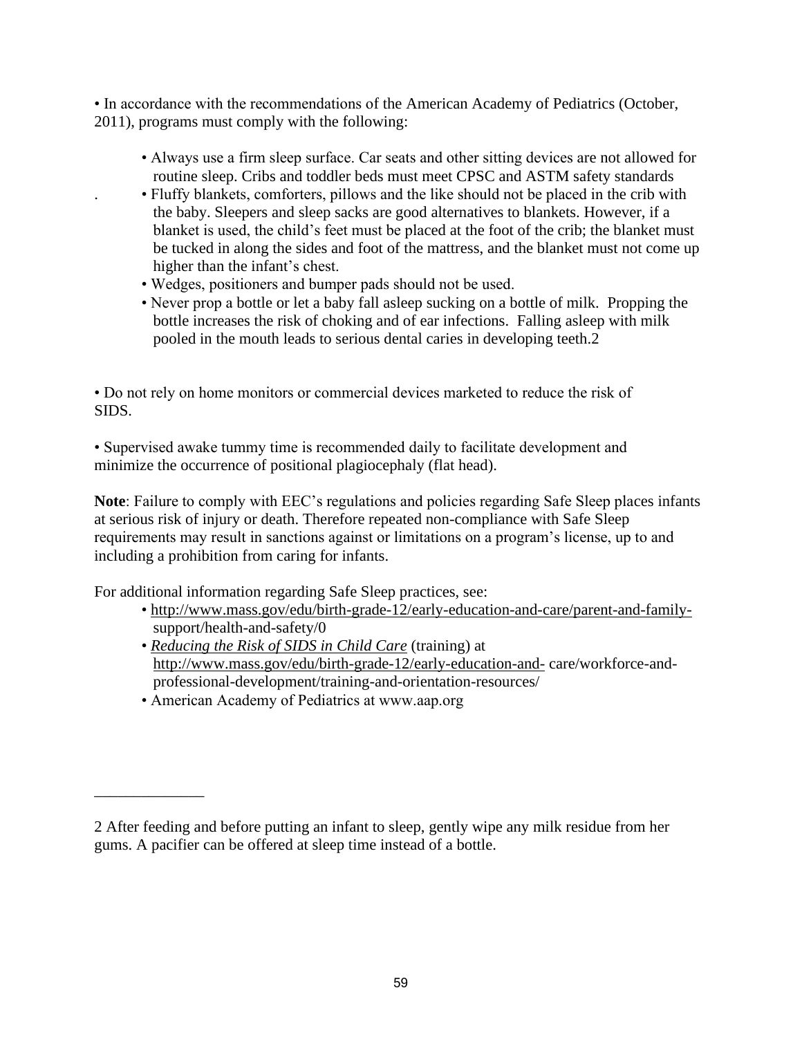- In accordance with the recommendations of the American Academy of Pediatrics (October, 2011), programs must comply with the following:

  - Always use a firm sleep surface. Car seats and other sitting devices are not allowed for routine sleep. Cribs and toddler beds must meet CPSC and ASTM safety standards
  - Fluffy blankets, comforters, pillows and the like should not be placed in the crib with the baby. Sleepers and sleep sacks are good alternatives to blankets. However, if a blanket is used, the child's feet must be placed at the foot of the crib; the blanket must be tucked in along the sides and foot of the mattress, and the blanket must not come up higher than the infant's chest.
  - Wedges, positioners and bumper pads should not be used.
  - Never prop a bottle or let a baby fall asleep sucking on a bottle of milk. Propping the bottle increases the risk of choking and of ear infections. Falling asleep with milk pooled in the mouth leads to serious dental caries in developing teeth.[2]

- Do not rely on home monitors or commercial devices marketed to reduce the risk of SIDS.

- Supervised awake tummy time is recommended daily to facilitate development and minimize the occurrence of positional plagiocephaly (flat head).

**Note**: Failure to comply with EEC's regulations and policies regarding Safe Sleep places infants at serious risk of injury or death. Therefore repeated non-compliance with Safe Sleep requirements may result in sanctions against or limitations on a program's license, up to and including a prohibition from caring for infants.

For additional information regarding Safe Sleep practices, see:

- http://www.mass.gov/edu/birth-grade-12/early-education-and-care/parent-and-family-support/health-and-safety/0
- *Reducing the Risk of SIDS in Child Care* (training) at http://www.mass.gov/edu/birth-grade-12/early-education-and-care/workforce-and-professional-development/training-and-orientation-resources/
- American Academy of Pediatrics at www.aap.org

---

[2] After feeding and before putting an infant to sleep, gently wipe any milk residue from her gums. A pacifier can be offered at sleep time instead of a bottle.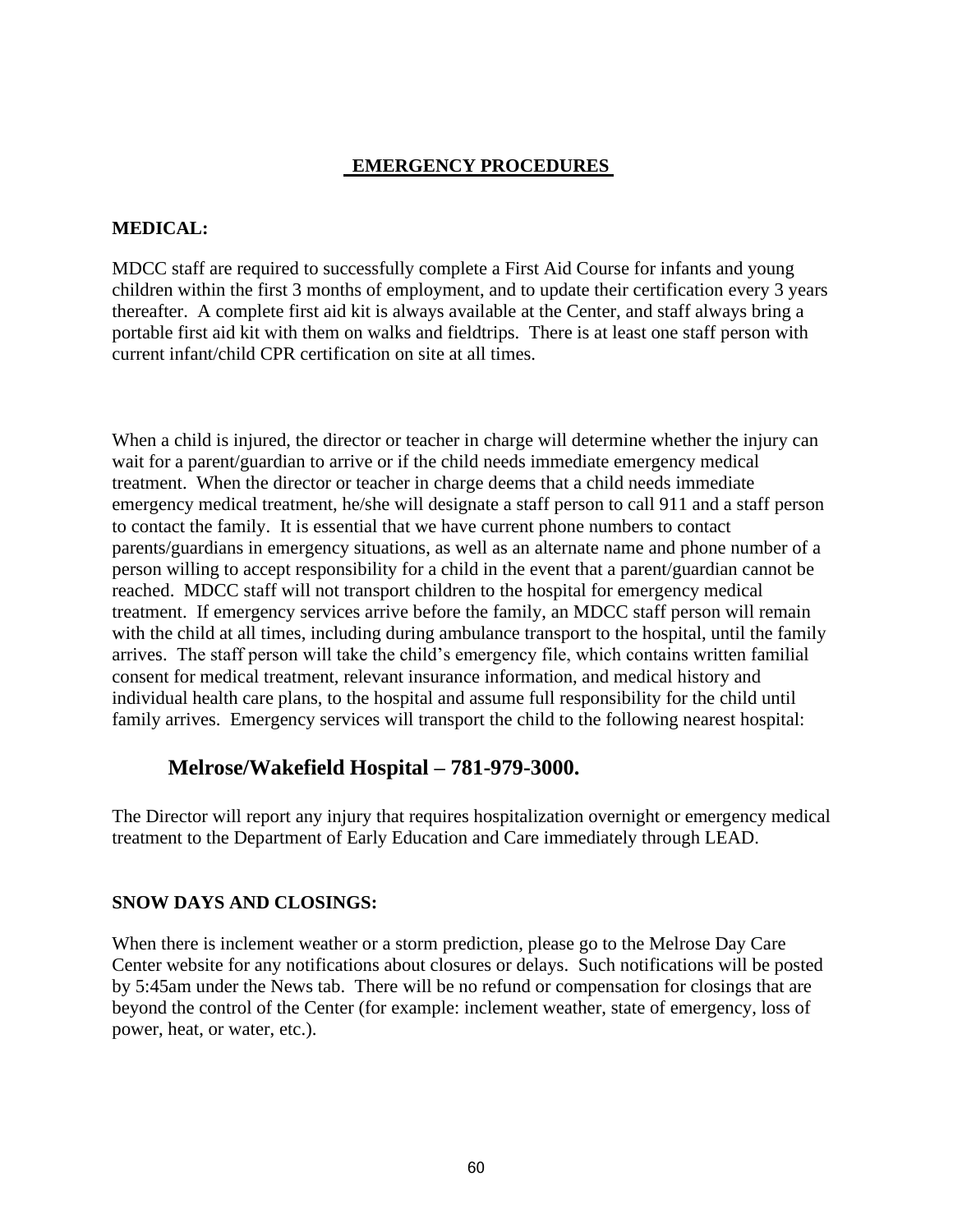# EMERGENCY PROCEDURES

## MEDICAL:

MDCC staff are required to successfully complete a First Aid Course for infants and young children within the first 3 months of employment, and to update their certification every 3 years thereafter. A complete first aid kit is always available at the Center, and staff always bring a portable first aid kit with them on walks and fieldtrips. There is at least one staff person with current infant/child CPR certification on site at all times.

When a child is injured, the director or teacher in charge will determine whether the injury can wait for a parent/guardian to arrive or if the child needs immediate emergency medical treatment. When the director or teacher in charge deems that a child needs immediate emergency medical treatment, he/she will designate a staff person to call 911 and a staff person to contact the family. It is essential that we have current phone numbers to contact parents/guardians in emergency situations, as well as an alternate name and phone number of a person willing to accept responsibility for a child in the event that a parent/guardian cannot be reached. MDCC staff will not transport children to the hospital for emergency medical treatment. If emergency services arrive before the family, an MDCC staff person will remain with the child at all times, including during ambulance transport to the hospital, until the family arrives. The staff person will take the child's emergency file, which contains written familial consent for medical treatment, relevant insurance information, and medical history and individual health care plans, to the hospital and assume full responsibility for the child until family arrives. Emergency services will transport the child to the following nearest hospital:

**Melrose/Wakefield Hospital – 781-979-3000.**

The Director will report any injury that requires hospitalization overnight or emergency medical treatment to the Department of Early Education and Care immediately through LEAD.

## SNOW DAYS AND CLOSINGS:

When there is inclement weather or a storm prediction, please go to the Melrose Day Care Center website for any notifications about closures or delays. Such notifications will be posted by 5:45am under the News tab. There will be no refund or compensation for closings that are beyond the control of the Center (for example: inclement weather, state of emergency, loss of power, heat, or water, etc.).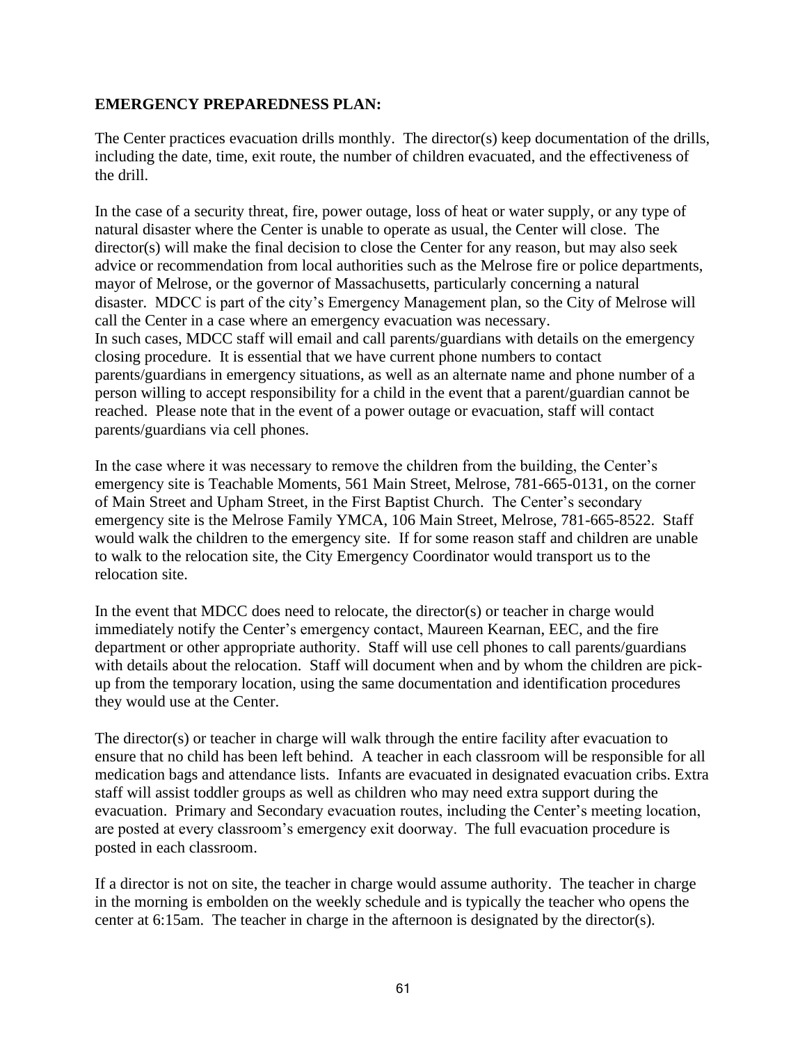**EMERGENCY PREPAREDNESS PLAN:**

The Center practices evacuation drills monthly. The director(s) keep documentation of the drills, including the date, time, exit route, the number of children evacuated, and the effectiveness of the drill.

In the case of a security threat, fire, power outage, loss of heat or water supply, or any type of natural disaster where the Center is unable to operate as usual, the Center will close. The director(s) will make the final decision to close the Center for any reason, but may also seek advice or recommendation from local authorities such as the Melrose fire or police departments, mayor of Melrose, or the governor of Massachusetts, particularly concerning a natural disaster. MDCC is part of the city's Emergency Management plan, so the City of Melrose will call the Center in a case where an emergency evacuation was necessary.
In such cases, MDCC staff will email and call parents/guardians with details on the emergency closing procedure. It is essential that we have current phone numbers to contact parents/guardians in emergency situations, as well as an alternate name and phone number of a person willing to accept responsibility for a child in the event that a parent/guardian cannot be reached. Please note that in the event of a power outage or evacuation, staff will contact parents/guardians via cell phones.

In the case where it was necessary to remove the children from the building, the Center's emergency site is Teachable Moments, 561 Main Street, Melrose, 781-665-0131, on the corner of Main Street and Upham Street, in the First Baptist Church. The Center's secondary emergency site is the Melrose Family YMCA, 106 Main Street, Melrose, 781-665-8522. Staff would walk the children to the emergency site. If for some reason staff and children are unable to walk to the relocation site, the City Emergency Coordinator would transport us to the relocation site.

In the event that MDCC does need to relocate, the director(s) or teacher in charge would immediately notify the Center's emergency contact, Maureen Kearnan, EEC, and the fire department or other appropriate authority. Staff will use cell phones to call parents/guardians with details about the relocation. Staff will document when and by whom the children are pick-up from the temporary location, using the same documentation and identification procedures they would use at the Center.

The director(s) or teacher in charge will walk through the entire facility after evacuation to ensure that no child has been left behind. A teacher in each classroom will be responsible for all medication bags and attendance lists. Infants are evacuated in designated evacuation cribs. Extra staff will assist toddler groups as well as children who may need extra support during the evacuation. Primary and Secondary evacuation routes, including the Center's meeting location, are posted at every classroom's emergency exit doorway. The full evacuation procedure is posted in each classroom.

If a director is not on site, the teacher in charge would assume authority. The teacher in charge in the morning is embolden on the weekly schedule and is typically the teacher who opens the center at 6:15am. The teacher in charge in the afternoon is designated by the director(s).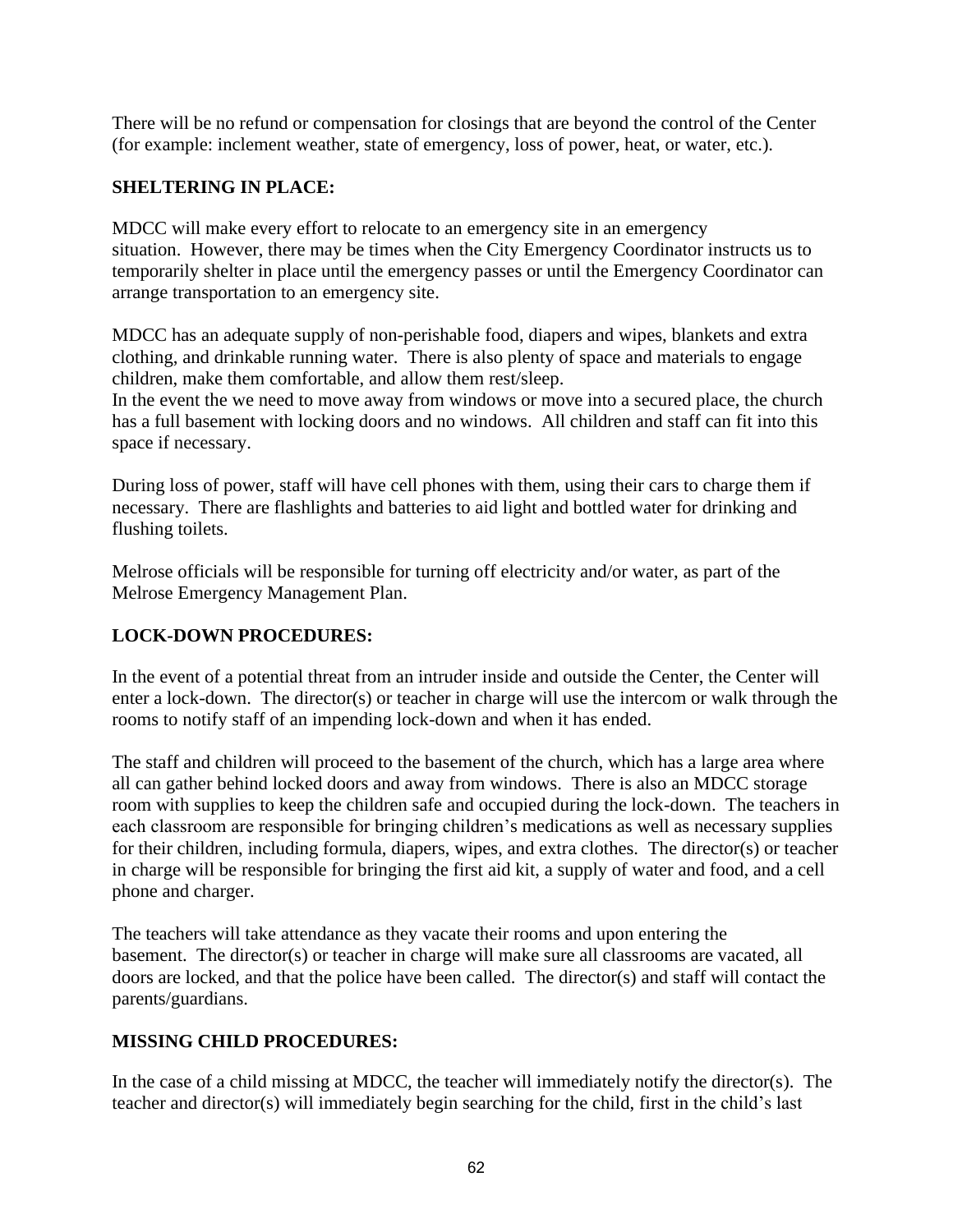There will be no refund or compensation for closings that are beyond the control of the Center (for example: inclement weather, state of emergency, loss of power, heat, or water, etc.).

**SHELTERING IN PLACE:**

MDCC will make every effort to relocate to an emergency site in an emergency situation. However, there may be times when the City Emergency Coordinator instructs us to temporarily shelter in place until the emergency passes or until the Emergency Coordinator can arrange transportation to an emergency site.

MDCC has an adequate supply of non-perishable food, diapers and wipes, blankets and extra clothing, and drinkable running water. There is also plenty of space and materials to engage children, make them comfortable, and allow them rest/sleep.
In the event the we need to move away from windows or move into a secured place, the church has a full basement with locking doors and no windows. All children and staff can fit into this space if necessary.

During loss of power, staff will have cell phones with them, using their cars to charge them if necessary. There are flashlights and batteries to aid light and bottled water for drinking and flushing toilets.

Melrose officials will be responsible for turning off electricity and/or water, as part of the Melrose Emergency Management Plan.

**LOCK-DOWN PROCEDURES:**

In the event of a potential threat from an intruder inside and outside the Center, the Center will enter a lock-down. The director(s) or teacher in charge will use the intercom or walk through the rooms to notify staff of an impending lock-down and when it has ended.

The staff and children will proceed to the basement of the church, which has a large area where all can gather behind locked doors and away from windows. There is also an MDCC storage room with supplies to keep the children safe and occupied during the lock-down. The teachers in each classroom are responsible for bringing children's medications as well as necessary supplies for their children, including formula, diapers, wipes, and extra clothes. The director(s) or teacher in charge will be responsible for bringing the first aid kit, a supply of water and food, and a cell phone and charger.

The teachers will take attendance as they vacate their rooms and upon entering the basement. The director(s) or teacher in charge will make sure all classrooms are vacated, all doors are locked, and that the police have been called. The director(s) and staff will contact the parents/guardians.

**MISSING CHILD PROCEDURES:**

In the case of a child missing at MDCC, the teacher will immediately notify the director(s). The teacher and director(s) will immediately begin searching for the child, first in the child's last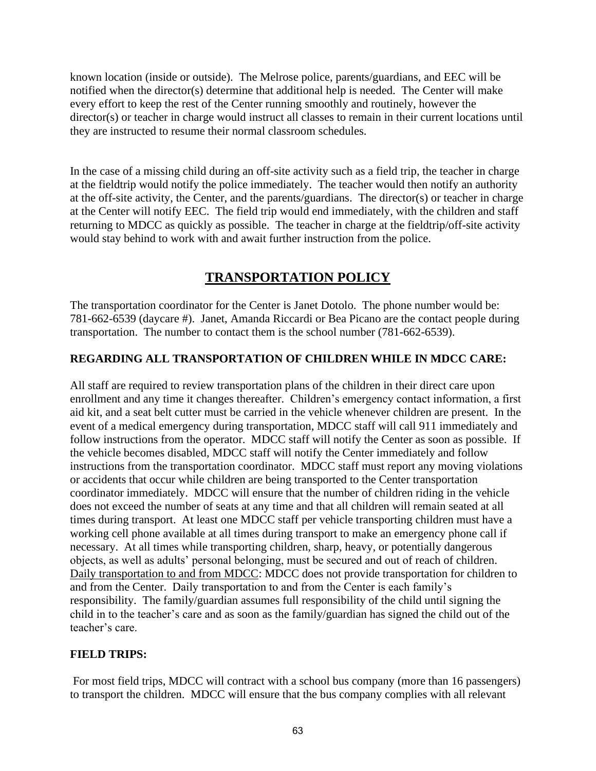known location (inside or outside). The Melrose police, parents/guardians, and EEC will be notified when the director(s) determine that additional help is needed. The Center will make every effort to keep the rest of the Center running smoothly and routinely, however the director(s) or teacher in charge would instruct all classes to remain in their current locations until they are instructed to resume their normal classroom schedules.

In the case of a missing child during an off-site activity such as a field trip, the teacher in charge at the fieldtrip would notify the police immediately. The teacher would then notify an authority at the off-site activity, the Center, and the parents/guardians. The director(s) or teacher in charge at the Center will notify EEC. The field trip would end immediately, with the children and staff returning to MDCC as quickly as possible. The teacher in charge at the fieldtrip/off-site activity would stay behind to work with and await further instruction from the police.

## TRANSPORTATION POLICY

The transportation coordinator for the Center is Janet Dotolo. The phone number would be: 781-662-6539 (daycare #). Janet, Amanda Riccardi or Bea Picano are the contact people during transportation. The number to contact them is the school number (781-662-6539).

**REGARDING ALL TRANSPORTATION OF CHILDREN WHILE IN MDCC CARE:**

All staff are required to review transportation plans of the children in their direct care upon enrollment and any time it changes thereafter. Children's emergency contact information, a first aid kit, and a seat belt cutter must be carried in the vehicle whenever children are present. In the event of a medical emergency during transportation, MDCC staff will call 911 immediately and follow instructions from the operator. MDCC staff will notify the Center as soon as possible. If the vehicle becomes disabled, MDCC staff will notify the Center immediately and follow instructions from the transportation coordinator. MDCC staff must report any moving violations or accidents that occur while children are being transported to the Center transportation coordinator immediately. MDCC will ensure that the number of children riding in the vehicle does not exceed the number of seats at any time and that all children will remain seated at all times during transport. At least one MDCC staff per vehicle transporting children must have a working cell phone available at all times during transport to make an emergency phone call if necessary. At all times while transporting children, sharp, heavy, or potentially dangerous objects, as well as adults' personal belonging, must be secured and out of reach of children. Daily transportation to and from MDCC: MDCC does not provide transportation for children to and from the Center. Daily transportation to and from the Center is each family's responsibility. The family/guardian assumes full responsibility of the child until signing the child in to the teacher's care and as soon as the family/guardian has signed the child out of the teacher's care.

**FIELD TRIPS:**

For most field trips, MDCC will contract with a school bus company (more than 16 passengers) to transport the children. MDCC will ensure that the bus company complies with all relevant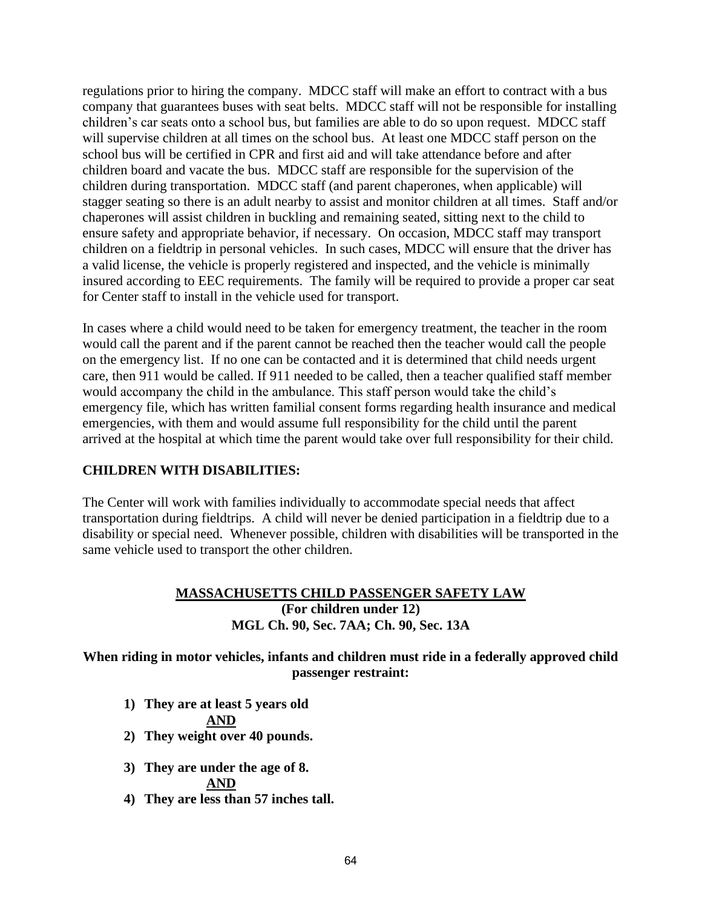regulations prior to hiring the company. MDCC staff will make an effort to contract with a bus company that guarantees buses with seat belts. MDCC staff will not be responsible for installing children's car seats onto a school bus, but families are able to do so upon request. MDCC staff will supervise children at all times on the school bus. At least one MDCC staff person on the school bus will be certified in CPR and first aid and will take attendance before and after children board and vacate the bus. MDCC staff are responsible for the supervision of the children during transportation. MDCC staff (and parent chaperones, when applicable) will stagger seating so there is an adult nearby to assist and monitor children at all times. Staff and/or chaperones will assist children in buckling and remaining seated, sitting next to the child to ensure safety and appropriate behavior, if necessary. On occasion, MDCC staff may transport children on a fieldtrip in personal vehicles. In such cases, MDCC will ensure that the driver has a valid license, the vehicle is properly registered and inspected, and the vehicle is minimally insured according to EEC requirements. The family will be required to provide a proper car seat for Center staff to install in the vehicle used for transport.

In cases where a child would need to be taken for emergency treatment, the teacher in the room would call the parent and if the parent cannot be reached then the teacher would call the people on the emergency list. If no one can be contacted and it is determined that child needs urgent care, then 911 would be called. If 911 needed to be called, then a teacher qualified staff member would accompany the child in the ambulance. This staff person would take the child's emergency file, which has written familial consent forms regarding health insurance and medical emergencies, with them and would assume full responsibility for the child until the parent arrived at the hospital at which time the parent would take over full responsibility for their child.

**CHILDREN WITH DISABILITIES:**

The Center will work with families individually to accommodate special needs that affect transportation during fieldtrips. A child will never be denied participation in a fieldtrip due to a disability or special need. Whenever possible, children with disabilities will be transported in the same vehicle used to transport the other children.

## MASSACHUSETTS CHILD PASSENGER SAFETY LAW

**(For children under 12)**

**MGL Ch. 90, Sec. 7AA; Ch. 90, Sec. 13A**

**When riding in motor vehicles, infants and children must ride in a federally approved child passenger restraint:**

1) **They are at least 5 years old**

   **AND**

2) **They weight over 40 pounds.**

3) **They are under the age of 8.**

   **AND**

4) **They are less than 57 inches tall.**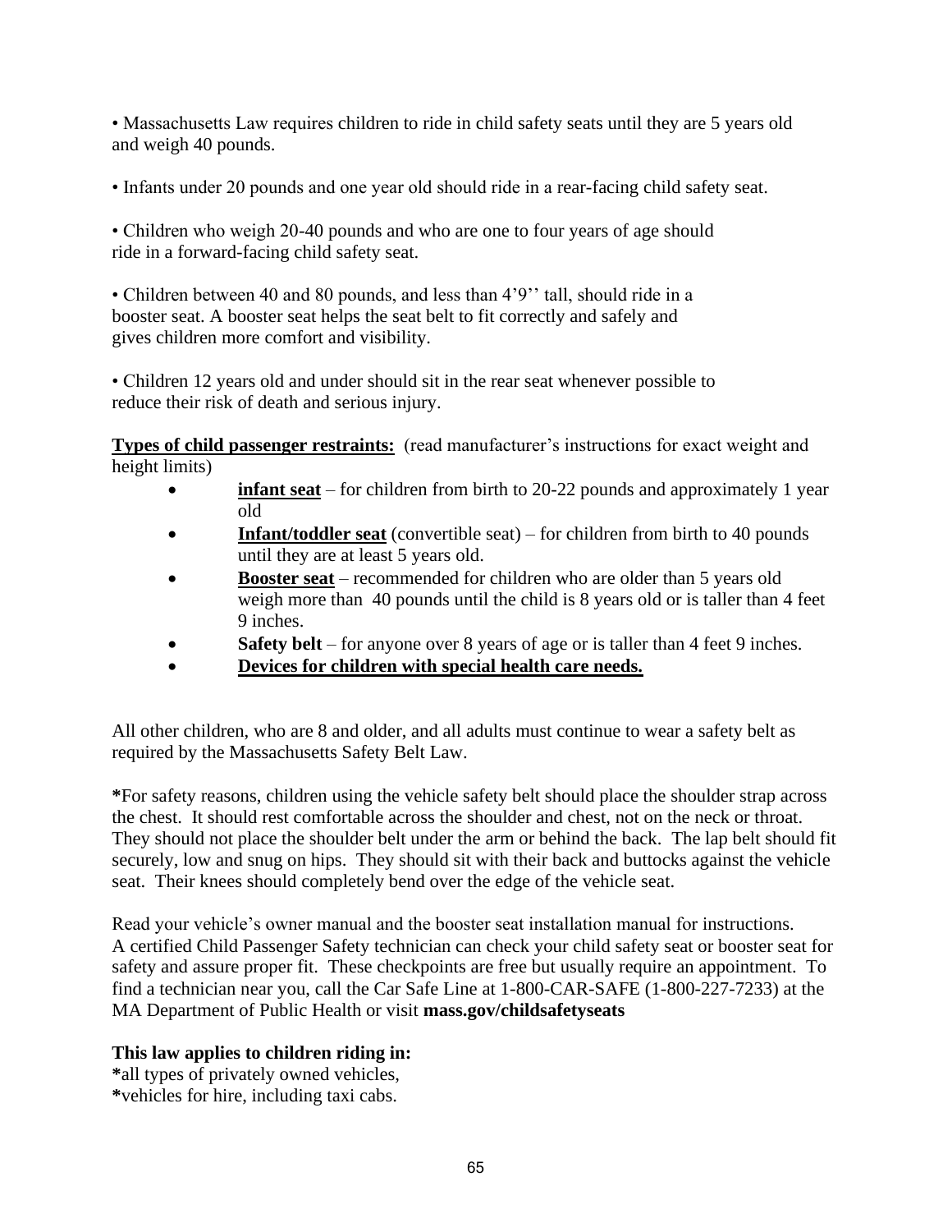• Massachusetts Law requires children to ride in child safety seats until they are 5 years old and weigh 40 pounds.

• Infants under 20 pounds and one year old should ride in a rear-facing child safety seat.

• Children who weigh 20-40 pounds and who are one to four years of age should ride in a forward-facing child safety seat.

• Children between 40 and 80 pounds, and less than 4'9'' tall, should ride in a booster seat. A booster seat helps the seat belt to fit correctly and safely and gives children more comfort and visibility.

• Children 12 years old and under should sit in the rear seat whenever possible to reduce their risk of death and serious injury.

**Types of child passenger restraints:** (read manufacturer's instructions for exact weight and height limits)

- **infant seat** – for children from birth to 20-22 pounds and approximately 1 year old
- **Infant/toddler seat** (convertible seat) – for children from birth to 40 pounds until they are at least 5 years old.
- **Booster seat** – recommended for children who are older than 5 years old weigh more than 40 pounds until the child is 8 years old or is taller than 4 feet 9 inches.
- **Safety belt** – for anyone over 8 years of age or is taller than 4 feet 9 inches.
- **Devices for children with special health care needs.**

All other children, who are 8 and older, and all adults must continue to wear a safety belt as required by the Massachusetts Safety Belt Law.

**\***For safety reasons, children using the vehicle safety belt should place the shoulder strap across the chest. It should rest comfortable across the shoulder and chest, not on the neck or throat. They should not place the shoulder belt under the arm or behind the back. The lap belt should fit securely, low and snug on hips. They should sit with their back and buttocks against the vehicle seat. Their knees should completely bend over the edge of the vehicle seat.

Read your vehicle's owner manual and the booster seat installation manual for instructions. A certified Child Passenger Safety technician can check your child safety seat or booster seat for safety and assure proper fit. These checkpoints are free but usually require an appointment. To find a technician near you, call the Car Safe Line at 1-800-CAR-SAFE (1-800-227-7233) at the MA Department of Public Health or visit **mass.gov/childsafetyseats**

**This law applies to children riding in:**
**\***all types of privately owned vehicles,
**\***vehicles for hire, including taxi cabs.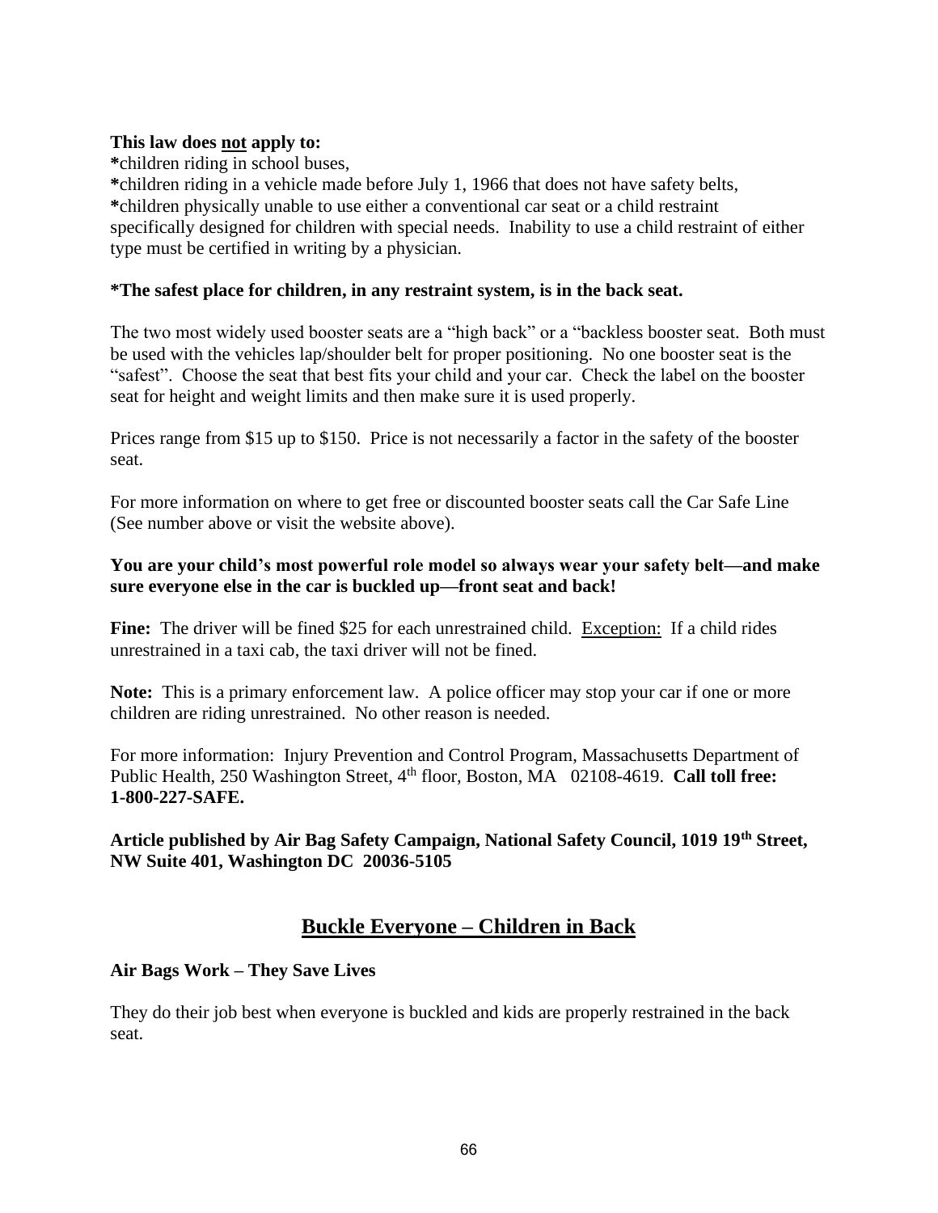**This law does not apply to:**
*children riding in school buses,
*children riding in a vehicle made before July 1, 1966 that does not have safety belts,
*children physically unable to use either a conventional car seat or a child restraint specifically designed for children with special needs. Inability to use a child restraint of either type must be certified in writing by a physician.

**\*The safest place for children, in any restraint system, is in the back seat.**

The two most widely used booster seats are a "high back" or a "backless booster seat. Both must be used with the vehicles lap/shoulder belt for proper positioning. No one booster seat is the "safest". Choose the seat that best fits your child and your car. Check the label on the booster seat for height and weight limits and then make sure it is used properly.

Prices range from $15 up to $150. Price is not necessarily a factor in the safety of the booster seat.

For more information on where to get free or discounted booster seats call the Car Safe Line (See number above or visit the website above).

**You are your child's most powerful role model so always wear your safety belt—and make sure everyone else in the car is buckled up—front seat and back!**

**Fine:** The driver will be fined $25 for each unrestrained child. Exception: If a child rides unrestrained in a taxi cab, the taxi driver will not be fined.

**Note:** This is a primary enforcement law. A police officer may stop your car if one or more children are riding unrestrained. No other reason is needed.

For more information: Injury Prevention and Control Program, Massachusetts Department of Public Health, 250 Washington Street, 4th floor, Boston, MA 02108-4619. **Call toll free: 1-800-227-SAFE.**

**Article published by Air Bag Safety Campaign, National Safety Council, 1019 19th Street, NW Suite 401, Washington DC 20036-5105**

## Buckle Everyone – Children in Back

**Air Bags Work – They Save Lives**

They do their job best when everyone is buckled and kids are properly restrained in the back seat.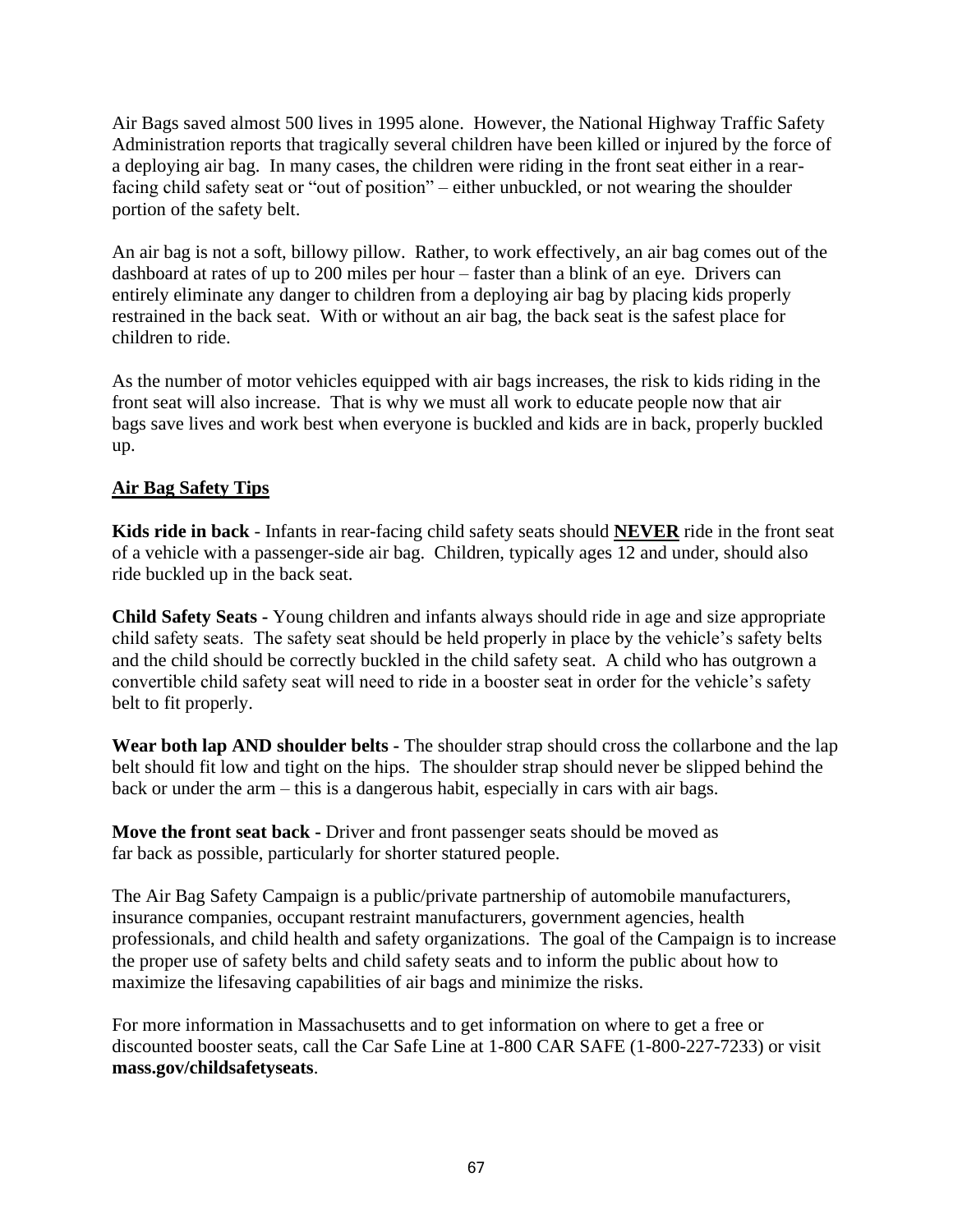Air Bags saved almost 500 lives in 1995 alone. However, the National Highway Traffic Safety Administration reports that tragically several children have been killed or injured by the force of a deploying air bag. In many cases, the children were riding in the front seat either in a rear-facing child safety seat or "out of position" – either unbuckled, or not wearing the shoulder portion of the safety belt.

An air bag is not a soft, billowy pillow. Rather, to work effectively, an air bag comes out of the dashboard at rates of up to 200 miles per hour – faster than a blink of an eye. Drivers can entirely eliminate any danger to children from a deploying air bag by placing kids properly restrained in the back seat. With or without an air bag, the back seat is the safest place for children to ride.

As the number of motor vehicles equipped with air bags increases, the risk to kids riding in the front seat will also increase. That is why we must all work to educate people now that air bags save lives and work best when everyone is buckled and kids are in back, properly buckled up.

## Air Bag Safety Tips

**Kids ride in back** - Infants in rear-facing child safety seats should **NEVER** ride in the front seat of a vehicle with a passenger-side air bag. Children, typically ages 12 and under, should also ride buckled up in the back seat.

**Child Safety Seats -** Young children and infants always should ride in age and size appropriate child safety seats. The safety seat should be held properly in place by the vehicle's safety belts and the child should be correctly buckled in the child safety seat. A child who has outgrown a convertible child safety seat will need to ride in a booster seat in order for the vehicle's safety belt to fit properly.

**Wear both lap AND shoulder belts -** The shoulder strap should cross the collarbone and the lap belt should fit low and tight on the hips. The shoulder strap should never be slipped behind the back or under the arm – this is a dangerous habit, especially in cars with air bags.

**Move the front seat back -** Driver and front passenger seats should be moved as far back as possible, particularly for shorter statured people.

The Air Bag Safety Campaign is a public/private partnership of automobile manufacturers, insurance companies, occupant restraint manufacturers, government agencies, health professionals, and child health and safety organizations. The goal of the Campaign is to increase the proper use of safety belts and child safety seats and to inform the public about how to maximize the lifesaving capabilities of air bags and minimize the risks.

For more information in Massachusetts and to get information on where to get a free or discounted booster seats, call the Car Safe Line at 1-800 CAR SAFE (1-800-227-7233) or visit **mass.gov/childsafetyseats**.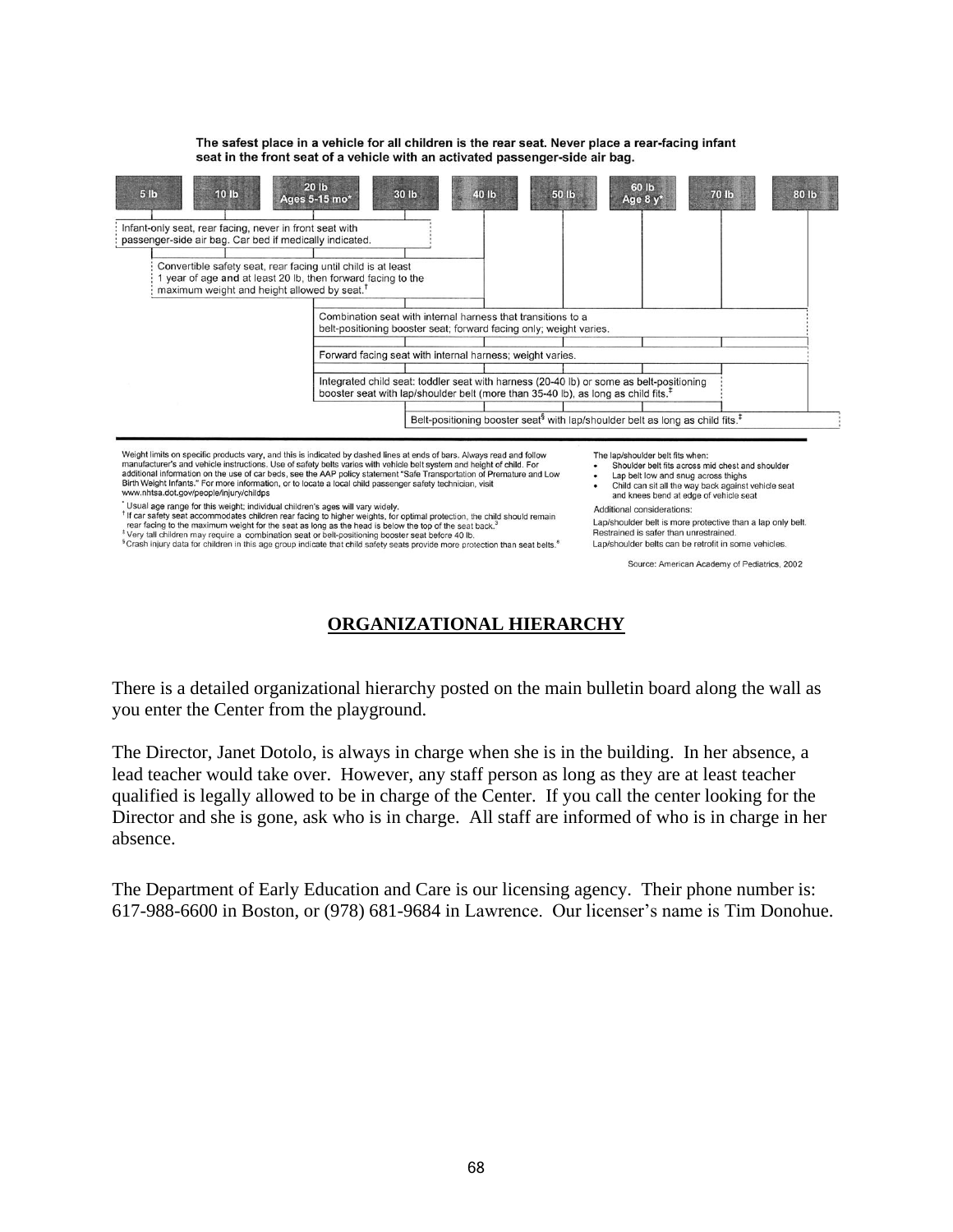**The safest place in a vehicle for all children is the rear seat. Never place a rear-facing infant seat in the front seat of a vehicle with an activated passenger-side air bag.**

| 5 lb | 10 lb | 20 lb Ages 5-15 mo* | 30 lb | 40 lb | 50 lb | 60 lb Age 8 y* | 70 lb | 80 lb |
|---|---|---|---|---|---|---|---|---|

- Infant-only seat, rear facing, never in front seat with passenger-side air bag. Car bed if medically indicated.
- Convertible safety seat, rear facing until child is at least 1 year of age **and** at least 20 lb, then forward facing to the maximum weight and height allowed by seat.[†]
- Combination seat with internal harness that transitions to a belt-positioning booster seat; forward facing only; weight varies.
- Forward facing seat with internal harness; weight varies.
- Integrated child seat: toddler seat with harness (20-40 lb) or some as belt-positioning booster seat with lap/shoulder belt (more than 35-40 lb), as long as child fits.[‡]
- Belt-positioning booster seat[§] with lap/shoulder belt as long as child fits.[‡]

Weight limits on specific products vary, and this is indicated by dashed lines at ends of bars. Always read and follow manufacturer's and vehicle instructions. Use of safety belts varies with vehicle belt system and height of child. For additional information on the use of car beds, see the AAP policy statement "Safe Transportation of Premature and Low Birth Weight Infants." For more information, or to locate a local child passenger safety technician, visit www.nhtsa.dot.gov/people/injury/childps

* Usual age range for this weight; individual children's ages will vary widely.
† If car safety seat accommodates children rear facing to higher weights, for optimal protection, the child should remain rear facing to the maximum weight for the seat as long as the head is below the top of the seat back.[3]
‡ Very tall children may require a combination seat or belt-positioning booster seat before 40 lb.
§ Crash injury data for children in this age group indicate that child safety seats provide more protection than seat belts.[6]

The lap/shoulder belt fits when:

- Shoulder belt fits across mid chest and shoulder
- Lap belt low and snug across thighs
- Child can sit all the way back against vehicle seat and knees bend at edge of vehicle seat

Additional considerations:

Lap/shoulder belt is more protective than a lap only belt.
Restrained is safer than unrestrained.
Lap/shoulder belts can be retrofit in some vehicles.

Source: American Academy of Pediatrics, 2002

## ORGANIZATIONAL HIERARCHY

There is a detailed organizational hierarchy posted on the main bulletin board along the wall as you enter the Center from the playground.

The Director, Janet Dotolo, is always in charge when she is in the building. In her absence, a lead teacher would take over. However, any staff person as long as they are at least teacher qualified is legally allowed to be in charge of the Center. If you call the center looking for the Director and she is gone, ask who is in charge. All staff are informed of who is in charge in her absence.

The Department of Early Education and Care is our licensing agency. Their phone number is: 617-988-6600 in Boston, or (978) 681-9684 in Lawrence. Our licenser's name is Tim Donohue.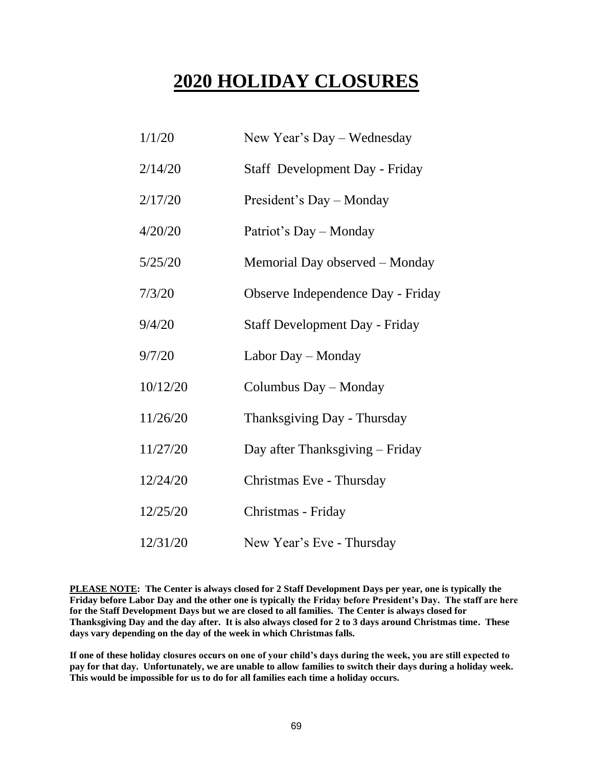# 2020 HOLIDAY CLOSURES

| | |
|---|---|
| 1/1/20 | New Year's Day – Wednesday |
| 2/14/20 | Staff Development Day - Friday |
| 2/17/20 | President's Day – Monday |
| 4/20/20 | Patriot's Day – Monday |
| 5/25/20 | Memorial Day observed – Monday |
| 7/3/20 | Observe Independence Day - Friday |
| 9/4/20 | Staff Development Day - Friday |
| 9/7/20 | Labor Day – Monday |
| 10/12/20 | Columbus Day – Monday |
| 11/26/20 | Thanksgiving Day - Thursday |
| 11/27/20 | Day after Thanksgiving – Friday |
| 12/24/20 | Christmas Eve - Thursday |
| 12/25/20 | Christmas - Friday |
| 12/31/20 | New Year's Eve - Thursday |

**PLEASE NOTE: The Center is always closed for 2 Staff Development Days per year, one is typically the Friday before Labor Day and the other one is typically the Friday before President's Day. The staff are here for the Staff Development Days but we are closed to all families. The Center is always closed for Thanksgiving Day and the day after. It is also always closed for 2 to 3 days around Christmas time. These days vary depending on the day of the week in which Christmas falls.**

**If one of these holiday closures occurs on one of your child's days during the week, you are still expected to pay for that day. Unfortunately, we are unable to allow families to switch their days during a holiday week. This would be impossible for us to do for all families each time a holiday occurs.**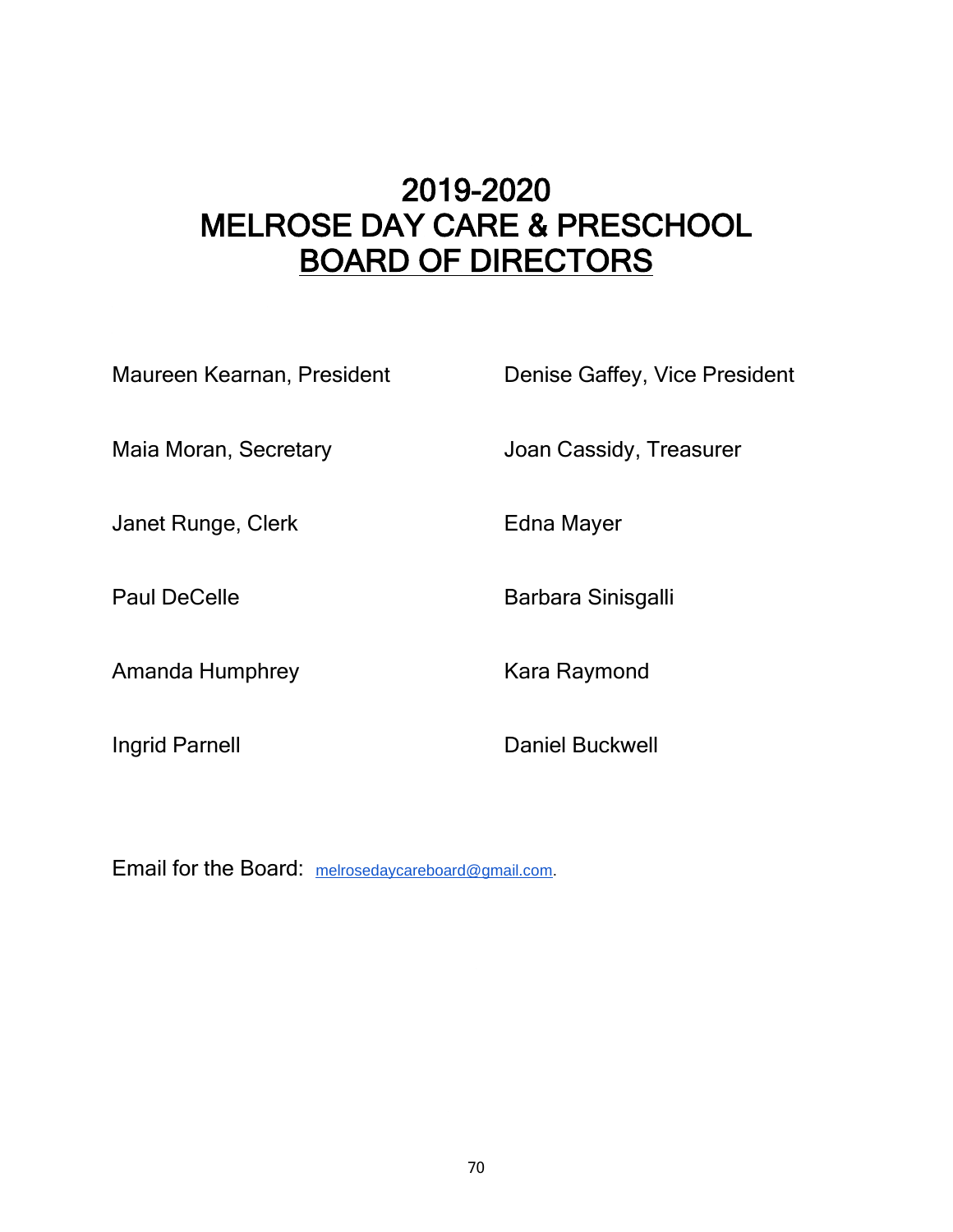# 2019-2020
# MELROSE DAY CARE & PRESCHOOL
# BOARD OF DIRECTORS

Maureen Kearnan, President

Denise Gaffey, Vice President

Maia Moran, Secretary

Joan Cassidy, Treasurer

Janet Runge, Clerk

Edna Mayer

Paul DeCelle

Barbara Sinisgalli

Amanda Humphrey

Kara Raymond

Ingrid Parnell

Daniel Buckwell

Email for the Board: melrosedaycareboard@gmail.com.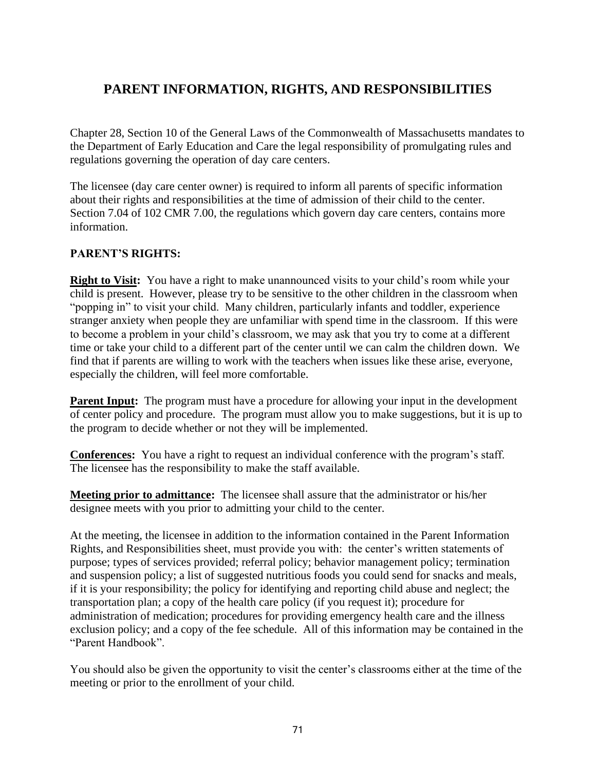# PARENT INFORMATION, RIGHTS, AND RESPONSIBILITIES

Chapter 28, Section 10 of the General Laws of the Commonwealth of Massachusetts mandates to the Department of Early Education and Care the legal responsibility of promulgating rules and regulations governing the operation of day care centers.

The licensee (day care center owner) is required to inform all parents of specific information about their rights and responsibilities at the time of admission of their child to the center. Section 7.04 of 102 CMR 7.00, the regulations which govern day care centers, contains more information.

## PARENT'S RIGHTS:

**Right to Visit:** You have a right to make unannounced visits to your child's room while your child is present. However, please try to be sensitive to the other children in the classroom when "popping in" to visit your child. Many children, particularly infants and toddler, experience stranger anxiety when people they are unfamiliar with spend time in the classroom. If this were to become a problem in your child's classroom, we may ask that you try to come at a different time or take your child to a different part of the center until we can calm the children down. We find that if parents are willing to work with the teachers when issues like these arise, everyone, especially the children, will feel more comfortable.

**Parent Input:** The program must have a procedure for allowing your input in the development of center policy and procedure. The program must allow you to make suggestions, but it is up to the program to decide whether or not they will be implemented.

**Conferences:** You have a right to request an individual conference with the program's staff. The licensee has the responsibility to make the staff available.

**Meeting prior to admittance:** The licensee shall assure that the administrator or his/her designee meets with you prior to admitting your child to the center.

At the meeting, the licensee in addition to the information contained in the Parent Information Rights, and Responsibilities sheet, must provide you with: the center's written statements of purpose; types of services provided; referral policy; behavior management policy; termination and suspension policy; a list of suggested nutritious foods you could send for snacks and meals, if it is your responsibility; the policy for identifying and reporting child abuse and neglect; the transportation plan; a copy of the health care policy (if you request it); procedure for administration of medication; procedures for providing emergency health care and the illness exclusion policy; and a copy of the fee schedule. All of this information may be contained in the "Parent Handbook".

You should also be given the opportunity to visit the center's classrooms either at the time of the meeting or prior to the enrollment of your child.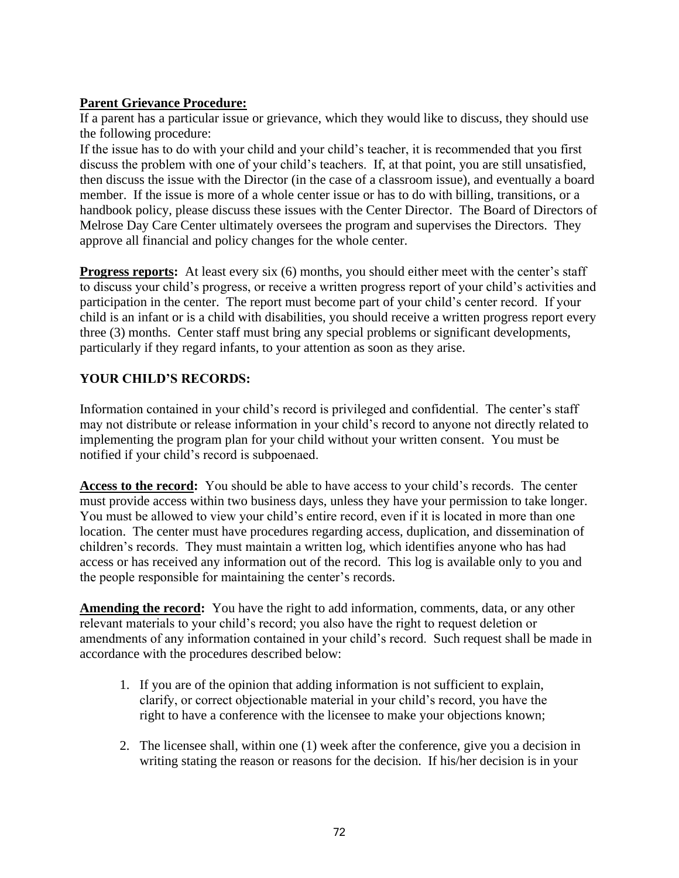**Parent Grievance Procedure:**

If a parent has a particular issue or grievance, which they would like to discuss, they should use the following procedure:

If the issue has to do with your child and your child's teacher, it is recommended that you first discuss the problem with one of your child's teachers. If, at that point, you are still unsatisfied, then discuss the issue with the Director (in the case of a classroom issue), and eventually a board member. If the issue is more of a whole center issue or has to do with billing, transitions, or a handbook policy, please discuss these issues with the Center Director. The Board of Directors of Melrose Day Care Center ultimately oversees the program and supervises the Directors. They approve all financial and policy changes for the whole center.

**Progress reports:** At least every six (6) months, you should either meet with the center's staff to discuss your child's progress, or receive a written progress report of your child's activities and participation in the center. The report must become part of your child's center record. If your child is an infant or is a child with disabilities, you should receive a written progress report every three (3) months. Center staff must bring any special problems or significant developments, particularly if they regard infants, to your attention as soon as they arise.

**YOUR CHILD'S RECORDS:**

Information contained in your child's record is privileged and confidential. The center's staff may not distribute or release information in your child's record to anyone not directly related to implementing the program plan for your child without your written consent. You must be notified if your child's record is subpoenaed.

**Access to the record:** You should be able to have access to your child's records. The center must provide access within two business days, unless they have your permission to take longer. You must be allowed to view your child's entire record, even if it is located in more than one location. The center must have procedures regarding access, duplication, and dissemination of children's records. They must maintain a written log, which identifies anyone who has had access or has received any information out of the record. This log is available only to you and the people responsible for maintaining the center's records.

**Amending the record:** You have the right to add information, comments, data, or any other relevant materials to your child's record; you also have the right to request deletion or amendments of any information contained in your child's record. Such request shall be made in accordance with the procedures described below:

1. If you are of the opinion that adding information is not sufficient to explain, clarify, or correct objectionable material in your child's record, you have the right to have a conference with the licensee to make your objections known;

2. The licensee shall, within one (1) week after the conference, give you a decision in writing stating the reason or reasons for the decision. If his/her decision is in your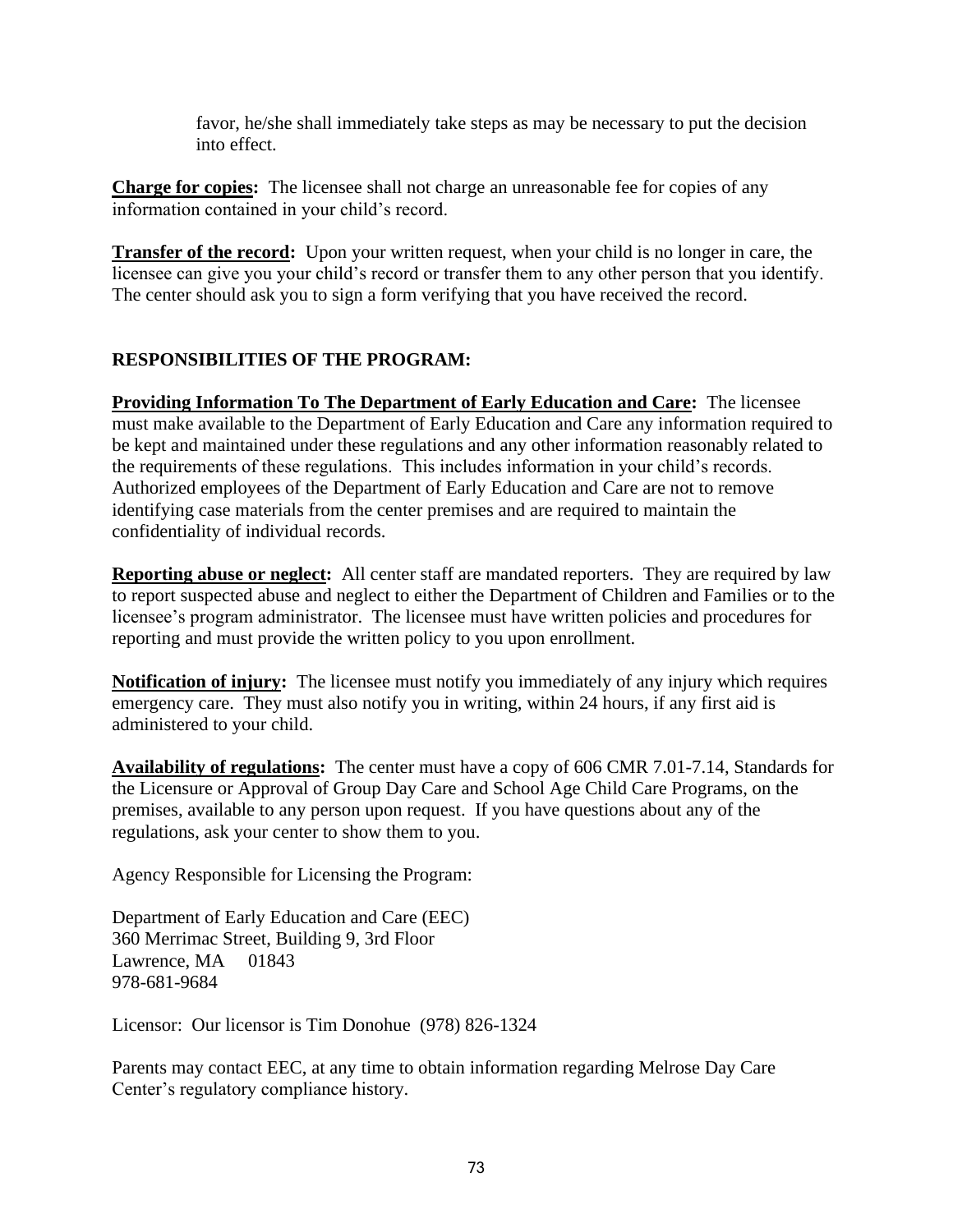favor, he/she shall immediately take steps as may be necessary to put the decision into effect.

**Charge for copies:** The licensee shall not charge an unreasonable fee for copies of any information contained in your child's record.

**Transfer of the record:** Upon your written request, when your child is no longer in care, the licensee can give you your child's record or transfer them to any other person that you identify. The center should ask you to sign a form verifying that you have received the record.

## RESPONSIBILITIES OF THE PROGRAM:

**Providing Information To The Department of Early Education and Care:** The licensee must make available to the Department of Early Education and Care any information required to be kept and maintained under these regulations and any other information reasonably related to the requirements of these regulations. This includes information in your child's records. Authorized employees of the Department of Early Education and Care are not to remove identifying case materials from the center premises and are required to maintain the confidentiality of individual records.

**Reporting abuse or neglect:** All center staff are mandated reporters. They are required by law to report suspected abuse and neglect to either the Department of Children and Families or to the licensee's program administrator. The licensee must have written policies and procedures for reporting and must provide the written policy to you upon enrollment.

**Notification of injury:** The licensee must notify you immediately of any injury which requires emergency care. They must also notify you in writing, within 24 hours, if any first aid is administered to your child.

**Availability of regulations:** The center must have a copy of 606 CMR 7.01-7.14, Standards for the Licensure or Approval of Group Day Care and School Age Child Care Programs, on the premises, available to any person upon request. If you have questions about any of the regulations, ask your center to show them to you.

Agency Responsible for Licensing the Program:

Department of Early Education and Care (EEC)
360 Merrimac Street, Building 9, 3rd Floor
Lawrence, MA 01843
978-681-9684

Licensor: Our licensor is Tim Donohue (978) 826-1324

Parents may contact EEC, at any time to obtain information regarding Melrose Day Care Center's regulatory compliance history.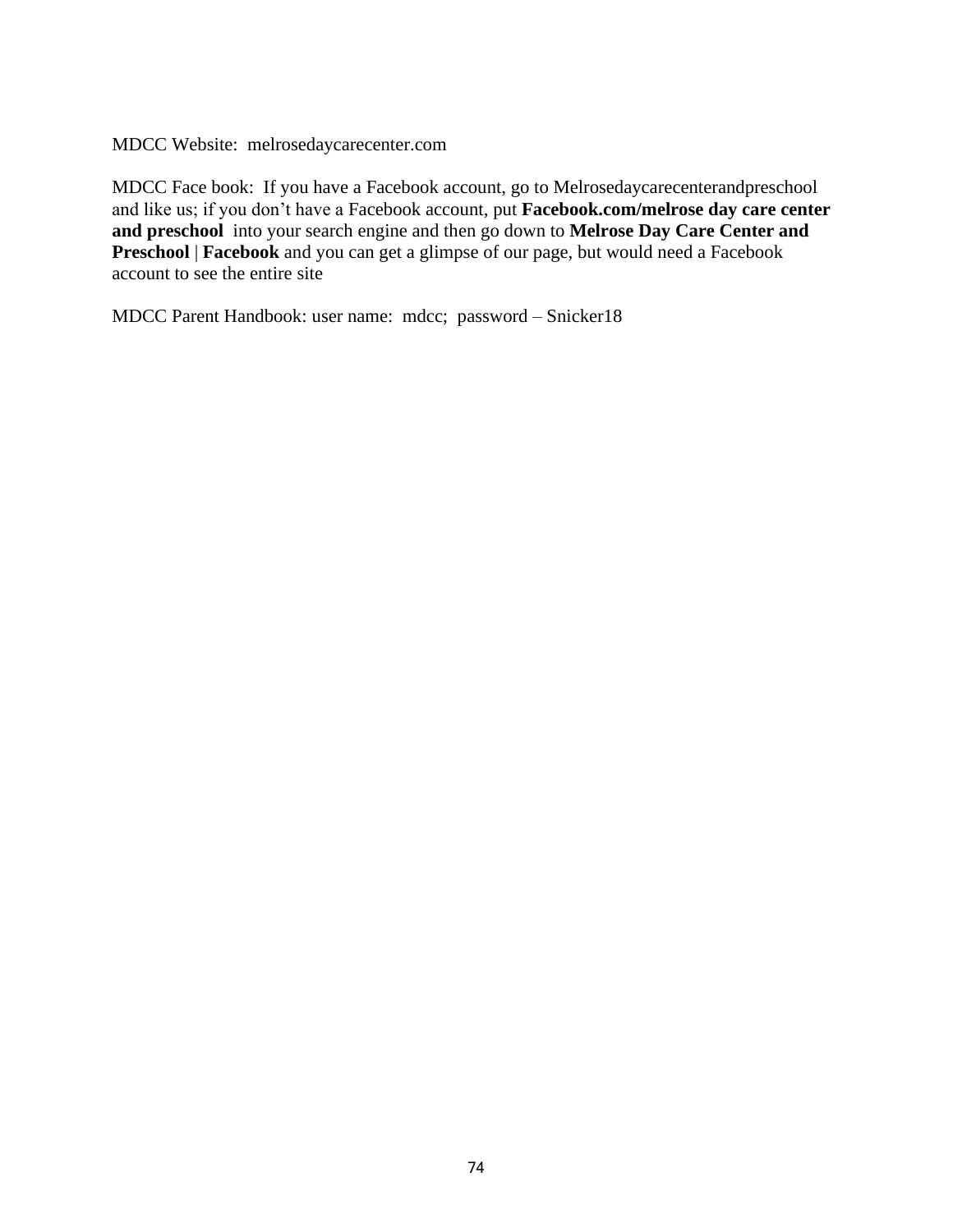MDCC Website: melrosedaycarecenter.com

MDCC Face book: If you have a Facebook account, go to Melrosedaycarecenterandpreschool and like us; if you don't have a Facebook account, put **Facebook.com/melrose day care center and preschool** into your search engine and then go down to **Melrose Day Care Center and Preschool** | **Facebook** and you can get a glimpse of our page, but would need a Facebook account to see the entire site

MDCC Parent Handbook: user name: mdcc; password – Snicker18